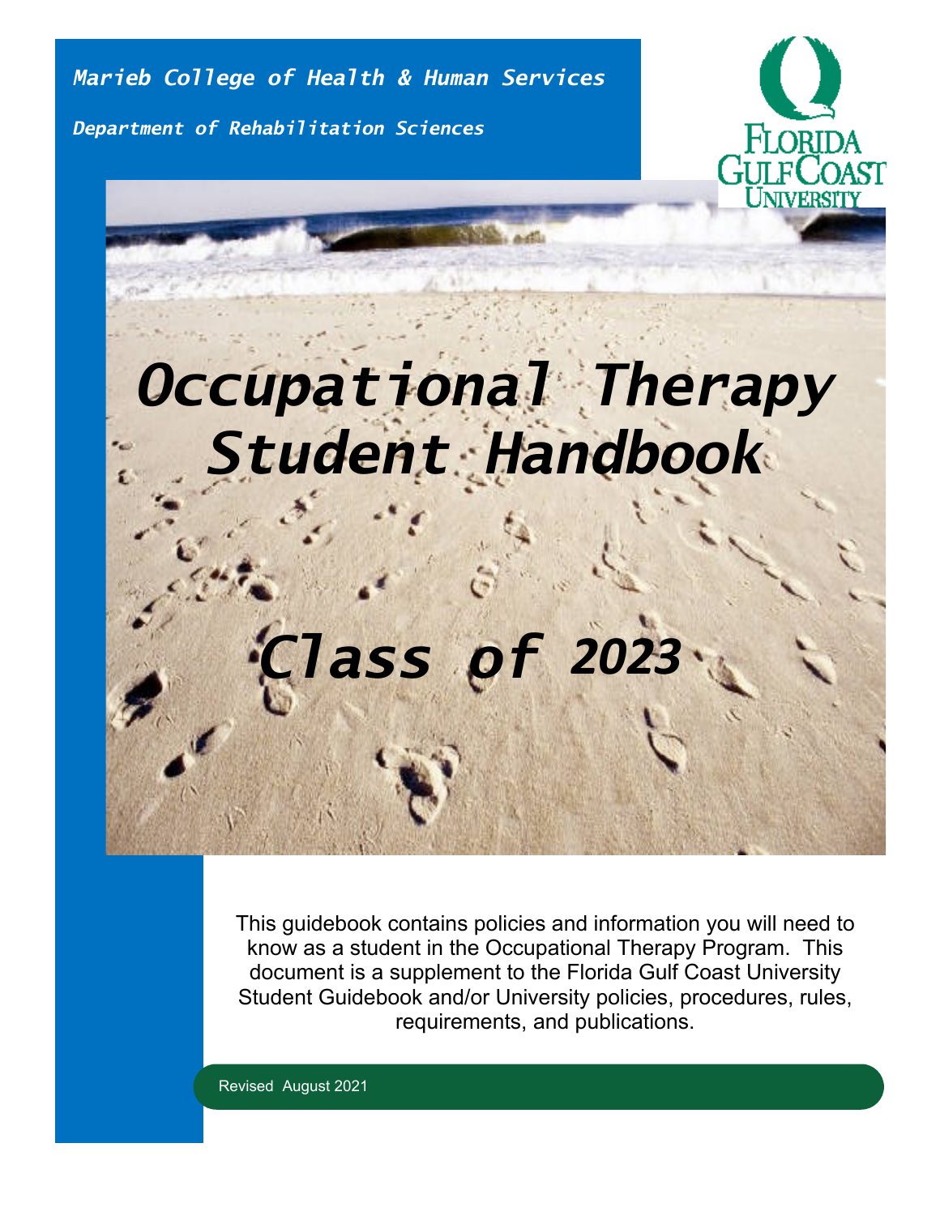*Marieb College of Health & Human Services*

*Department of Rehabilitation Sciences*

Florida Gulf Coast University

# *Occupational Therapy Student Handbook*

## *Class of 2023*

This guidebook contains policies and information you will need to know as a student in the Occupational Therapy Program. This document is a supplement to the Florida Gulf Coast University Student Guidebook and/or University policies, procedures, rules, requirements, and publications.

Revised August 2021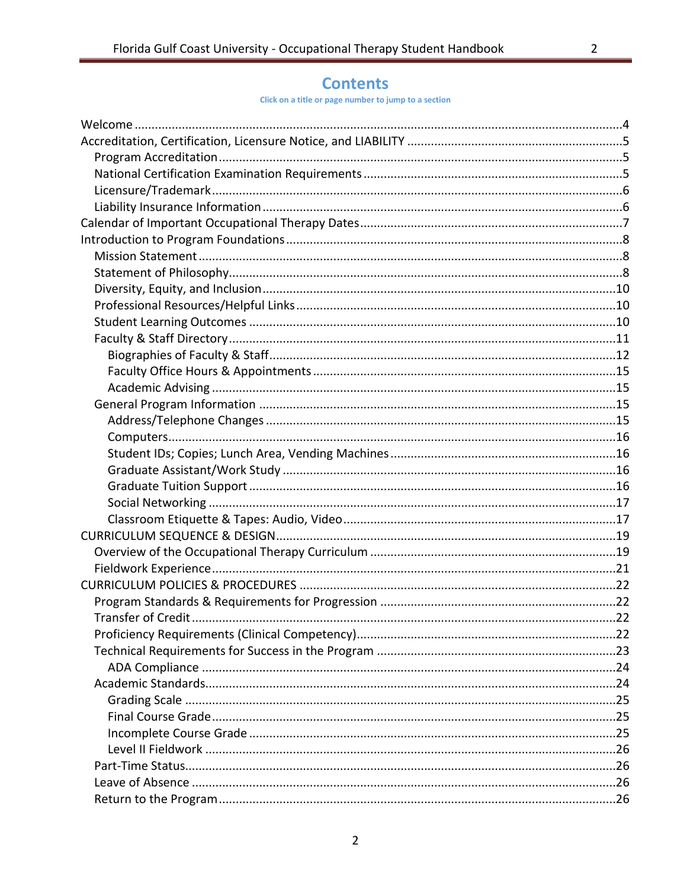# Contents

Click on a title or page number to jump to a section

- Welcome ....................................................................................................................4
- Accreditation, Certification, Licensure Notice, and LIABILITY ..............................................5
  - Program Accreditation ...............................................................................................5
  - National Certification Examination Requirements .......................................................5
  - Licensure/Trademark .................................................................................................6
  - Liability Insurance Information ...................................................................................6
- Calendar of Important Occupational Therapy Dates ...........................................................7
- Introduction to Program Foundations ..............................................................................8
  - Mission Statement ....................................................................................................8
  - Statement of Philosophy.............................................................................................8
  - Diversity, Equity, and Inclusion .................................................................................10
  - Professional Resources/Helpful Links .........................................................................10
  - Student Learning Outcomes .....................................................................................10
  - Faculty & Staff Directory...........................................................................................11
    - Biographies of Faculty & Staff................................................................................12
    - Faculty Office Hours & Appointments ....................................................................15
    - Academic Advising .................................................................................................15
  - General Program Information ...................................................................................15
    - Address/Telephone Changes ..................................................................................15
    - Computers.............................................................................................................16
    - Student IDs; Copies; Lunch Area, Vending Machines ..............................................16
    - Graduate Assistant/Work Study ............................................................................16
    - Graduate Tuition Support ......................................................................................16
    - Social Networking ..................................................................................................17
    - Classroom Etiquette & Tapes: Audio, Video............................................................17
- CURRICULUM SEQUENCE & DESIGN...............................................................................19
  - Overview of the Occupational Therapy Curriculum ....................................................19
  - Fieldwork Experience.................................................................................................21
- CURRICULUM POLICIES & PROCEDURES .......................................................................22
  - Program Standards & Requirements for Progression ..................................................22
  - Transfer of Credit ......................................................................................................22
  - Proficiency Requirements (Clinical Competency).......................................................22
  - Technical Requirements for Success in the Program ..................................................23
    - ADA Compliance ....................................................................................................24
  - Academic Standards...................................................................................................24
    - Grading Scale ........................................................................................................25
    - Final Course Grade.................................................................................................25
    - Incomplete Course Grade ......................................................................................25
    - Level II Fieldwork ...................................................................................................26
  - Part-Time Status.........................................................................................................26
  - Leave of Absence .......................................................................................................26
  - Return to the Program................................................................................................26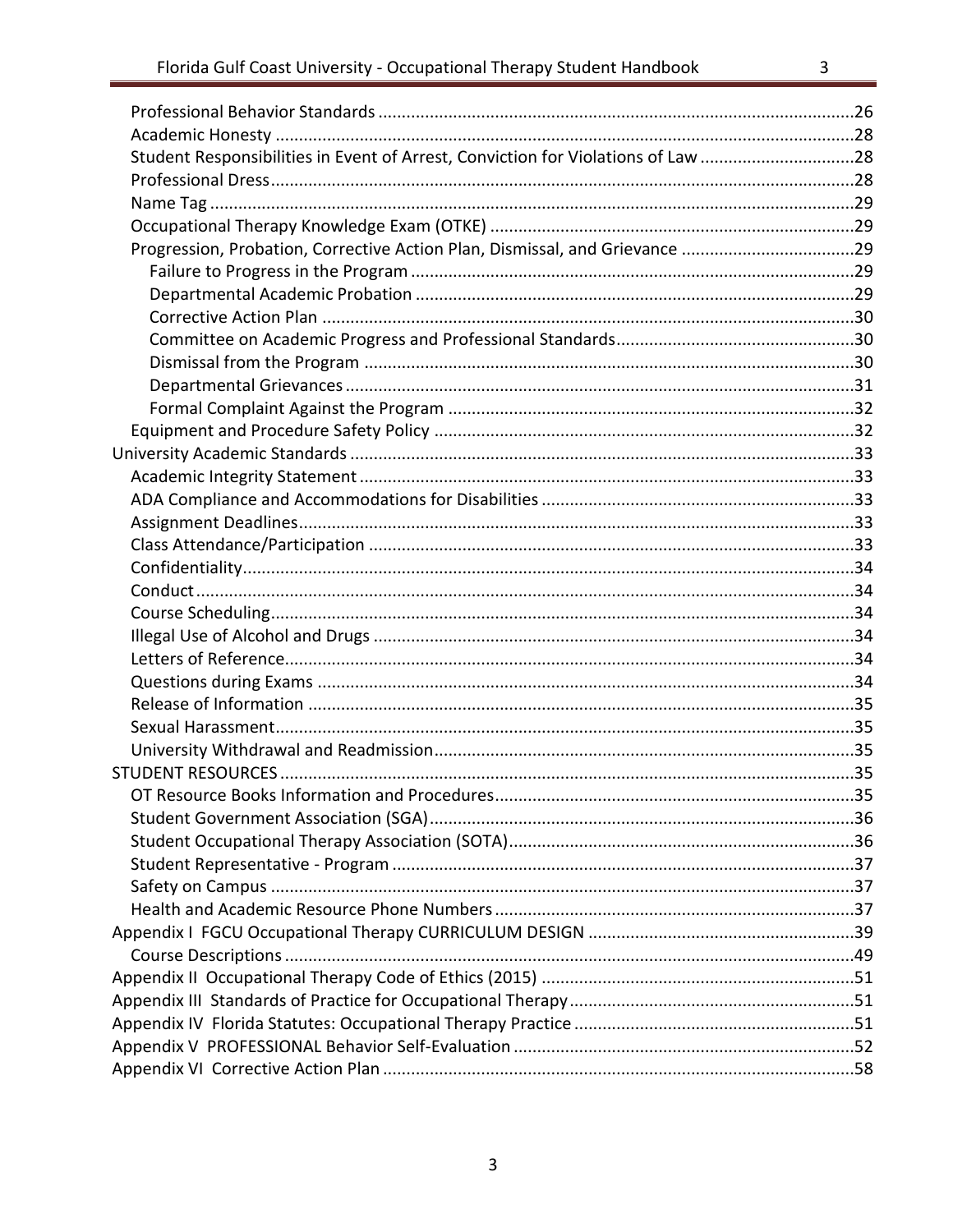- Professional Behavior Standards ....................................................................................................26
- Academic Honesty ..........................................................................................................................28
- Student Responsibilities in Event of Arrest, Conviction for Violations of Law ................................28
- Professional Dress...........................................................................................................................28
- Name Tag ........................................................................................................................................29
- Occupational Therapy Knowledge Exam (OTKE) .............................................................................29
- Progression, Probation, Corrective Action Plan, Dismissal, and Grievance .....................................29
  - Failure to Progress in the Program ..............................................................................................29
  - Departmental Academic Probation .............................................................................................29
  - Corrective Action Plan .................................................................................................................30
  - Committee on Academic Progress and Professional Standards...................................................30
  - Dismissal from the Program ........................................................................................................30
  - Departmental Grievances............................................................................................................31
  - Formal Complaint Against the Program ......................................................................................32
- Equipment and Procedure Safety Policy .........................................................................................32

University Academic Standards ...........................................................................................................33
- Academic Integrity Statement .........................................................................................................33
- ADA Compliance and Accommodations for Disabilities ..................................................................33
- Assignment Deadlines.....................................................................................................................33
- Class Attendance/Participation .......................................................................................................33
- Confidentiality.................................................................................................................................34
- Conduct ...........................................................................................................................................34
- Course Scheduling...........................................................................................................................34
- Illegal Use of Alcohol and Drugs ......................................................................................................34
- Letters of Reference.........................................................................................................................34
- Questions during Exams ..................................................................................................................34
- Release of Information ....................................................................................................................35
- Sexual Harassment..........................................................................................................................35
- University Withdrawal and Readmission.........................................................................................35

STUDENT RESOURCES .........................................................................................................................35
- OT Resource Books Information and Procedures............................................................................35
- Student Government Association (SGA)..........................................................................................36
- Student Occupational Therapy Association (SOTA).........................................................................36
- Student Representative - Program ..................................................................................................37
- Safety on Campus ...........................................................................................................................37
- Health and Academic Resource Phone Numbers ............................................................................37

Appendix I FGCU Occupational Therapy CURRICULUM DESIGN .........................................................39
- Course Descriptions ........................................................................................................................49

Appendix II Occupational Therapy Code of Ethics (2015) ..................................................................51

Appendix III Standards of Practice for Occupational Therapy............................................................51

Appendix IV Florida Statutes: Occupational Therapy Practice ...........................................................51

Appendix V PROFESSIONAL Behavior Self-Evaluation .......................................................................52

Appendix VI Corrective Action Plan ...................................................................................................58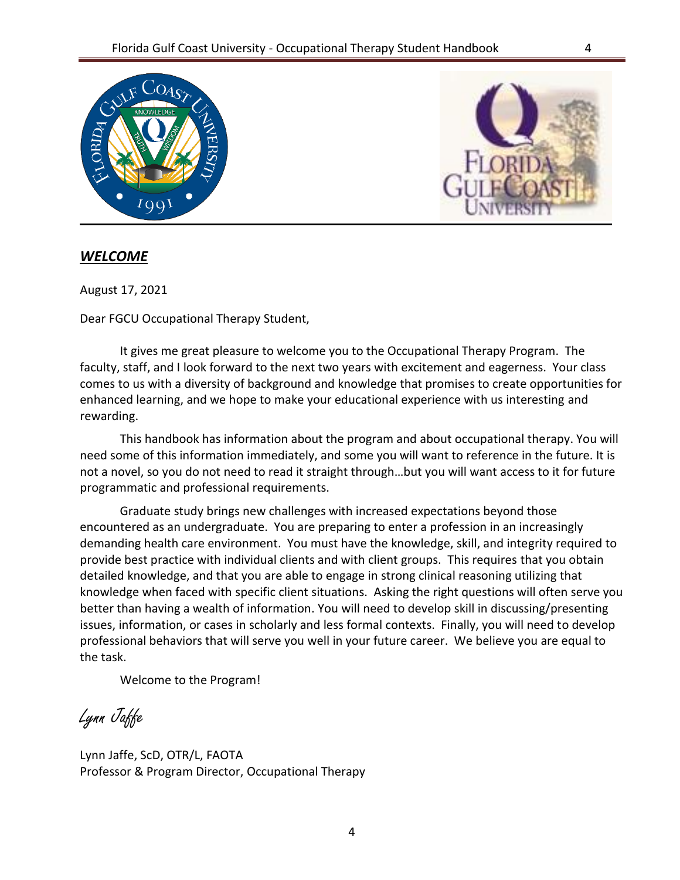## ***WELCOME***

August 17, 2021

Dear FGCU Occupational Therapy Student,

It gives me great pleasure to welcome you to the Occupational Therapy Program. The faculty, staff, and I look forward to the next two years with excitement and eagerness. Your class comes to us with a diversity of background and knowledge that promises to create opportunities for enhanced learning, and we hope to make your educational experience with us interesting and rewarding.

This handbook has information about the program and about occupational therapy. You will need some of this information immediately, and some you will want to reference in the future. It is not a novel, so you do not need to read it straight through…but you will want access to it for future programmatic and professional requirements.

Graduate study brings new challenges with increased expectations beyond those encountered as an undergraduate. You are preparing to enter a profession in an increasingly demanding health care environment. You must have the knowledge, skill, and integrity required to provide best practice with individual clients and with client groups. This requires that you obtain detailed knowledge, and that you are able to engage in strong clinical reasoning utilizing that knowledge when faced with specific client situations. Asking the right questions will often serve you better than having a wealth of information. You will need to develop skill in discussing/presenting issues, information, or cases in scholarly and less formal contexts. Finally, you will need to develop professional behaviors that will serve you well in your future career. We believe you are equal to the task.

Welcome to the Program!

*Lynn Jaffe*

Lynn Jaffe, ScD, OTR/L, FAOTA
Professor & Program Director, Occupational Therapy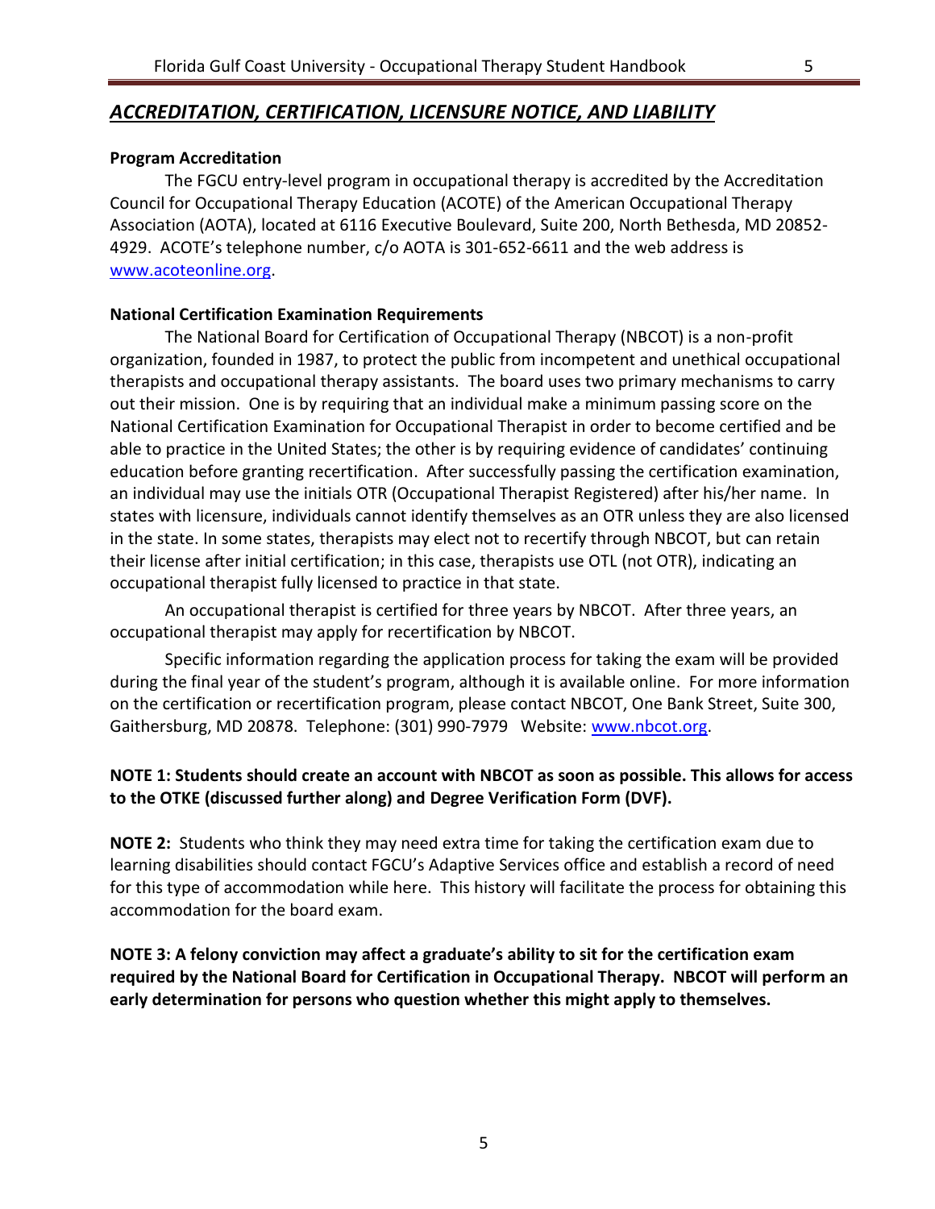## *ACCREDITATION, CERTIFICATION, LICENSURE NOTICE, AND LIABILITY*

**Program Accreditation**

The FGCU entry-level program in occupational therapy is accredited by the Accreditation Council for Occupational Therapy Education (ACOTE) of the American Occupational Therapy Association (AOTA), located at 6116 Executive Boulevard, Suite 200, North Bethesda, MD 20852-4929. ACOTE's telephone number, c/o AOTA is 301-652-6611 and the web address is www.acoteonline.org.

**National Certification Examination Requirements**

The National Board for Certification of Occupational Therapy (NBCOT) is a non-profit organization, founded in 1987, to protect the public from incompetent and unethical occupational therapists and occupational therapy assistants. The board uses two primary mechanisms to carry out their mission. One is by requiring that an individual make a minimum passing score on the National Certification Examination for Occupational Therapist in order to become certified and be able to practice in the United States; the other is by requiring evidence of candidates' continuing education before granting recertification. After successfully passing the certification examination, an individual may use the initials OTR (Occupational Therapist Registered) after his/her name. In states with licensure, individuals cannot identify themselves as an OTR unless they are also licensed in the state. In some states, therapists may elect not to recertify through NBCOT, but can retain their license after initial certification; in this case, therapists use OTL (not OTR), indicating an occupational therapist fully licensed to practice in that state.

An occupational therapist is certified for three years by NBCOT. After three years, an occupational therapist may apply for recertification by NBCOT.

Specific information regarding the application process for taking the exam will be provided during the final year of the student's program, although it is available online. For more information on the certification or recertification program, please contact NBCOT, One Bank Street, Suite 300, Gaithersburg, MD 20878. Telephone: (301) 990-7979 Website: www.nbcot.org.

**NOTE 1: Students should create an account with NBCOT as soon as possible. This allows for access to the OTKE (discussed further along) and Degree Verification Form (DVF).**

**NOTE 2:** Students who think they may need extra time for taking the certification exam due to learning disabilities should contact FGCU's Adaptive Services office and establish a record of need for this type of accommodation while here. This history will facilitate the process for obtaining this accommodation for the board exam.

**NOTE 3: A felony conviction may affect a graduate's ability to sit for the certification exam required by the National Board for Certification in Occupational Therapy. NBCOT will perform an early determination for persons who question whether this might apply to themselves.**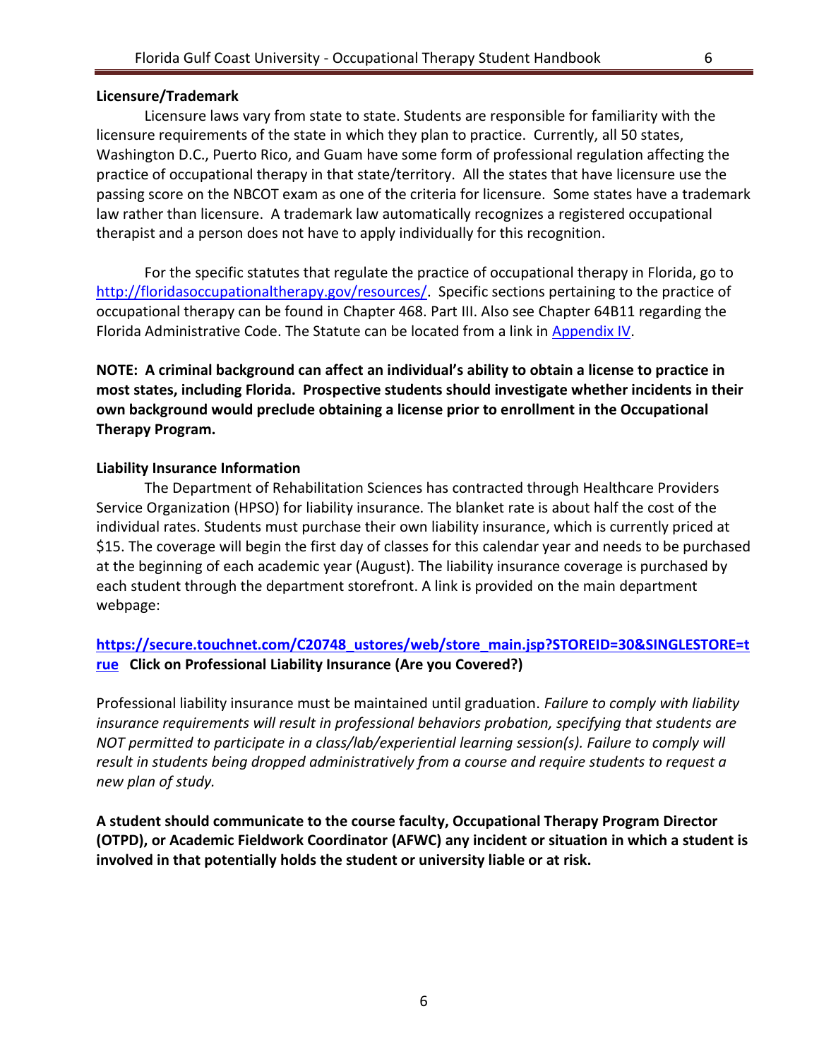**Licensure/Trademark**

Licensure laws vary from state to state. Students are responsible for familiarity with the licensure requirements of the state in which they plan to practice. Currently, all 50 states, Washington D.C., Puerto Rico, and Guam have some form of professional regulation affecting the practice of occupational therapy in that state/territory. All the states that have licensure use the passing score on the NBCOT exam as one of the criteria for licensure. Some states have a trademark law rather than licensure. A trademark law automatically recognizes a registered occupational therapist and a person does not have to apply individually for this recognition.

For the specific statutes that regulate the practice of occupational therapy in Florida, go to [http://floridasoccupationaltherapy.gov/resources/](http://floridasoccupationaltherapy.gov/resources/). Specific sections pertaining to the practice of occupational therapy can be found in Chapter 468. Part III. Also see Chapter 64B11 regarding the Florida Administrative Code. The Statute can be located from a link in Appendix IV.

**NOTE: A criminal background can affect an individual's ability to obtain a license to practice in most states, including Florida. Prospective students should investigate whether incidents in their own background would preclude obtaining a license prior to enrollment in the Occupational Therapy Program.**

**Liability Insurance Information**

The Department of Rehabilitation Sciences has contracted through Healthcare Providers Service Organization (HPSO) for liability insurance. The blanket rate is about half the cost of the individual rates. Students must purchase their own liability insurance, which is currently priced at $15. The coverage will begin the first day of classes for this calendar year and needs to be purchased at the beginning of each academic year (August). The liability insurance coverage is purchased by each student through the department storefront. A link is provided on the main department webpage:

**[https://secure.touchnet.com/C20748_ustores/web/store_main.jsp?STOREID=30&SINGLESTORE=true](https://secure.touchnet.com/C20748_ustores/web/store_main.jsp?STOREID=30&SINGLESTORE=true) Click on Professional Liability Insurance (Are you Covered?)**

Professional liability insurance must be maintained until graduation. *Failure to comply with liability insurance requirements will result in professional behaviors probation, specifying that students are NOT permitted to participate in a class/lab/experiential learning session(s). Failure to comply will result in students being dropped administratively from a course and require students to request a new plan of study.*

**A student should communicate to the course faculty, Occupational Therapy Program Director (OTPD), or Academic Fieldwork Coordinator (AFWC) any incident or situation in which a student is involved in that potentially holds the student or university liable or at risk.**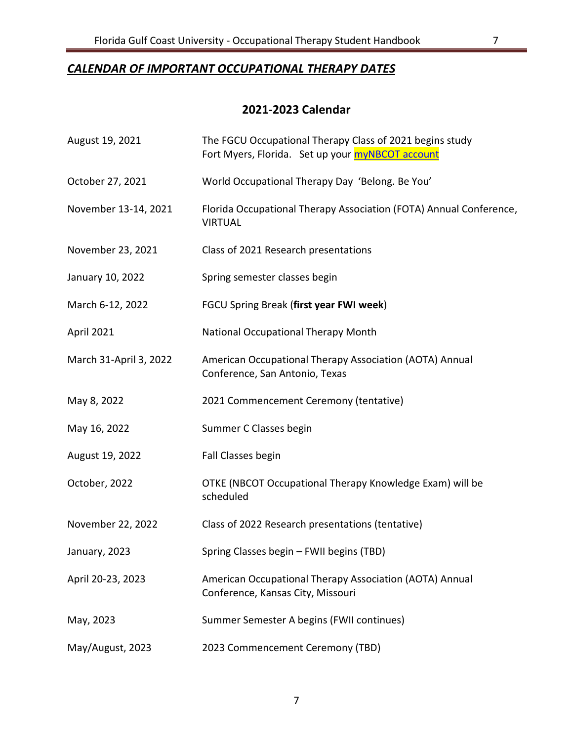## *CALENDAR OF IMPORTANT OCCUPATIONAL THERAPY DATES*

### 2021-2023 Calendar

| | |
|---|---|
| August 19, 2021 | The FGCU Occupational Therapy Class of 2021 begins study Fort Myers, Florida. Set up your myNBCOT account |
| October 27, 2021 | World Occupational Therapy Day 'Belong. Be You' |
| November 13-14, 2021 | Florida Occupational Therapy Association (FOTA) Annual Conference, VIRTUAL |
| November 23, 2021 | Class of 2021 Research presentations |
| January 10, 2022 | Spring semester classes begin |
| March 6-12, 2022 | FGCU Spring Break (**first year FWI week**) |
| April 2021 | National Occupational Therapy Month |
| March 31-April 3, 2022 | American Occupational Therapy Association (AOTA) Annual Conference, San Antonio, Texas |
| May 8, 2022 | 2021 Commencement Ceremony (tentative) |
| May 16, 2022 | Summer C Classes begin |
| August 19, 2022 | Fall Classes begin |
| October, 2022 | OTKE (NBCOT Occupational Therapy Knowledge Exam) will be scheduled |
| November 22, 2022 | Class of 2022 Research presentations (tentative) |
| January, 2023 | Spring Classes begin – FWII begins (TBD) |
| April 20-23, 2023 | American Occupational Therapy Association (AOTA) Annual Conference, Kansas City, Missouri |
| May, 2023 | Summer Semester A begins (FWII continues) |
| May/August, 2023 | 2023 Commencement Ceremony (TBD) |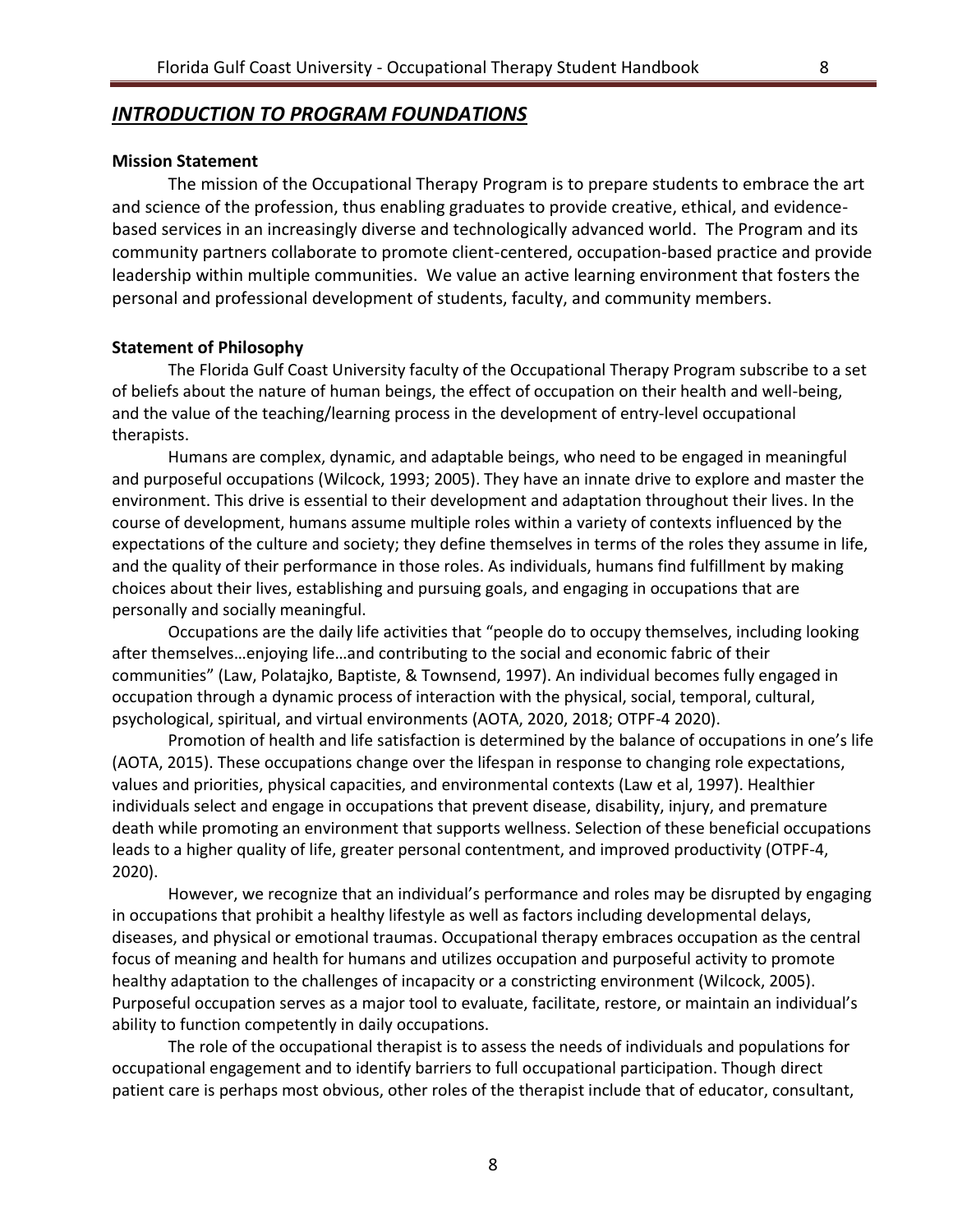## ***INTRODUCTION TO PROGRAM FOUNDATIONS***

**Mission Statement**

The mission of the Occupational Therapy Program is to prepare students to embrace the art and science of the profession, thus enabling graduates to provide creative, ethical, and evidence-based services in an increasingly diverse and technologically advanced world. The Program and its community partners collaborate to promote client-centered, occupation-based practice and provide leadership within multiple communities. We value an active learning environment that fosters the personal and professional development of students, faculty, and community members.

**Statement of Philosophy**

The Florida Gulf Coast University faculty of the Occupational Therapy Program subscribe to a set of beliefs about the nature of human beings, the effect of occupation on their health and well-being, and the value of the teaching/learning process in the development of entry-level occupational therapists.

Humans are complex, dynamic, and adaptable beings, who need to be engaged in meaningful and purposeful occupations (Wilcock, 1993; 2005). They have an innate drive to explore and master the environment. This drive is essential to their development and adaptation throughout their lives. In the course of development, humans assume multiple roles within a variety of contexts influenced by the expectations of the culture and society; they define themselves in terms of the roles they assume in life, and the quality of their performance in those roles. As individuals, humans find fulfillment by making choices about their lives, establishing and pursuing goals, and engaging in occupations that are personally and socially meaningful.

Occupations are the daily life activities that "people do to occupy themselves, including looking after themselves…enjoying life…and contributing to the social and economic fabric of their communities" (Law, Polatajko, Baptiste, & Townsend, 1997). An individual becomes fully engaged in occupation through a dynamic process of interaction with the physical, social, temporal, cultural, psychological, spiritual, and virtual environments (AOTA, 2020, 2018; OTPF-4 2020).

Promotion of health and life satisfaction is determined by the balance of occupations in one's life (AOTA, 2015). These occupations change over the lifespan in response to changing role expectations, values and priorities, physical capacities, and environmental contexts (Law et al, 1997). Healthier individuals select and engage in occupations that prevent disease, disability, injury, and premature death while promoting an environment that supports wellness. Selection of these beneficial occupations leads to a higher quality of life, greater personal contentment, and improved productivity (OTPF-4, 2020).

However, we recognize that an individual's performance and roles may be disrupted by engaging in occupations that prohibit a healthy lifestyle as well as factors including developmental delays, diseases, and physical or emotional traumas. Occupational therapy embraces occupation as the central focus of meaning and health for humans and utilizes occupation and purposeful activity to promote healthy adaptation to the challenges of incapacity or a constricting environment (Wilcock, 2005). Purposeful occupation serves as a major tool to evaluate, facilitate, restore, or maintain an individual's ability to function competently in daily occupations.

The role of the occupational therapist is to assess the needs of individuals and populations for occupational engagement and to identify barriers to full occupational participation. Though direct patient care is perhaps most obvious, other roles of the therapist include that of educator, consultant,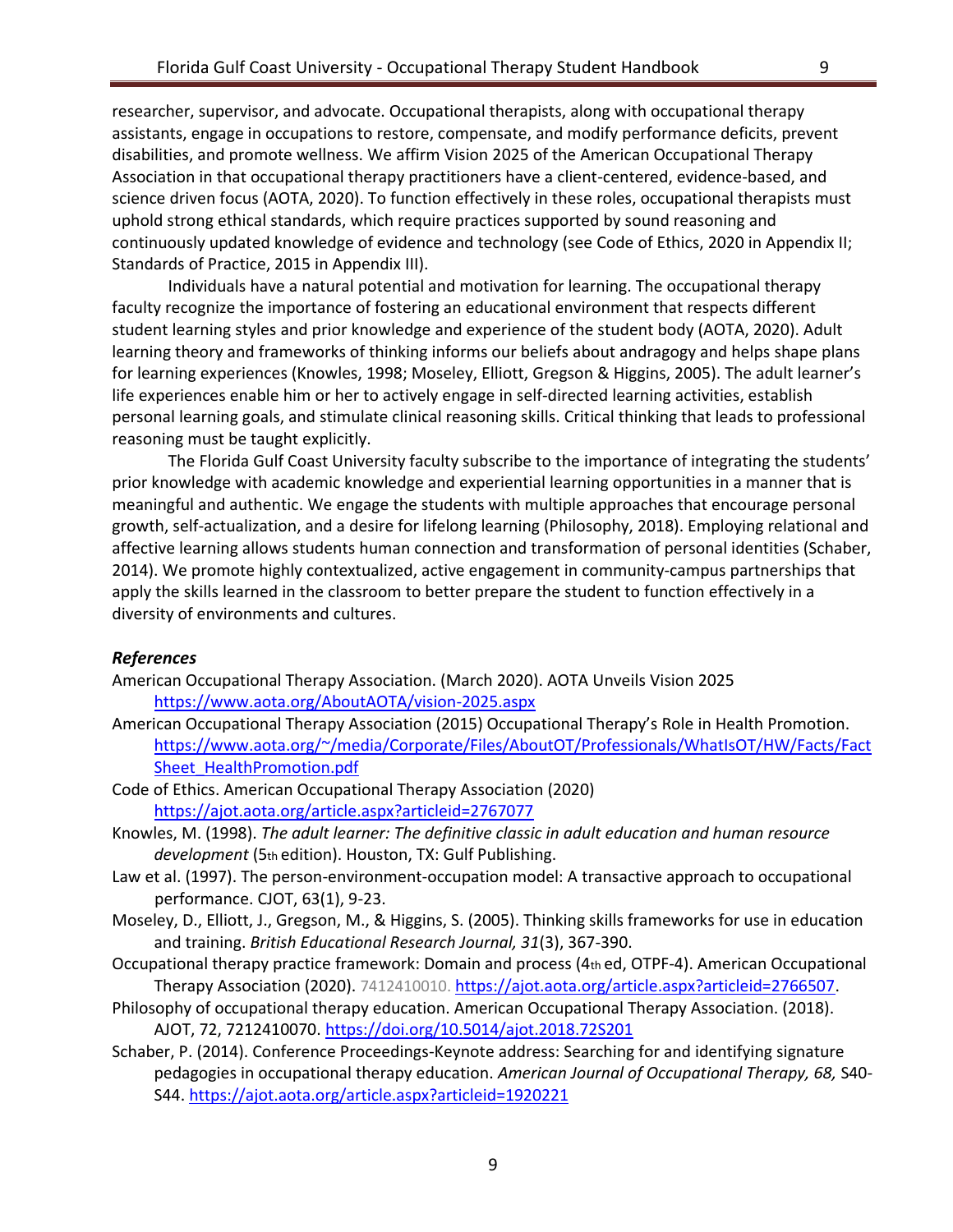researcher, supervisor, and advocate. Occupational therapists, along with occupational therapy assistants, engage in occupations to restore, compensate, and modify performance deficits, prevent disabilities, and promote wellness. We affirm Vision 2025 of the American Occupational Therapy Association in that occupational therapy practitioners have a client-centered, evidence-based, and science driven focus (AOTA, 2020). To function effectively in these roles, occupational therapists must uphold strong ethical standards, which require practices supported by sound reasoning and continuously updated knowledge of evidence and technology (see Code of Ethics, 2020 in Appendix II; Standards of Practice, 2015 in Appendix III).

Individuals have a natural potential and motivation for learning. The occupational therapy faculty recognize the importance of fostering an educational environment that respects different student learning styles and prior knowledge and experience of the student body (AOTA, 2020). Adult learning theory and frameworks of thinking informs our beliefs about andragogy and helps shape plans for learning experiences (Knowles, 1998; Moseley, Elliott, Gregson & Higgins, 2005). The adult learner's life experiences enable him or her to actively engage in self-directed learning activities, establish personal learning goals, and stimulate clinical reasoning skills. Critical thinking that leads to professional reasoning must be taught explicitly.

The Florida Gulf Coast University faculty subscribe to the importance of integrating the students' prior knowledge with academic knowledge and experiential learning opportunities in a manner that is meaningful and authentic. We engage the students with multiple approaches that encourage personal growth, self-actualization, and a desire for lifelong learning (Philosophy, 2018). Employing relational and affective learning allows students human connection and transformation of personal identities (Schaber, 2014). We promote highly contextualized, active engagement in community-campus partnerships that apply the skills learned in the classroom to better prepare the student to function effectively in a diversity of environments and cultures.

### *References*

American Occupational Therapy Association. (March 2020). AOTA Unveils Vision 2025 https://www.aota.org/AboutAOTA/vision-2025.aspx

American Occupational Therapy Association (2015) Occupational Therapy's Role in Health Promotion. https://www.aota.org/~/media/Corporate/Files/AboutOT/Professionals/WhatIsOT/HW/Facts/FactSheet_HealthPromotion.pdf

Code of Ethics. American Occupational Therapy Association (2020) https://ajot.aota.org/article.aspx?articleid=2767077

Knowles, M. (1998). *The adult learner: The definitive classic in adult education and human resource development* (5th edition). Houston, TX: Gulf Publishing.

Law et al. (1997). The person-environment-occupation model: A transactive approach to occupational performance. CJOT, 63(1), 9-23.

Moseley, D., Elliott, J., Gregson, M., & Higgins, S. (2005). Thinking skills frameworks for use in education and training. *British Educational Research Journal, 31*(3), 367-390.

Occupational therapy practice framework: Domain and process (4th ed, OTPF-4). American Occupational Therapy Association (2020). 7412410010. https://ajot.aota.org/article.aspx?articleid=2766507.

Philosophy of occupational therapy education. American Occupational Therapy Association. (2018). AJOT, 72, 7212410070. https://doi.org/10.5014/ajot.2018.72S201

Schaber, P. (2014). Conference Proceedings-Keynote address: Searching for and identifying signature pedagogies in occupational therapy education. *American Journal of Occupational Therapy, 68,* S40-S44. https://ajot.aota.org/article.aspx?articleid=1920221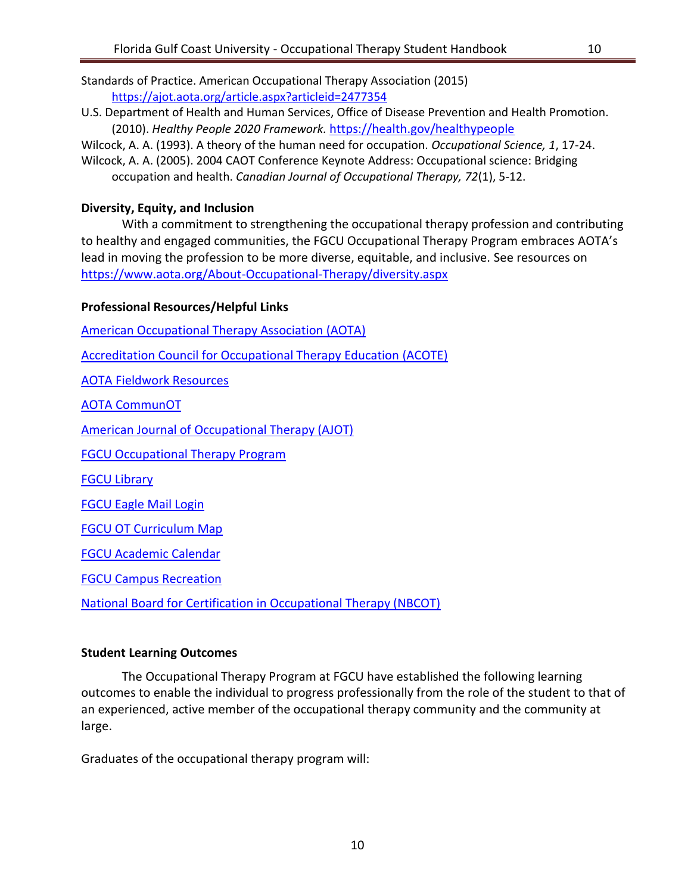Standards of Practice. American Occupational Therapy Association (2015) https://ajot.aota.org/article.aspx?articleid=2477354

U.S. Department of Health and Human Services, Office of Disease Prevention and Health Promotion. (2010). *Healthy People 2020 Framework.* https://health.gov/healthypeople

Wilcock, A. A. (1993). A theory of the human need for occupation. *Occupational Science, 1*, 17-24.

Wilcock, A. A. (2005). 2004 CAOT Conference Keynote Address: Occupational science: Bridging occupation and health. *Canadian Journal of Occupational Therapy, 72*(1), 5-12.

**Diversity, Equity, and Inclusion**

With a commitment to strengthening the occupational therapy profession and contributing to healthy and engaged communities, the FGCU Occupational Therapy Program embraces AOTA's lead in moving the profession to be more diverse, equitable, and inclusive. See resources on https://www.aota.org/About-Occupational-Therapy/diversity.aspx

**Professional Resources/Helpful Links**

American Occupational Therapy Association (AOTA)

Accreditation Council for Occupational Therapy Education (ACOTE)

AOTA Fieldwork Resources

AOTA CommunOT

American Journal of Occupational Therapy (AJOT)

FGCU Occupational Therapy Program

FGCU Library

FGCU Eagle Mail Login

FGCU OT Curriculum Map

FGCU Academic Calendar

FGCU Campus Recreation

National Board for Certification in Occupational Therapy (NBCOT)

**Student Learning Outcomes**

The Occupational Therapy Program at FGCU have established the following learning outcomes to enable the individual to progress professionally from the role of the student to that of an experienced, active member of the occupational therapy community and the community at large.

Graduates of the occupational therapy program will: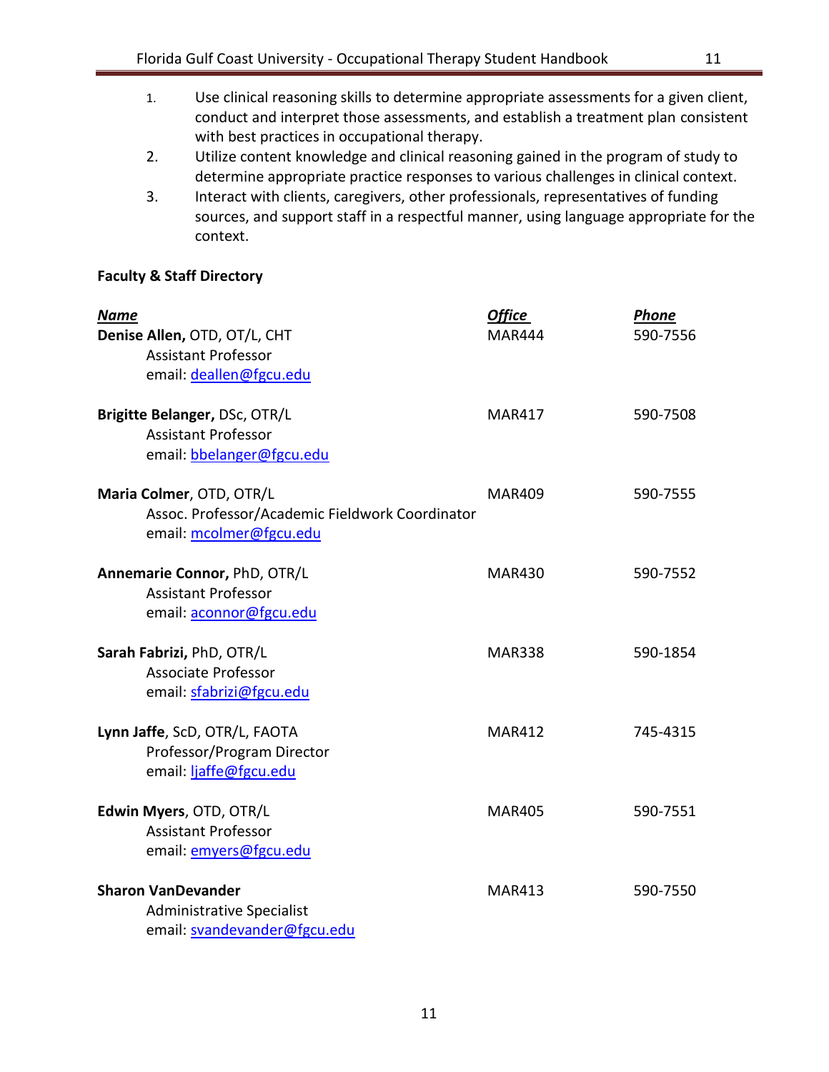1. Use clinical reasoning skills to determine appropriate assessments for a given client, conduct and interpret those assessments, and establish a treatment plan consistent with best practices in occupational therapy.
2. Utilize content knowledge and clinical reasoning gained in the program of study to determine appropriate practice responses to various challenges in clinical context.
3. Interact with clients, caregivers, other professionals, representatives of funding sources, and support staff in a respectful manner, using language appropriate for the context.

**Faculty & Staff Directory**

| ***Name*** | ***Office*** | ***Phone*** |
|---|---|---|
| **Denise Allen,** OTD, OT/L, CHT<br>Assistant Professor<br>email: deallen@fgcu.edu | MAR444 | 590-7556 |
| **Brigitte Belanger,** DSc, OTR/L<br>Assistant Professor<br>email: bbelanger@fgcu.edu | MAR417 | 590-7508 |
| **Maria Colmer**, OTD, OTR/L<br>Assoc. Professor/Academic Fieldwork Coordinator<br>email: mcolmer@fgcu.edu | MAR409 | 590-7555 |
| **Annemarie Connor,** PhD, OTR/L<br>Assistant Professor<br>email: aconnor@fgcu.edu | MAR430 | 590-7552 |
| **Sarah Fabrizi,** PhD, OTR/L<br>Associate Professor<br>email: sfabrizi@fgcu.edu | MAR338 | 590-1854 |
| **Lynn Jaffe**, ScD, OTR/L, FAOTA<br>Professor/Program Director<br>email: ljaffe@fgcu.edu | MAR412 | 745-4315 |
| **Edwin Myers**, OTD, OTR/L<br>Assistant Professor<br>email: emyers@fgcu.edu | MAR405 | 590-7551 |
| **Sharon VanDevander**<br>Administrative Specialist<br>email: svandevander@fgcu.edu | MAR413 | 590-7550 |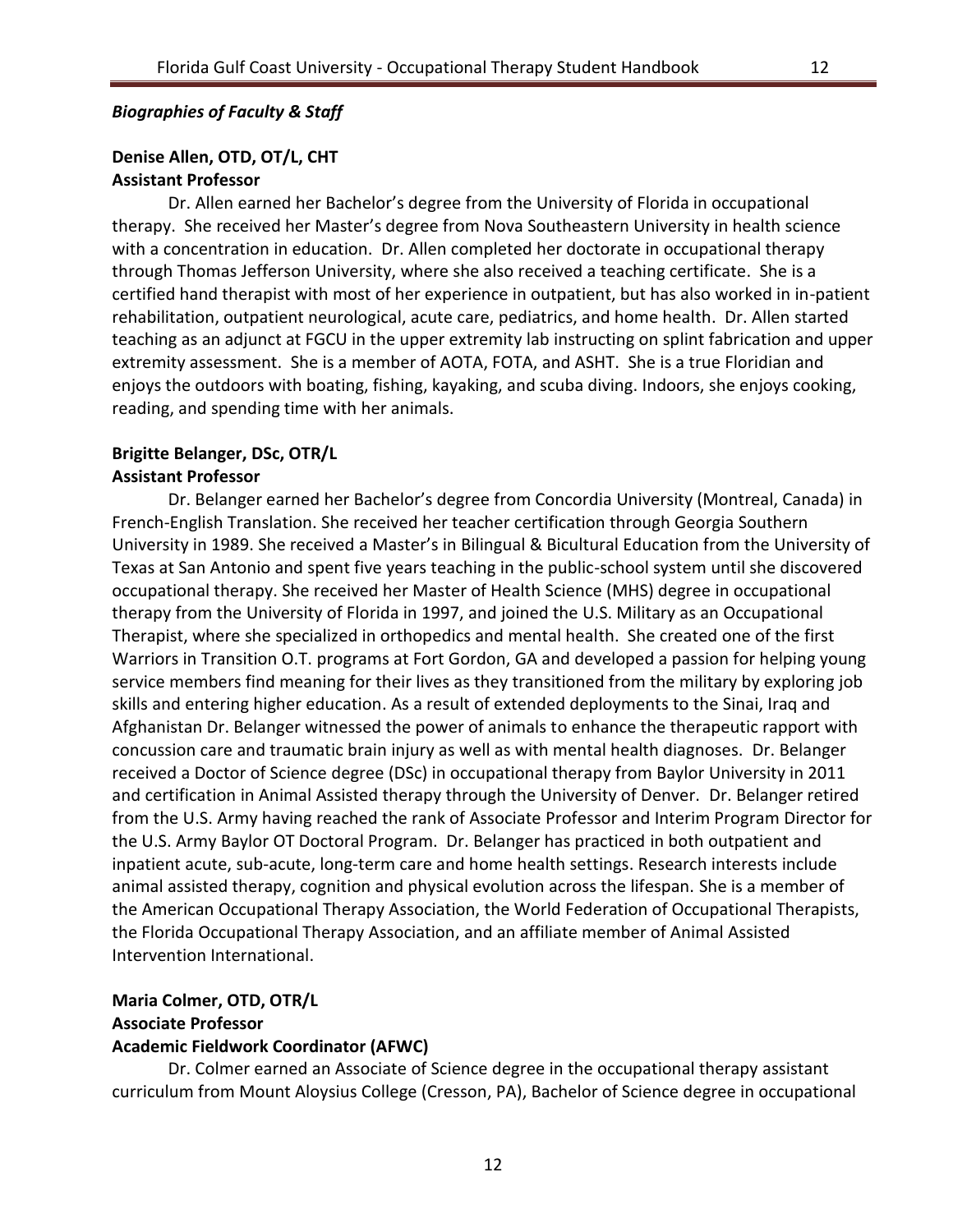***Biographies of Faculty & Staff***

**Denise Allen, OTD, OT/L, CHT**
**Assistant Professor**

Dr. Allen earned her Bachelor's degree from the University of Florida in occupational therapy. She received her Master's degree from Nova Southeastern University in health science with a concentration in education. Dr. Allen completed her doctorate in occupational therapy through Thomas Jefferson University, where she also received a teaching certificate. She is a certified hand therapist with most of her experience in outpatient, but has also worked in in-patient rehabilitation, outpatient neurological, acute care, pediatrics, and home health. Dr. Allen started teaching as an adjunct at FGCU in the upper extremity lab instructing on splint fabrication and upper extremity assessment. She is a member of AOTA, FOTA, and ASHT. She is a true Floridian and enjoys the outdoors with boating, fishing, kayaking, and scuba diving. Indoors, she enjoys cooking, reading, and spending time with her animals.

**Brigitte Belanger, DSc, OTR/L**
**Assistant Professor**

Dr. Belanger earned her Bachelor's degree from Concordia University (Montreal, Canada) in French-English Translation. She received her teacher certification through Georgia Southern University in 1989. She received a Master's in Bilingual & Bicultural Education from the University of Texas at San Antonio and spent five years teaching in the public-school system until she discovered occupational therapy. She received her Master of Health Science (MHS) degree in occupational therapy from the University of Florida in 1997, and joined the U.S. Military as an Occupational Therapist, where she specialized in orthopedics and mental health. She created one of the first Warriors in Transition O.T. programs at Fort Gordon, GA and developed a passion for helping young service members find meaning for their lives as they transitioned from the military by exploring job skills and entering higher education. As a result of extended deployments to the Sinai, Iraq and Afghanistan Dr. Belanger witnessed the power of animals to enhance the therapeutic rapport with concussion care and traumatic brain injury as well as with mental health diagnoses. Dr. Belanger received a Doctor of Science degree (DSc) in occupational therapy from Baylor University in 2011 and certification in Animal Assisted therapy through the University of Denver. Dr. Belanger retired from the U.S. Army having reached the rank of Associate Professor and Interim Program Director for the U.S. Army Baylor OT Doctoral Program. Dr. Belanger has practiced in both outpatient and inpatient acute, sub-acute, long-term care and home health settings. Research interests include animal assisted therapy, cognition and physical evolution across the lifespan. She is a member of the American Occupational Therapy Association, the World Federation of Occupational Therapists, the Florida Occupational Therapy Association, and an affiliate member of Animal Assisted Intervention International.

**Maria Colmer, OTD, OTR/L**
**Associate Professor**
**Academic Fieldwork Coordinator (AFWC)**

Dr. Colmer earned an Associate of Science degree in the occupational therapy assistant curriculum from Mount Aloysius College (Cresson, PA), Bachelor of Science degree in occupational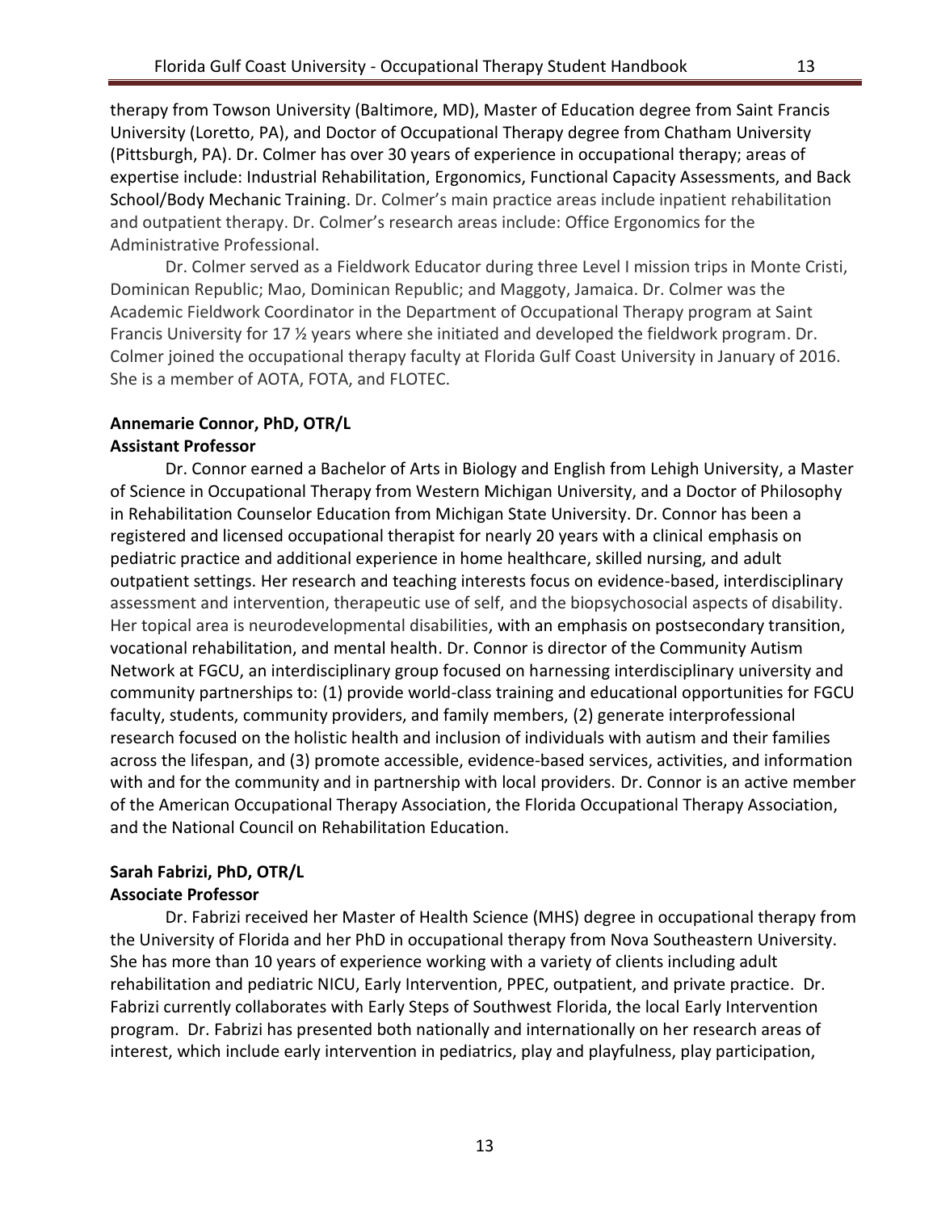therapy from Towson University (Baltimore, MD), Master of Education degree from Saint Francis University (Loretto, PA), and Doctor of Occupational Therapy degree from Chatham University (Pittsburgh, PA). Dr. Colmer has over 30 years of experience in occupational therapy; areas of expertise include: Industrial Rehabilitation, Ergonomics, Functional Capacity Assessments, and Back School/Body Mechanic Training. Dr. Colmer's main practice areas include inpatient rehabilitation and outpatient therapy. Dr. Colmer's research areas include: Office Ergonomics for the Administrative Professional.

Dr. Colmer served as a Fieldwork Educator during three Level I mission trips in Monte Cristi, Dominican Republic; Mao, Dominican Republic; and Maggoty, Jamaica. Dr. Colmer was the Academic Fieldwork Coordinator in the Department of Occupational Therapy program at Saint Francis University for 17 ½ years where she initiated and developed the fieldwork program. Dr. Colmer joined the occupational therapy faculty at Florida Gulf Coast University in January of 2016. She is a member of AOTA, FOTA, and FLOTEC.

**Annemarie Connor, PhD, OTR/L**
**Assistant Professor**

Dr. Connor earned a Bachelor of Arts in Biology and English from Lehigh University, a Master of Science in Occupational Therapy from Western Michigan University, and a Doctor of Philosophy in Rehabilitation Counselor Education from Michigan State University. Dr. Connor has been a registered and licensed occupational therapist for nearly 20 years with a clinical emphasis on pediatric practice and additional experience in home healthcare, skilled nursing, and adult outpatient settings. Her research and teaching interests focus on evidence-based, interdisciplinary assessment and intervention, therapeutic use of self, and the biopsychosocial aspects of disability. Her topical area is neurodevelopmental disabilities, with an emphasis on postsecondary transition, vocational rehabilitation, and mental health. Dr. Connor is director of the Community Autism Network at FGCU, an interdisciplinary group focused on harnessing interdisciplinary university and community partnerships to: (1) provide world-class training and educational opportunities for FGCU faculty, students, community providers, and family members, (2) generate interprofessional research focused on the holistic health and inclusion of individuals with autism and their families across the lifespan, and (3) promote accessible, evidence-based services, activities, and information with and for the community and in partnership with local providers. Dr. Connor is an active member of the American Occupational Therapy Association, the Florida Occupational Therapy Association, and the National Council on Rehabilitation Education.

**Sarah Fabrizi, PhD, OTR/L**
**Associate Professor**

Dr. Fabrizi received her Master of Health Science (MHS) degree in occupational therapy from the University of Florida and her PhD in occupational therapy from Nova Southeastern University. She has more than 10 years of experience working with a variety of clients including adult rehabilitation and pediatric NICU, Early Intervention, PPEC, outpatient, and private practice. Dr. Fabrizi currently collaborates with Early Steps of Southwest Florida, the local Early Intervention program. Dr. Fabrizi has presented both nationally and internationally on her research areas of interest, which include early intervention in pediatrics, play and playfulness, play participation,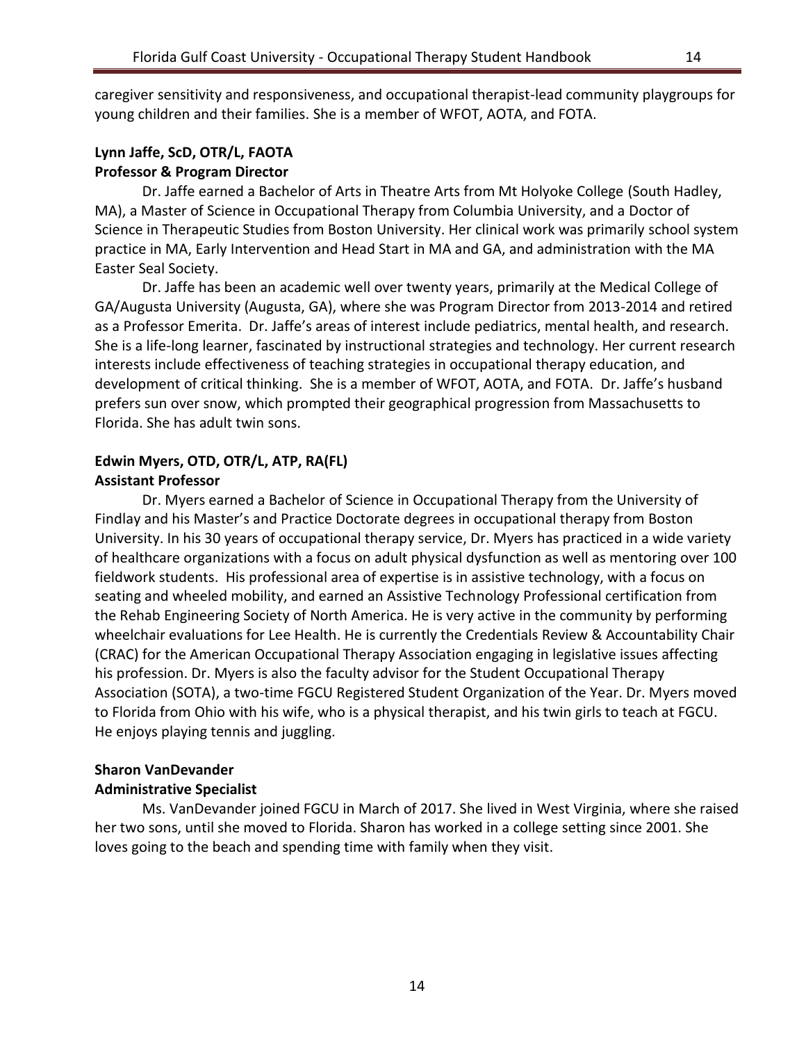caregiver sensitivity and responsiveness, and occupational therapist-lead community playgroups for young children and their families. She is a member of WFOT, AOTA, and FOTA.

**Lynn Jaffe, ScD, OTR/L, FAOTA**
**Professor & Program Director**

Dr. Jaffe earned a Bachelor of Arts in Theatre Arts from Mt Holyoke College (South Hadley, MA), a Master of Science in Occupational Therapy from Columbia University, and a Doctor of Science in Therapeutic Studies from Boston University. Her clinical work was primarily school system practice in MA, Early Intervention and Head Start in MA and GA, and administration with the MA Easter Seal Society.

Dr. Jaffe has been an academic well over twenty years, primarily at the Medical College of GA/Augusta University (Augusta, GA), where she was Program Director from 2013-2014 and retired as a Professor Emerita. Dr. Jaffe's areas of interest include pediatrics, mental health, and research. She is a life-long learner, fascinated by instructional strategies and technology. Her current research interests include effectiveness of teaching strategies in occupational therapy education, and development of critical thinking. She is a member of WFOT, AOTA, and FOTA. Dr. Jaffe's husband prefers sun over snow, which prompted their geographical progression from Massachusetts to Florida. She has adult twin sons.

**Edwin Myers, OTD, OTR/L, ATP, RA(FL)**
**Assistant Professor**

Dr. Myers earned a Bachelor of Science in Occupational Therapy from the University of Findlay and his Master's and Practice Doctorate degrees in occupational therapy from Boston University. In his 30 years of occupational therapy service, Dr. Myers has practiced in a wide variety of healthcare organizations with a focus on adult physical dysfunction as well as mentoring over 100 fieldwork students. His professional area of expertise is in assistive technology, with a focus on seating and wheeled mobility, and earned an Assistive Technology Professional certification from the Rehab Engineering Society of North America. He is very active in the community by performing wheelchair evaluations for Lee Health. He is currently the Credentials Review & Accountability Chair (CRAC) for the American Occupational Therapy Association engaging in legislative issues affecting his profession. Dr. Myers is also the faculty advisor for the Student Occupational Therapy Association (SOTA), a two-time FGCU Registered Student Organization of the Year. Dr. Myers moved to Florida from Ohio with his wife, who is a physical therapist, and his twin girls to teach at FGCU. He enjoys playing tennis and juggling.

**Sharon VanDevander**
**Administrative Specialist**

Ms. VanDevander joined FGCU in March of 2017. She lived in West Virginia, where she raised her two sons, until she moved to Florida. Sharon has worked in a college setting since 2001. She loves going to the beach and spending time with family when they visit.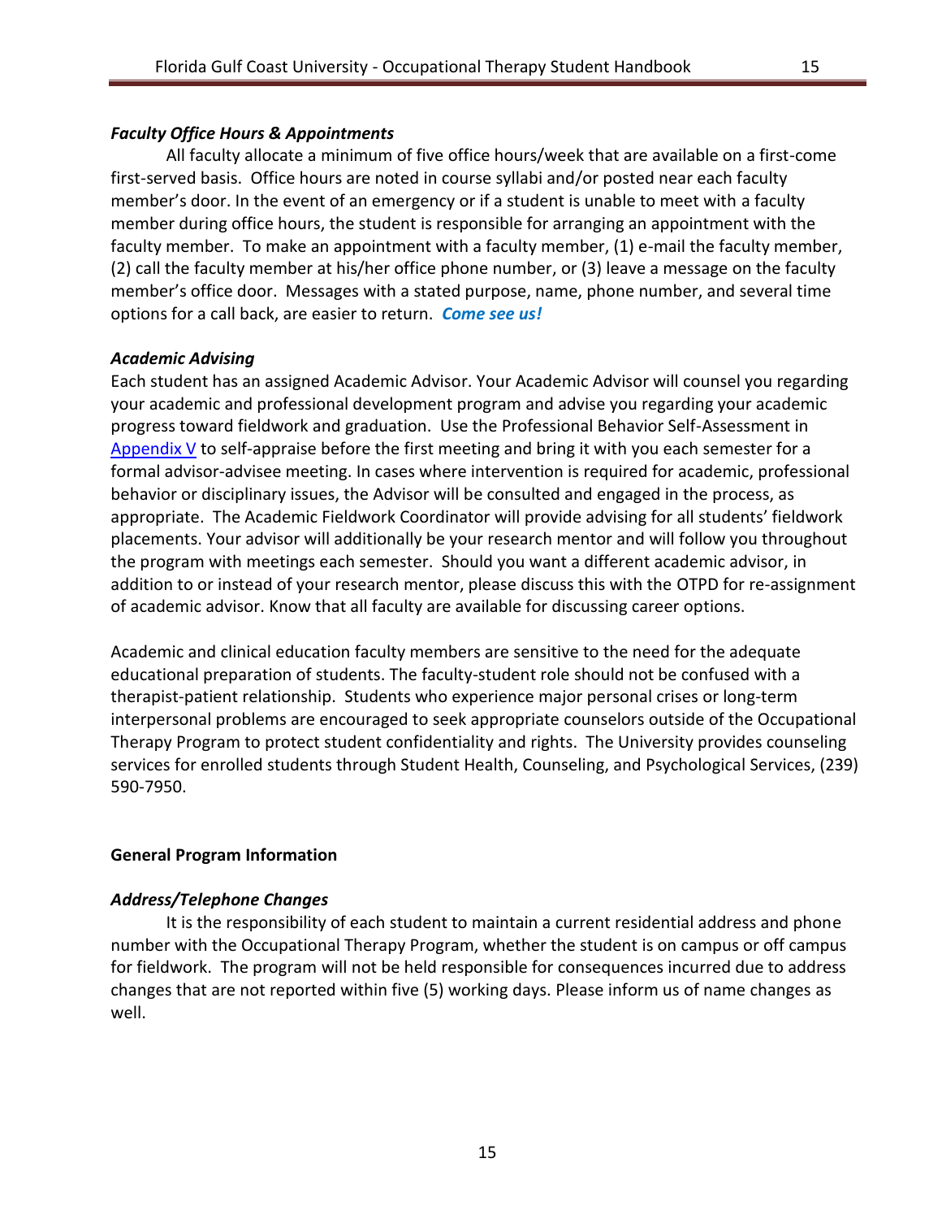### *Faculty Office Hours & Appointments*

All faculty allocate a minimum of five office hours/week that are available on a first-come first-served basis. Office hours are noted in course syllabi and/or posted near each faculty member's door. In the event of an emergency or if a student is unable to meet with a faculty member during office hours, the student is responsible for arranging an appointment with the faculty member. To make an appointment with a faculty member, (1) e-mail the faculty member, (2) call the faculty member at his/her office phone number, or (3) leave a message on the faculty member's office door. Messages with a stated purpose, name, phone number, and several time options for a call back, are easier to return. ***Come see us!***

### *Academic Advising*

Each student has an assigned Academic Advisor. Your Academic Advisor will counsel you regarding your academic and professional development program and advise you regarding your academic progress toward fieldwork and graduation. Use the Professional Behavior Self-Assessment in Appendix V to self-appraise before the first meeting and bring it with you each semester for a formal advisor-advisee meeting. In cases where intervention is required for academic, professional behavior or disciplinary issues, the Advisor will be consulted and engaged in the process, as appropriate. The Academic Fieldwork Coordinator will provide advising for all students' fieldwork placements. Your advisor will additionally be your research mentor and will follow you throughout the program with meetings each semester. Should you want a different academic advisor, in addition to or instead of your research mentor, please discuss this with the OTPD for re-assignment of academic advisor. Know that all faculty are available for discussing career options.

Academic and clinical education faculty members are sensitive to the need for the adequate educational preparation of students. The faculty-student role should not be confused with a therapist-patient relationship. Students who experience major personal crises or long-term interpersonal problems are encouraged to seek appropriate counselors outside of the Occupational Therapy Program to protect student confidentiality and rights. The University provides counseling services for enrolled students through Student Health, Counseling, and Psychological Services, (239) 590-7950.

## General Program Information

### *Address/Telephone Changes*

It is the responsibility of each student to maintain a current residential address and phone number with the Occupational Therapy Program, whether the student is on campus or off campus for fieldwork. The program will not be held responsible for consequences incurred due to address changes that are not reported within five (5) working days. Please inform us of name changes as well.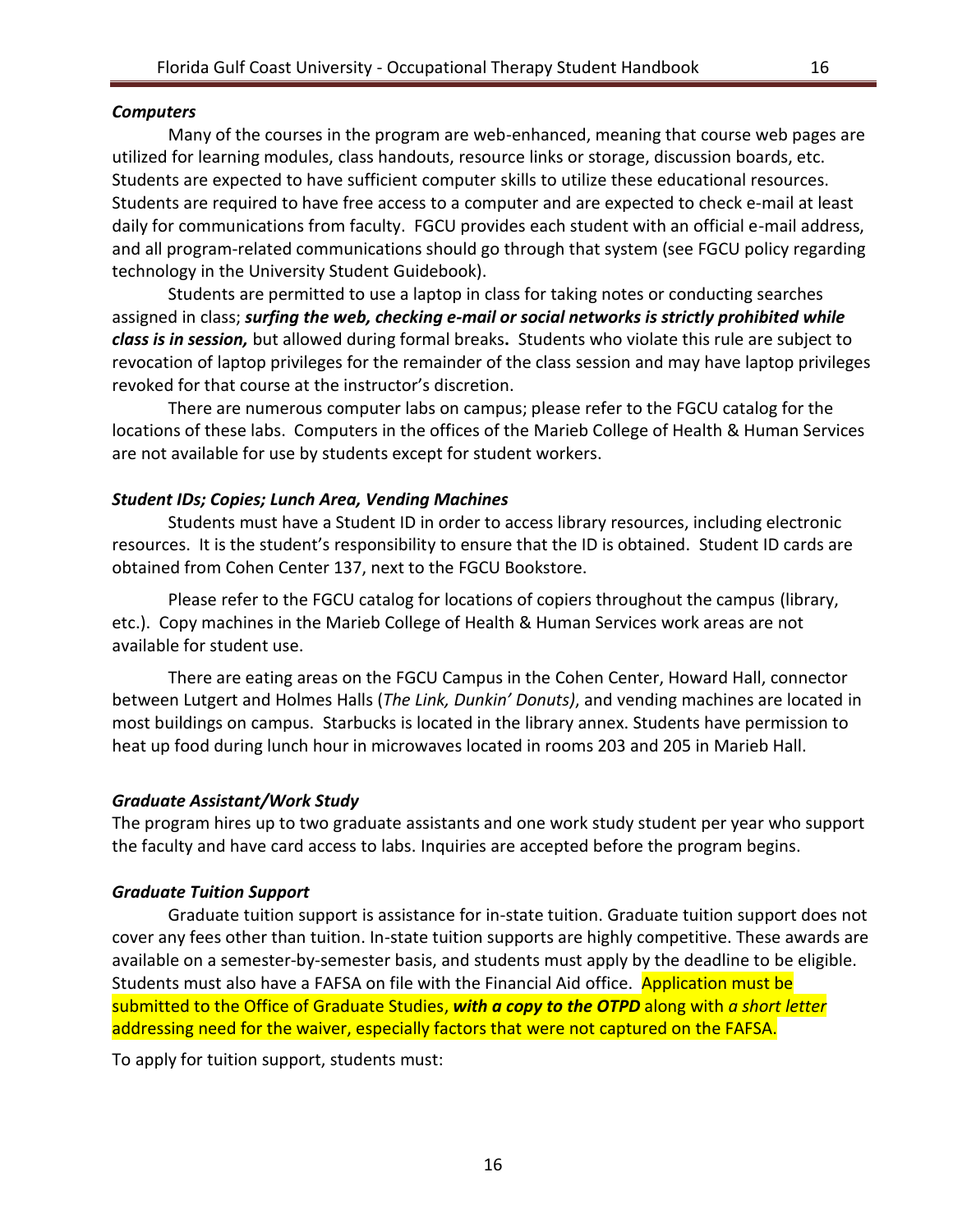### *Computers*

Many of the courses in the program are web-enhanced, meaning that course web pages are utilized for learning modules, class handouts, resource links or storage, discussion boards, etc. Students are expected to have sufficient computer skills to utilize these educational resources. Students are required to have free access to a computer and are expected to check e-mail at least daily for communications from faculty. FGCU provides each student with an official e-mail address, and all program-related communications should go through that system (see FGCU policy regarding technology in the University Student Guidebook).

Students are permitted to use a laptop in class for taking notes or conducting searches assigned in class; ***surfing the web, checking e-mail or social networks is strictly prohibited while class is in session,*** but allowed during formal breaks**.** Students who violate this rule are subject to revocation of laptop privileges for the remainder of the class session and may have laptop privileges revoked for that course at the instructor's discretion.

There are numerous computer labs on campus; please refer to the FGCU catalog for the locations of these labs. Computers in the offices of the Marieb College of Health & Human Services are not available for use by students except for student workers.

### *Student IDs; Copies; Lunch Area, Vending Machines*

Students must have a Student ID in order to access library resources, including electronic resources. It is the student's responsibility to ensure that the ID is obtained. Student ID cards are obtained from Cohen Center 137, next to the FGCU Bookstore.

Please refer to the FGCU catalog for locations of copiers throughout the campus (library, etc.). Copy machines in the Marieb College of Health & Human Services work areas are not available for student use.

There are eating areas on the FGCU Campus in the Cohen Center, Howard Hall, connector between Lutgert and Holmes Halls (*The Link, Dunkin' Donuts)*, and vending machines are located in most buildings on campus. Starbucks is located in the library annex. Students have permission to heat up food during lunch hour in microwaves located in rooms 203 and 205 in Marieb Hall.

### *Graduate Assistant/Work Study*

The program hires up to two graduate assistants and one work study student per year who support the faculty and have card access to labs. Inquiries are accepted before the program begins.

### *Graduate Tuition Support*

Graduate tuition support is assistance for in-state tuition. Graduate tuition support does not cover any fees other than tuition. In-state tuition supports are highly competitive. These awards are available on a semester-by-semester basis, and students must apply by the deadline to be eligible. Students must also have a FAFSA on file with the Financial Aid office. Application must be submitted to the Office of Graduate Studies, ***with a copy to the OTPD*** along with *a short letter* addressing need for the waiver, especially factors that were not captured on the FAFSA.

To apply for tuition support, students must: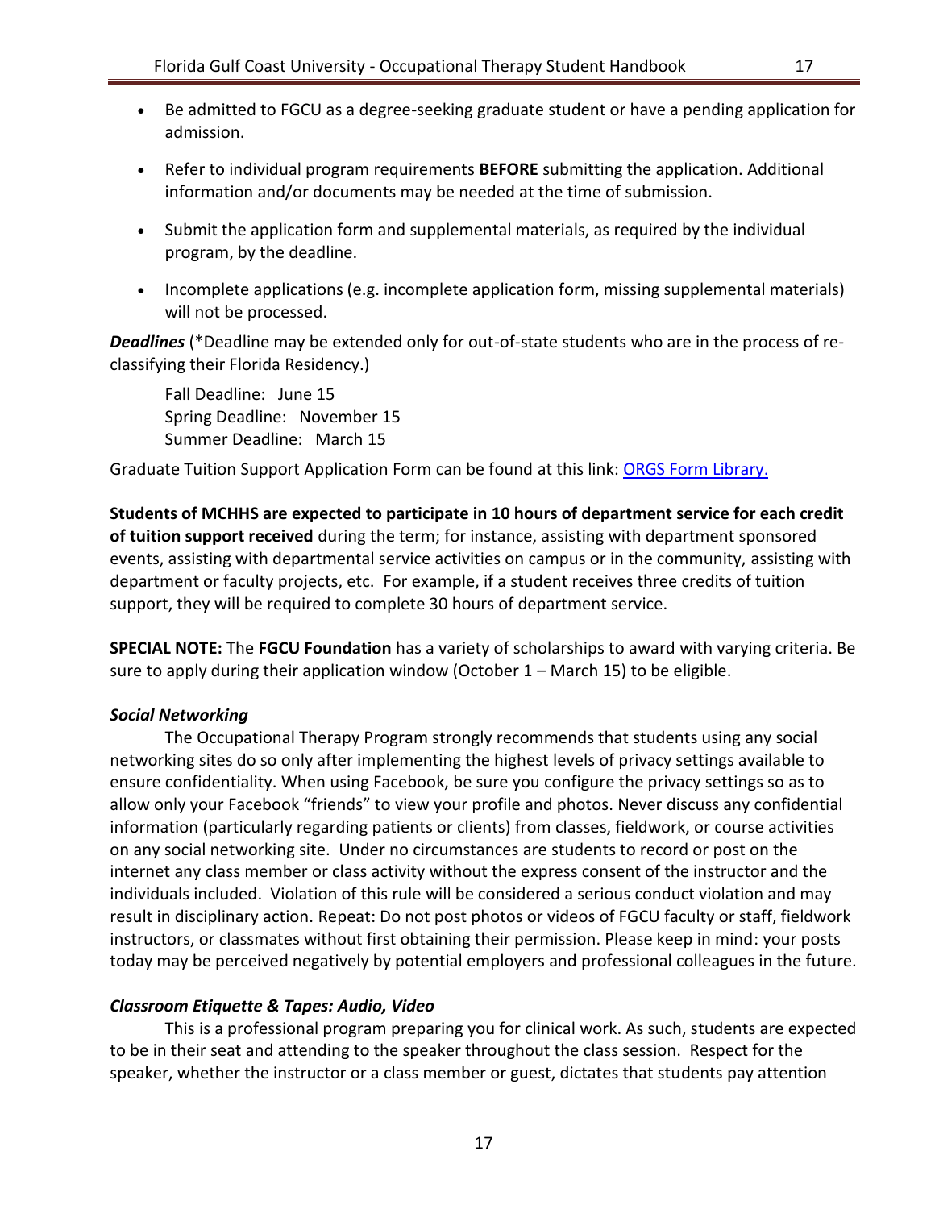- Be admitted to FGCU as a degree-seeking graduate student or have a pending application for admission.
- Refer to individual program requirements **BEFORE** submitting the application. Additional information and/or documents may be needed at the time of submission.
- Submit the application form and supplemental materials, as required by the individual program, by the deadline.
- Incomplete applications (e.g. incomplete application form, missing supplemental materials) will not be processed.

***Deadlines*** (*Deadline may be extended only for out-of-state students who are in the process of re-classifying their Florida Residency.)

Fall Deadline: June 15
Spring Deadline: November 15
Summer Deadline: March 15

Graduate Tuition Support Application Form can be found at this link: [ORGS Form Library.]()

**Students of MCHHS are expected to participate in 10 hours of department service for each credit of tuition support received** during the term; for instance, assisting with department sponsored events, assisting with departmental service activities on campus or in the community, assisting with department or faculty projects, etc. For example, if a student receives three credits of tuition support, they will be required to complete 30 hours of department service.

**SPECIAL NOTE:** The **FGCU Foundation** has a variety of scholarships to award with varying criteria. Be sure to apply during their application window (October 1 – March 15) to be eligible.

### *Social Networking*

The Occupational Therapy Program strongly recommends that students using any social networking sites do so only after implementing the highest levels of privacy settings available to ensure confidentiality. When using Facebook, be sure you configure the privacy settings so as to allow only your Facebook "friends" to view your profile and photos. Never discuss any confidential information (particularly regarding patients or clients) from classes, fieldwork, or course activities on any social networking site. Under no circumstances are students to record or post on the internet any class member or class activity without the express consent of the instructor and the individuals included. Violation of this rule will be considered a serious conduct violation and may result in disciplinary action. Repeat: Do not post photos or videos of FGCU faculty or staff, fieldwork instructors, or classmates without first obtaining their permission. Please keep in mind: your posts today may be perceived negatively by potential employers and professional colleagues in the future.

### *Classroom Etiquette & Tapes: Audio, Video*

This is a professional program preparing you for clinical work. As such, students are expected to be in their seat and attending to the speaker throughout the class session. Respect for the speaker, whether the instructor or a class member or guest, dictates that students pay attention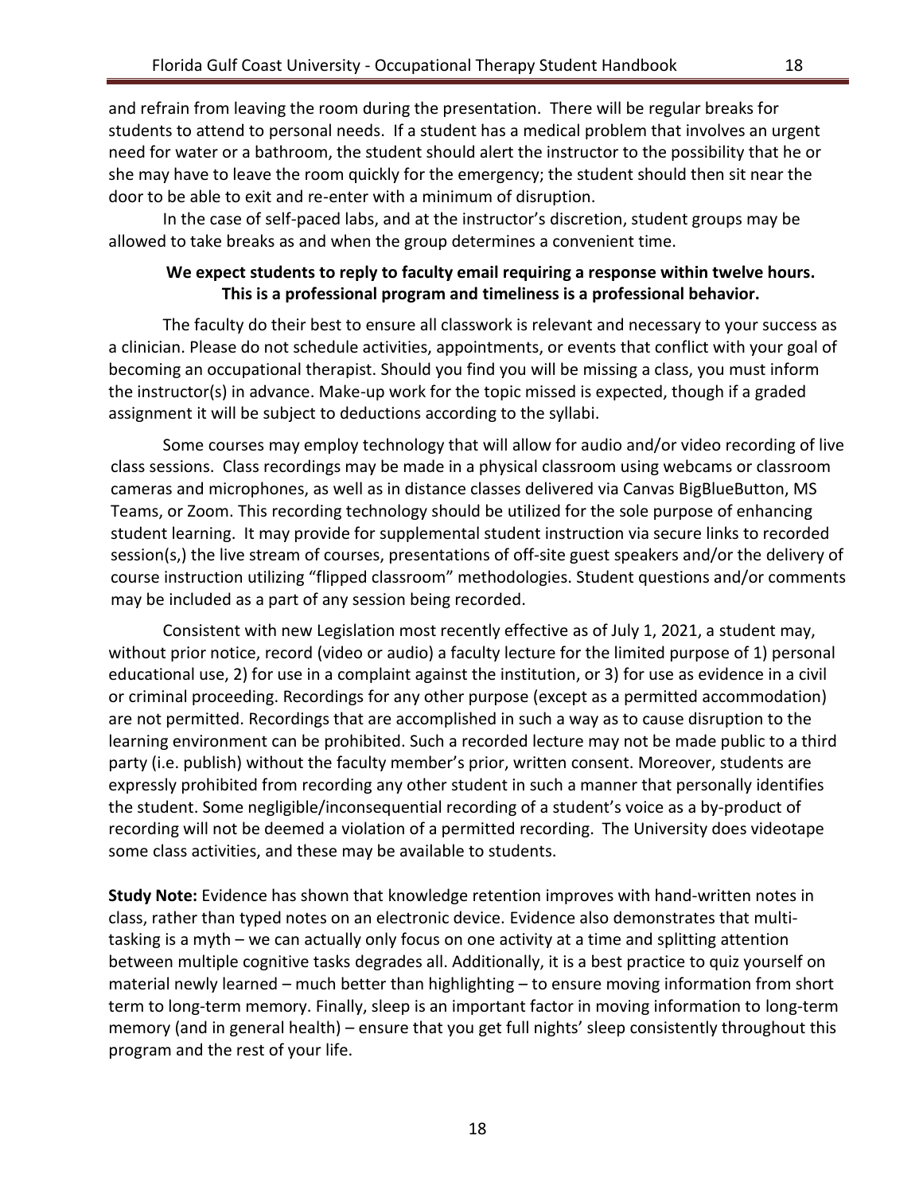and refrain from leaving the room during the presentation. There will be regular breaks for students to attend to personal needs. If a student has a medical problem that involves an urgent need for water or a bathroom, the student should alert the instructor to the possibility that he or she may have to leave the room quickly for the emergency; the student should then sit near the door to be able to exit and re-enter with a minimum of disruption.

In the case of self-paced labs, and at the instructor's discretion, student groups may be allowed to take breaks as and when the group determines a convenient time.

**We expect students to reply to faculty email requiring a response within twelve hours. This is a professional program and timeliness is a professional behavior.**

The faculty do their best to ensure all classwork is relevant and necessary to your success as a clinician. Please do not schedule activities, appointments, or events that conflict with your goal of becoming an occupational therapist. Should you find you will be missing a class, you must inform the instructor(s) in advance. Make-up work for the topic missed is expected, though if a graded assignment it will be subject to deductions according to the syllabi.

Some courses may employ technology that will allow for audio and/or video recording of live class sessions. Class recordings may be made in a physical classroom using webcams or classroom cameras and microphones, as well as in distance classes delivered via Canvas BigBlueButton, MS Teams, or Zoom. This recording technology should be utilized for the sole purpose of enhancing student learning. It may provide for supplemental student instruction via secure links to recorded session(s,) the live stream of courses, presentations of off-site guest speakers and/or the delivery of course instruction utilizing "flipped classroom" methodologies. Student questions and/or comments may be included as a part of any session being recorded.

Consistent with new Legislation most recently effective as of July 1, 2021, a student may, without prior notice, record (video or audio) a faculty lecture for the limited purpose of 1) personal educational use, 2) for use in a complaint against the institution, or 3) for use as evidence in a civil or criminal proceeding. Recordings for any other purpose (except as a permitted accommodation) are not permitted. Recordings that are accomplished in such a way as to cause disruption to the learning environment can be prohibited. Such a recorded lecture may not be made public to a third party (i.e. publish) without the faculty member's prior, written consent. Moreover, students are expressly prohibited from recording any other student in such a manner that personally identifies the student. Some negligible/inconsequential recording of a student's voice as a by-product of recording will not be deemed a violation of a permitted recording. The University does videotape some class activities, and these may be available to students.

**Study Note:** Evidence has shown that knowledge retention improves with hand-written notes in class, rather than typed notes on an electronic device. Evidence also demonstrates that multi-tasking is a myth – we can actually only focus on one activity at a time and splitting attention between multiple cognitive tasks degrades all. Additionally, it is a best practice to quiz yourself on material newly learned – much better than highlighting – to ensure moving information from short term to long-term memory. Finally, sleep is an important factor in moving information to long-term memory (and in general health) – ensure that you get full nights' sleep consistently throughout this program and the rest of your life.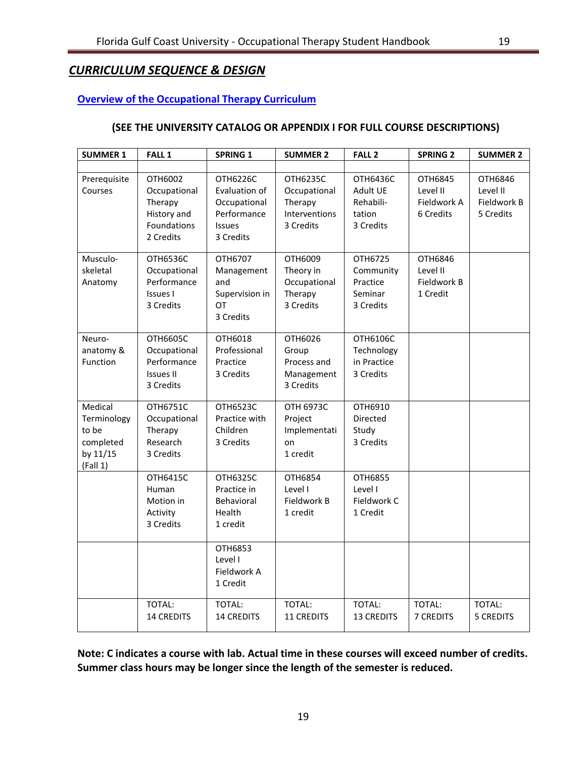## *CURRICULUM SEQUENCE & DESIGN*

### Overview of the Occupational Therapy Curriculum

**(SEE THE UNIVERSITY CATALOG OR APPENDIX I FOR FULL COURSE DESCRIPTIONS)**

| SUMMER 1 | FALL 1 | SPRING 1 | SUMMER 2 | FALL 2 | SPRING 2 | SUMMER 2 |
|---|---|---|---|---|---|---|
| | | | | | | |
| Prerequisite Courses | OTH6002 Occupational Therapy History and Foundations 2 Credits | OTH6226C Evaluation of Occupational Performance Issues 3 Credits | OTH6235C Occupational Therapy Interventions 3 Credits | OTH6436C Adult UE Rehabili-tation 3 Credits | OTH6845 Level II Fieldwork A 6 Credits | OTH6846 Level II Fieldwork B 5 Credits |
| Musculo-skeletal Anatomy | OTH6536C Occupational Performance Issues I 3 Credits | OTH6707 Management and Supervision in OT 3 Credits | OTH6009 Theory in Occupational Therapy 3 Credits | OTH6725 Community Practice Seminar 3 Credits | OTH6846 Level II Fieldwork B 1 Credit | |
| Neuro-anatomy & Function | OTH6605C Occupational Performance Issues II 3 Credits | OTH6018 Professional Practice 3 Credits | OTH6026 Group Process and Management 3 Credits | OTH6106C Technology in Practice 3 Credits | | |
| Medical Terminology to be completed by 11/15 (Fall 1) | OTH6751C Occupational Therapy Research 3 Credits | OTH6523C Practice with Children 3 Credits | OTH 6973C Project Implementati on 1 credit | OTH6910 Directed Study 3 Credits | | |
| | OTH6415C Human Motion in Activity 3 Credits | OTH6325C Practice in Behavioral Health 1 credit | OTH6854 Level I Fieldwork B 1 credit | OTH6855 Level I Fieldwork C 1 Credit | | |
| | | OTH6853 Level I Fieldwork A 1 Credit | | | | |
| | TOTAL: 14 CREDITS | TOTAL: 14 CREDITS | TOTAL: 11 CREDITS | TOTAL: 13 CREDITS | TOTAL: 7 CREDITS | TOTAL: 5 CREDITS |

**Note: C indicates a course with lab. Actual time in these courses will exceed number of credits. Summer class hours may be longer since the length of the semester is reduced.**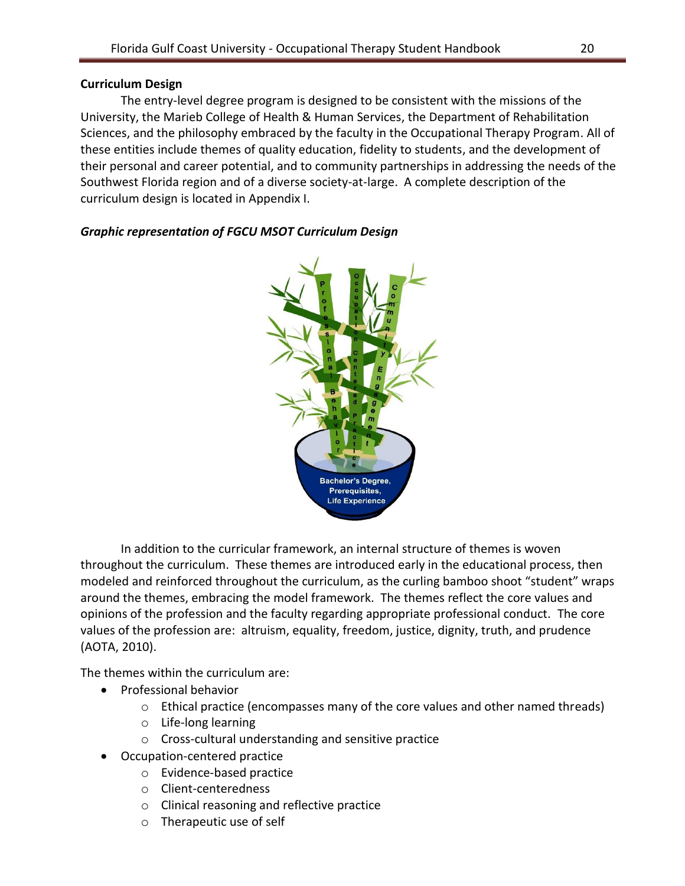**Curriculum Design**

The entry-level degree program is designed to be consistent with the missions of the University, the Marieb College of Health & Human Services, the Department of Rehabilitation Sciences, and the philosophy embraced by the faculty in the Occupational Therapy Program. All of these entities include themes of quality education, fidelity to students, and the development of their personal and career potential, and to community partnerships in addressing the needs of the Southwest Florida region and of a diverse society-at-large. A complete description of the curriculum design is located in Appendix I.

***Graphic representation of FGCU MSOT Curriculum Design***

In addition to the curricular framework, an internal structure of themes is woven throughout the curriculum. These themes are introduced early in the educational process, then modeled and reinforced throughout the curriculum, as the curling bamboo shoot "student" wraps around the themes, embracing the model framework. The themes reflect the core values and opinions of the profession and the faculty regarding appropriate professional conduct. The core values of the profession are: altruism, equality, freedom, justice, dignity, truth, and prudence (AOTA, 2010).

The themes within the curriculum are:

- Professional behavior
    - Ethical practice (encompasses many of the core values and other named threads)
    - Life-long learning
    - Cross-cultural understanding and sensitive practice
- Occupation-centered practice
    - Evidence-based practice
    - Client-centeredness
    - Clinical reasoning and reflective practice
    - Therapeutic use of self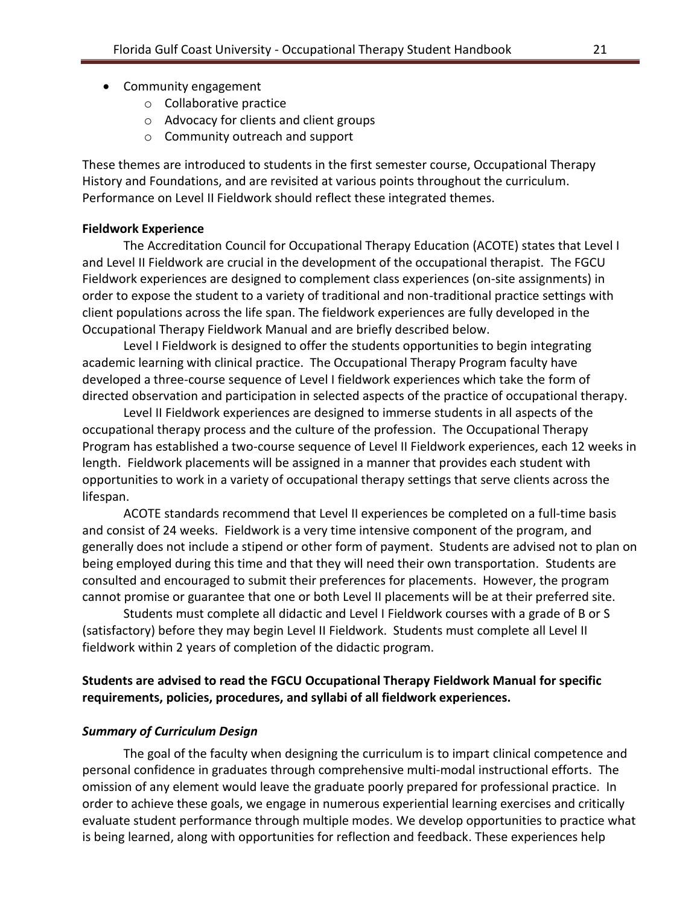- Community engagement
    - Collaborative practice
    - Advocacy for clients and client groups
    - Community outreach and support

These themes are introduced to students in the first semester course, Occupational Therapy History and Foundations, and are revisited at various points throughout the curriculum. Performance on Level II Fieldwork should reflect these integrated themes.

**Fieldwork Experience**

The Accreditation Council for Occupational Therapy Education (ACOTE) states that Level I and Level II Fieldwork are crucial in the development of the occupational therapist. The FGCU Fieldwork experiences are designed to complement class experiences (on-site assignments) in order to expose the student to a variety of traditional and non-traditional practice settings with client populations across the life span. The fieldwork experiences are fully developed in the Occupational Therapy Fieldwork Manual and are briefly described below.

Level I Fieldwork is designed to offer the students opportunities to begin integrating academic learning with clinical practice. The Occupational Therapy Program faculty have developed a three-course sequence of Level I fieldwork experiences which take the form of directed observation and participation in selected aspects of the practice of occupational therapy.

Level II Fieldwork experiences are designed to immerse students in all aspects of the occupational therapy process and the culture of the profession. The Occupational Therapy Program has established a two-course sequence of Level II Fieldwork experiences, each 12 weeks in length. Fieldwork placements will be assigned in a manner that provides each student with opportunities to work in a variety of occupational therapy settings that serve clients across the lifespan.

ACOTE standards recommend that Level II experiences be completed on a full-time basis and consist of 24 weeks. Fieldwork is a very time intensive component of the program, and generally does not include a stipend or other form of payment. Students are advised not to plan on being employed during this time and that they will need their own transportation. Students are consulted and encouraged to submit their preferences for placements. However, the program cannot promise or guarantee that one or both Level II placements will be at their preferred site.

Students must complete all didactic and Level I Fieldwork courses with a grade of B or S (satisfactory) before they may begin Level II Fieldwork. Students must complete all Level II fieldwork within 2 years of completion of the didactic program.

**Students are advised to read the FGCU Occupational Therapy Fieldwork Manual for specific requirements, policies, procedures, and syllabi of all fieldwork experiences.**

***Summary of Curriculum Design***

The goal of the faculty when designing the curriculum is to impart clinical competence and personal confidence in graduates through comprehensive multi-modal instructional efforts. The omission of any element would leave the graduate poorly prepared for professional practice. In order to achieve these goals, we engage in numerous experiential learning exercises and critically evaluate student performance through multiple modes. We develop opportunities to practice what is being learned, along with opportunities for reflection and feedback. These experiences help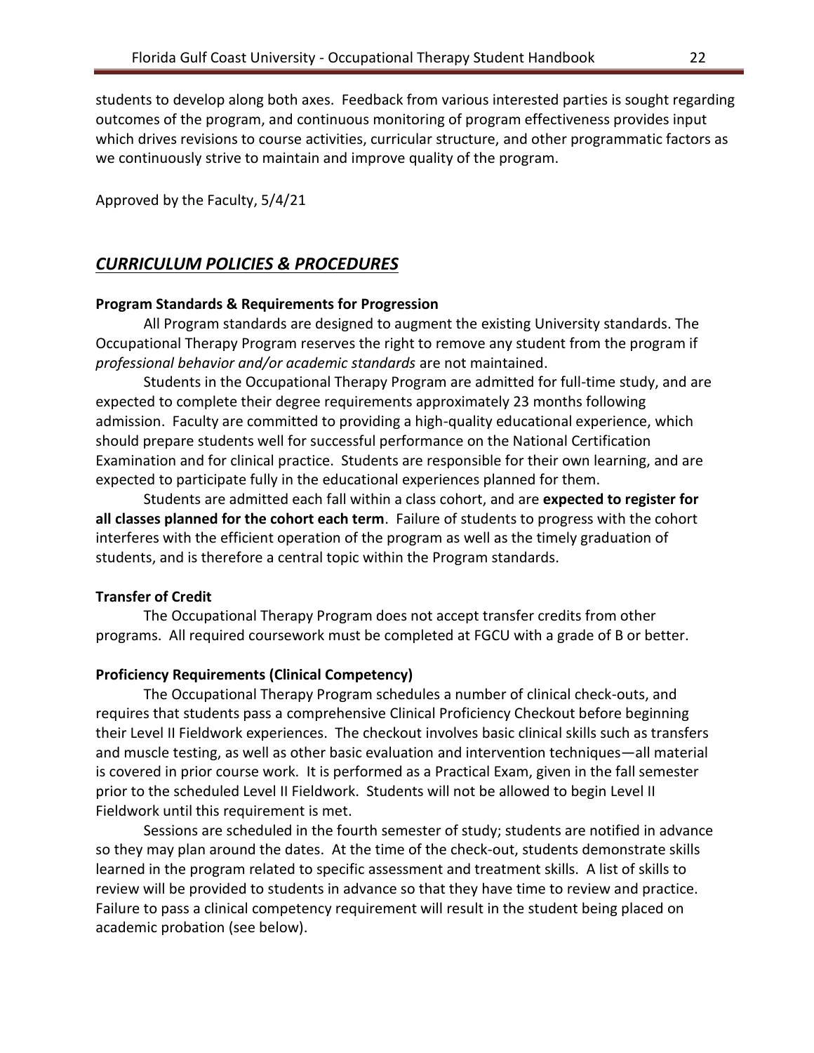students to develop along both axes. Feedback from various interested parties is sought regarding outcomes of the program, and continuous monitoring of program effectiveness provides input which drives revisions to course activities, curricular structure, and other programmatic factors as we continuously strive to maintain and improve quality of the program.

Approved by the Faculty, 5/4/21

## ***CURRICULUM POLICIES & PROCEDURES***

**Program Standards & Requirements for Progression**

All Program standards are designed to augment the existing University standards. The Occupational Therapy Program reserves the right to remove any student from the program if *professional behavior and/or academic standards* are not maintained.

Students in the Occupational Therapy Program are admitted for full-time study, and are expected to complete their degree requirements approximately 23 months following admission. Faculty are committed to providing a high-quality educational experience, which should prepare students well for successful performance on the National Certification Examination and for clinical practice. Students are responsible for their own learning, and are expected to participate fully in the educational experiences planned for them.

Students are admitted each fall within a class cohort, and are **expected to register for all classes planned for the cohort each term**. Failure of students to progress with the cohort interferes with the efficient operation of the program as well as the timely graduation of students, and is therefore a central topic within the Program standards.

**Transfer of Credit**

The Occupational Therapy Program does not accept transfer credits from other programs. All required coursework must be completed at FGCU with a grade of B or better.

**Proficiency Requirements (Clinical Competency)**

The Occupational Therapy Program schedules a number of clinical check-outs, and requires that students pass a comprehensive Clinical Proficiency Checkout before beginning their Level II Fieldwork experiences. The checkout involves basic clinical skills such as transfers and muscle testing, as well as other basic evaluation and intervention techniques—all material is covered in prior course work. It is performed as a Practical Exam, given in the fall semester prior to the scheduled Level II Fieldwork. Students will not be allowed to begin Level II Fieldwork until this requirement is met.

Sessions are scheduled in the fourth semester of study; students are notified in advance so they may plan around the dates. At the time of the check-out, students demonstrate skills learned in the program related to specific assessment and treatment skills. A list of skills to review will be provided to students in advance so that they have time to review and practice. Failure to pass a clinical competency requirement will result in the student being placed on academic probation (see below).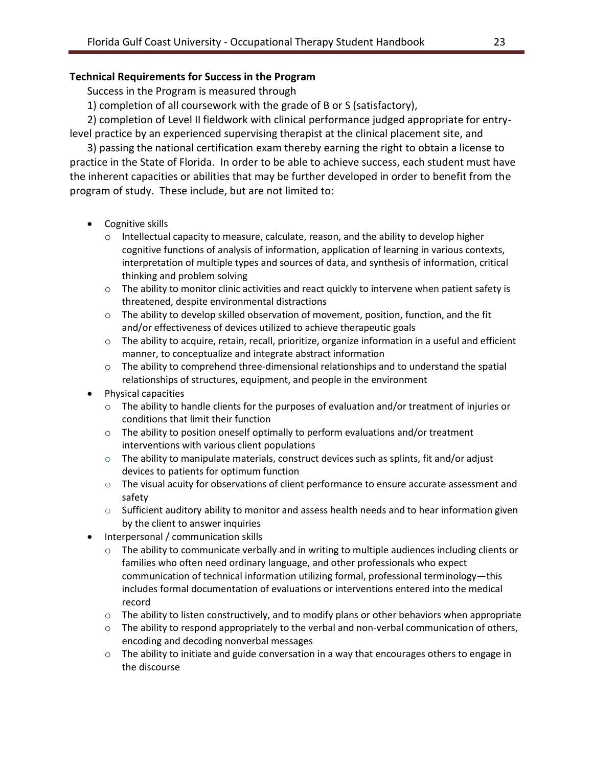**Technical Requirements for Success in the Program**

Success in the Program is measured through

1) completion of all coursework with the grade of B or S (satisfactory),

2) completion of Level II fieldwork with clinical performance judged appropriate for entry-level practice by an experienced supervising therapist at the clinical placement site, and

3) passing the national certification exam thereby earning the right to obtain a license to practice in the State of Florida. In order to be able to achieve success, each student must have the inherent capacities or abilities that may be further developed in order to benefit from the program of study. These include, but are not limited to:

- Cognitive skills
  - Intellectual capacity to measure, calculate, reason, and the ability to develop higher cognitive functions of analysis of information, application of learning in various contexts, interpretation of multiple types and sources of data, and synthesis of information, critical thinking and problem solving
  - The ability to monitor clinic activities and react quickly to intervene when patient safety is threatened, despite environmental distractions
  - The ability to develop skilled observation of movement, position, function, and the fit and/or effectiveness of devices utilized to achieve therapeutic goals
  - The ability to acquire, retain, recall, prioritize, organize information in a useful and efficient manner, to conceptualize and integrate abstract information
  - The ability to comprehend three-dimensional relationships and to understand the spatial relationships of structures, equipment, and people in the environment
- Physical capacities
  - The ability to handle clients for the purposes of evaluation and/or treatment of injuries or conditions that limit their function
  - The ability to position oneself optimally to perform evaluations and/or treatment interventions with various client populations
  - The ability to manipulate materials, construct devices such as splints, fit and/or adjust devices to patients for optimum function
  - The visual acuity for observations of client performance to ensure accurate assessment and safety
  - Sufficient auditory ability to monitor and assess health needs and to hear information given by the client to answer inquiries
- Interpersonal / communication skills
  - The ability to communicate verbally and in writing to multiple audiences including clients or families who often need ordinary language, and other professionals who expect communication of technical information utilizing formal, professional terminology—this includes formal documentation of evaluations or interventions entered into the medical record
  - The ability to listen constructively, and to modify plans or other behaviors when appropriate
  - The ability to respond appropriately to the verbal and non-verbal communication of others, encoding and decoding nonverbal messages
  - The ability to initiate and guide conversation in a way that encourages others to engage in the discourse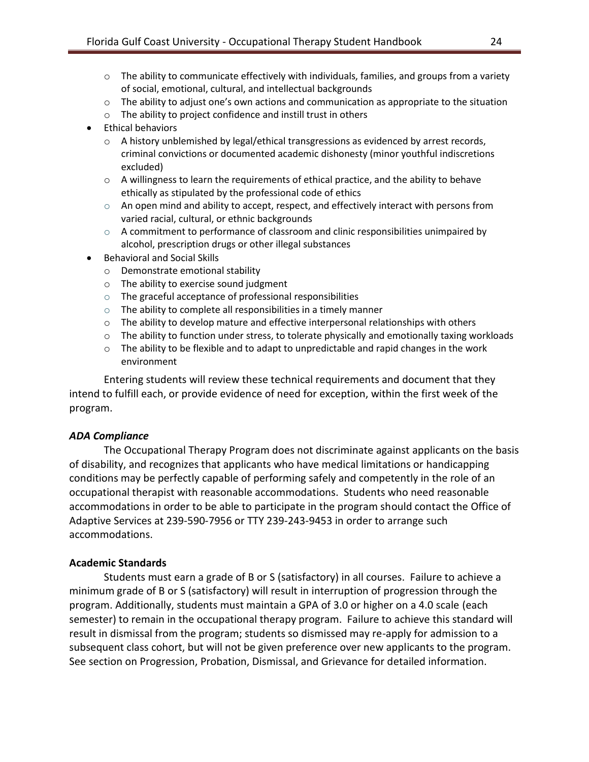- The ability to communicate effectively with individuals, families, and groups from a variety of social, emotional, cultural, and intellectual backgrounds
   - The ability to adjust one's own actions and communication as appropriate to the situation
   - The ability to project confidence and instill trust in others
- Ethical behaviors
   - A history unblemished by legal/ethical transgressions as evidenced by arrest records, criminal convictions or documented academic dishonesty (minor youthful indiscretions excluded)
   - A willingness to learn the requirements of ethical practice, and the ability to behave ethically as stipulated by the professional code of ethics
   - An open mind and ability to accept, respect, and effectively interact with persons from varied racial, cultural, or ethnic backgrounds
   - A commitment to performance of classroom and clinic responsibilities unimpaired by alcohol, prescription drugs or other illegal substances
- Behavioral and Social Skills
   - Demonstrate emotional stability
   - The ability to exercise sound judgment
   - The graceful acceptance of professional responsibilities
   - The ability to complete all responsibilities in a timely manner
   - The ability to develop mature and effective interpersonal relationships with others
   - The ability to function under stress, to tolerate physically and emotionally taxing workloads
   - The ability to be flexible and to adapt to unpredictable and rapid changes in the work environment

Entering students will review these technical requirements and document that they intend to fulfill each, or provide evidence of need for exception, within the first week of the program.

***ADA Compliance***

The Occupational Therapy Program does not discriminate against applicants on the basis of disability, and recognizes that applicants who have medical limitations or handicapping conditions may be perfectly capable of performing safely and competently in the role of an occupational therapist with reasonable accommodations. Students who need reasonable accommodations in order to be able to participate in the program should contact the Office of Adaptive Services at 239-590-7956 or TTY 239-243-9453 in order to arrange such accommodations.

**Academic Standards**

Students must earn a grade of B or S (satisfactory) in all courses. Failure to achieve a minimum grade of B or S (satisfactory) will result in interruption of progression through the program. Additionally, students must maintain a GPA of 3.0 or higher on a 4.0 scale (each semester) to remain in the occupational therapy program. Failure to achieve this standard will result in dismissal from the program; students so dismissed may re-apply for admission to a subsequent class cohort, but will not be given preference over new applicants to the program. See section on Progression, Probation, Dismissal, and Grievance for detailed information.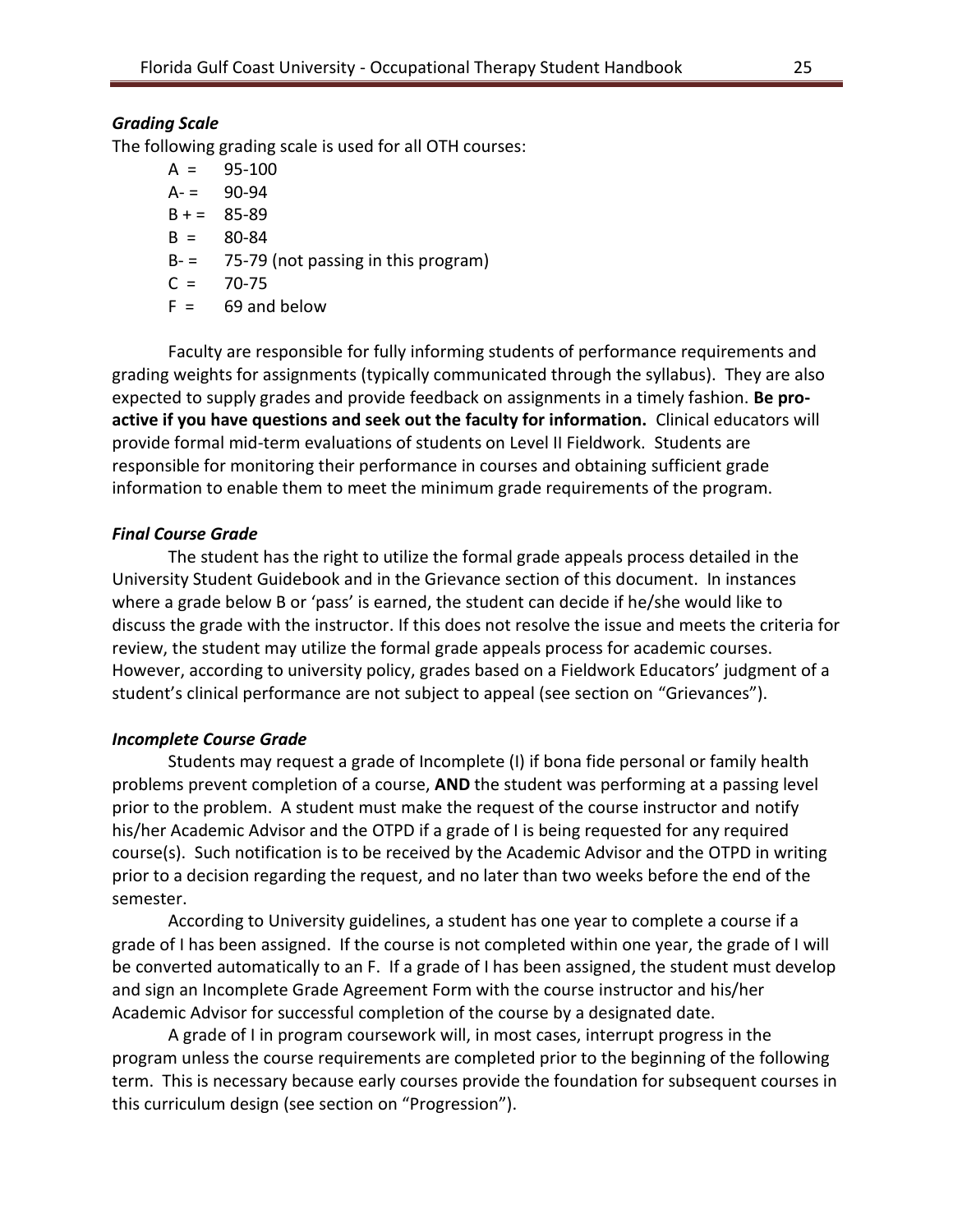### *Grading Scale*

The following grading scale is used for all OTH courses:

A = 95-100
A- = 90-94
B + = 85-89
B = 80-84
B- = 75-79 (not passing in this program)
C = 70-75
F = 69 and below

Faculty are responsible for fully informing students of performance requirements and grading weights for assignments (typically communicated through the syllabus). They are also expected to supply grades and provide feedback on assignments in a timely fashion. **Be pro-active if you have questions and seek out the faculty for information.** Clinical educators will provide formal mid-term evaluations of students on Level II Fieldwork. Students are responsible for monitoring their performance in courses and obtaining sufficient grade information to enable them to meet the minimum grade requirements of the program.

### *Final Course Grade*

The student has the right to utilize the formal grade appeals process detailed in the University Student Guidebook and in the Grievance section of this document. In instances where a grade below B or 'pass' is earned, the student can decide if he/she would like to discuss the grade with the instructor. If this does not resolve the issue and meets the criteria for review, the student may utilize the formal grade appeals process for academic courses. However, according to university policy, grades based on a Fieldwork Educators' judgment of a student's clinical performance are not subject to appeal (see section on "Grievances").

### *Incomplete Course Grade*

Students may request a grade of Incomplete (I) if bona fide personal or family health problems prevent completion of a course, **AND** the student was performing at a passing level prior to the problem. A student must make the request of the course instructor and notify his/her Academic Advisor and the OTPD if a grade of I is being requested for any required course(s). Such notification is to be received by the Academic Advisor and the OTPD in writing prior to a decision regarding the request, and no later than two weeks before the end of the semester.

According to University guidelines, a student has one year to complete a course if a grade of I has been assigned. If the course is not completed within one year, the grade of I will be converted automatically to an F. If a grade of I has been assigned, the student must develop and sign an Incomplete Grade Agreement Form with the course instructor and his/her Academic Advisor for successful completion of the course by a designated date.

A grade of I in program coursework will, in most cases, interrupt progress in the program unless the course requirements are completed prior to the beginning of the following term. This is necessary because early courses provide the foundation for subsequent courses in this curriculum design (see section on "Progression").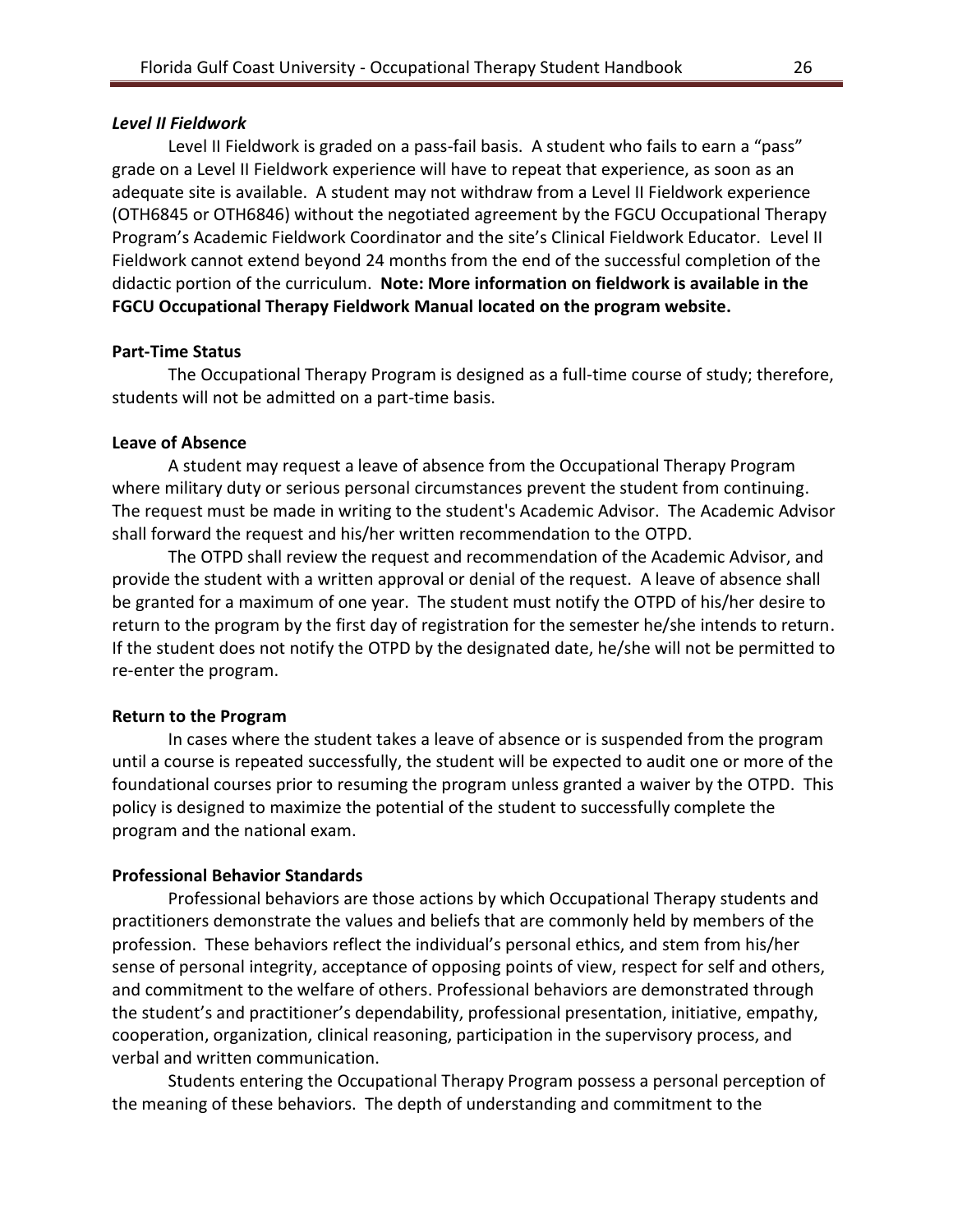***Level II Fieldwork***

Level II Fieldwork is graded on a pass-fail basis. A student who fails to earn a "pass" grade on a Level II Fieldwork experience will have to repeat that experience, as soon as an adequate site is available. A student may not withdraw from a Level II Fieldwork experience (OTH6845 or OTH6846) without the negotiated agreement by the FGCU Occupational Therapy Program's Academic Fieldwork Coordinator and the site's Clinical Fieldwork Educator. Level II Fieldwork cannot extend beyond 24 months from the end of the successful completion of the didactic portion of the curriculum. **Note: More information on fieldwork is available in the FGCU Occupational Therapy Fieldwork Manual located on the program website.**

**Part-Time Status**

The Occupational Therapy Program is designed as a full-time course of study; therefore, students will not be admitted on a part-time basis.

**Leave of Absence**

A student may request a leave of absence from the Occupational Therapy Program where military duty or serious personal circumstances prevent the student from continuing. The request must be made in writing to the student's Academic Advisor. The Academic Advisor shall forward the request and his/her written recommendation to the OTPD.

The OTPD shall review the request and recommendation of the Academic Advisor, and provide the student with a written approval or denial of the request. A leave of absence shall be granted for a maximum of one year. The student must notify the OTPD of his/her desire to return to the program by the first day of registration for the semester he/she intends to return. If the student does not notify the OTPD by the designated date, he/she will not be permitted to re-enter the program.

**Return to the Program**

In cases where the student takes a leave of absence or is suspended from the program until a course is repeated successfully, the student will be expected to audit one or more of the foundational courses prior to resuming the program unless granted a waiver by the OTPD. This policy is designed to maximize the potential of the student to successfully complete the program and the national exam.

**Professional Behavior Standards**

Professional behaviors are those actions by which Occupational Therapy students and practitioners demonstrate the values and beliefs that are commonly held by members of the profession. These behaviors reflect the individual's personal ethics, and stem from his/her sense of personal integrity, acceptance of opposing points of view, respect for self and others, and commitment to the welfare of others. Professional behaviors are demonstrated through the student's and practitioner's dependability, professional presentation, initiative, empathy, cooperation, organization, clinical reasoning, participation in the supervisory process, and verbal and written communication.

Students entering the Occupational Therapy Program possess a personal perception of the meaning of these behaviors. The depth of understanding and commitment to the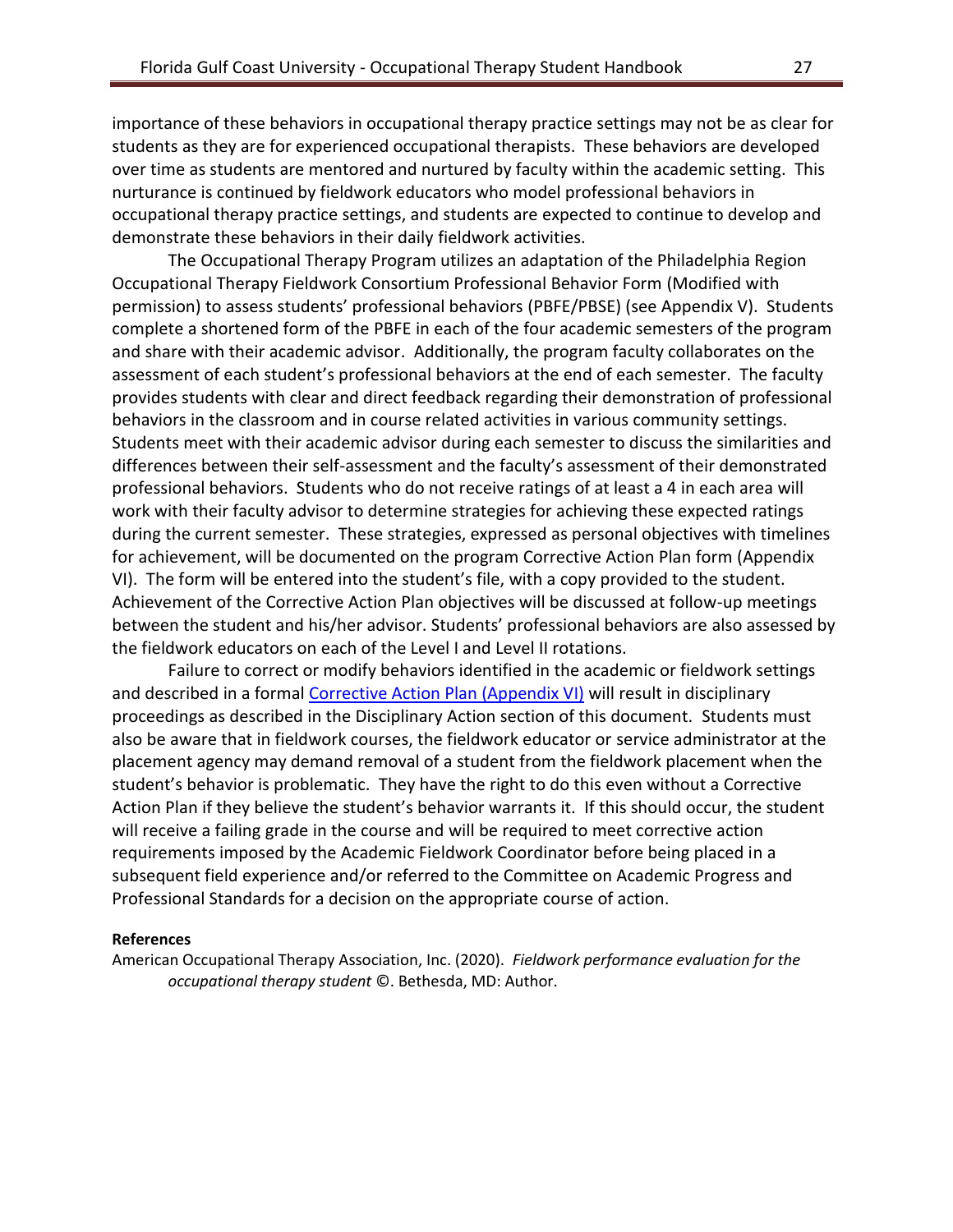importance of these behaviors in occupational therapy practice settings may not be as clear for students as they are for experienced occupational therapists. These behaviors are developed over time as students are mentored and nurtured by faculty within the academic setting. This nurturance is continued by fieldwork educators who model professional behaviors in occupational therapy practice settings, and students are expected to continue to develop and demonstrate these behaviors in their daily fieldwork activities.

The Occupational Therapy Program utilizes an adaptation of the Philadelphia Region Occupational Therapy Fieldwork Consortium Professional Behavior Form (Modified with permission) to assess students' professional behaviors (PBFE/PBSE) (see Appendix V). Students complete a shortened form of the PBFE in each of the four academic semesters of the program and share with their academic advisor. Additionally, the program faculty collaborates on the assessment of each student's professional behaviors at the end of each semester. The faculty provides students with clear and direct feedback regarding their demonstration of professional behaviors in the classroom and in course related activities in various community settings. Students meet with their academic advisor during each semester to discuss the similarities and differences between their self-assessment and the faculty's assessment of their demonstrated professional behaviors. Students who do not receive ratings of at least a 4 in each area will work with their faculty advisor to determine strategies for achieving these expected ratings during the current semester. These strategies, expressed as personal objectives with timelines for achievement, will be documented on the program Corrective Action Plan form (Appendix VI). The form will be entered into the student's file, with a copy provided to the student. Achievement of the Corrective Action Plan objectives will be discussed at follow-up meetings between the student and his/her advisor. Students' professional behaviors are also assessed by the fieldwork educators on each of the Level I and Level II rotations.

Failure to correct or modify behaviors identified in the academic or fieldwork settings and described in a formal Corrective Action Plan (Appendix VI) will result in disciplinary proceedings as described in the Disciplinary Action section of this document. Students must also be aware that in fieldwork courses, the fieldwork educator or service administrator at the placement agency may demand removal of a student from the fieldwork placement when the student's behavior is problematic. They have the right to do this even without a Corrective Action Plan if they believe the student's behavior warrants it. If this should occur, the student will receive a failing grade in the course and will be required to meet corrective action requirements imposed by the Academic Fieldwork Coordinator before being placed in a subsequent field experience and/or referred to the Committee on Academic Progress and Professional Standards for a decision on the appropriate course of action.

**References**

American Occupational Therapy Association, Inc. (2020). *Fieldwork performance evaluation for the occupational therapy student* ©. Bethesda, MD: Author.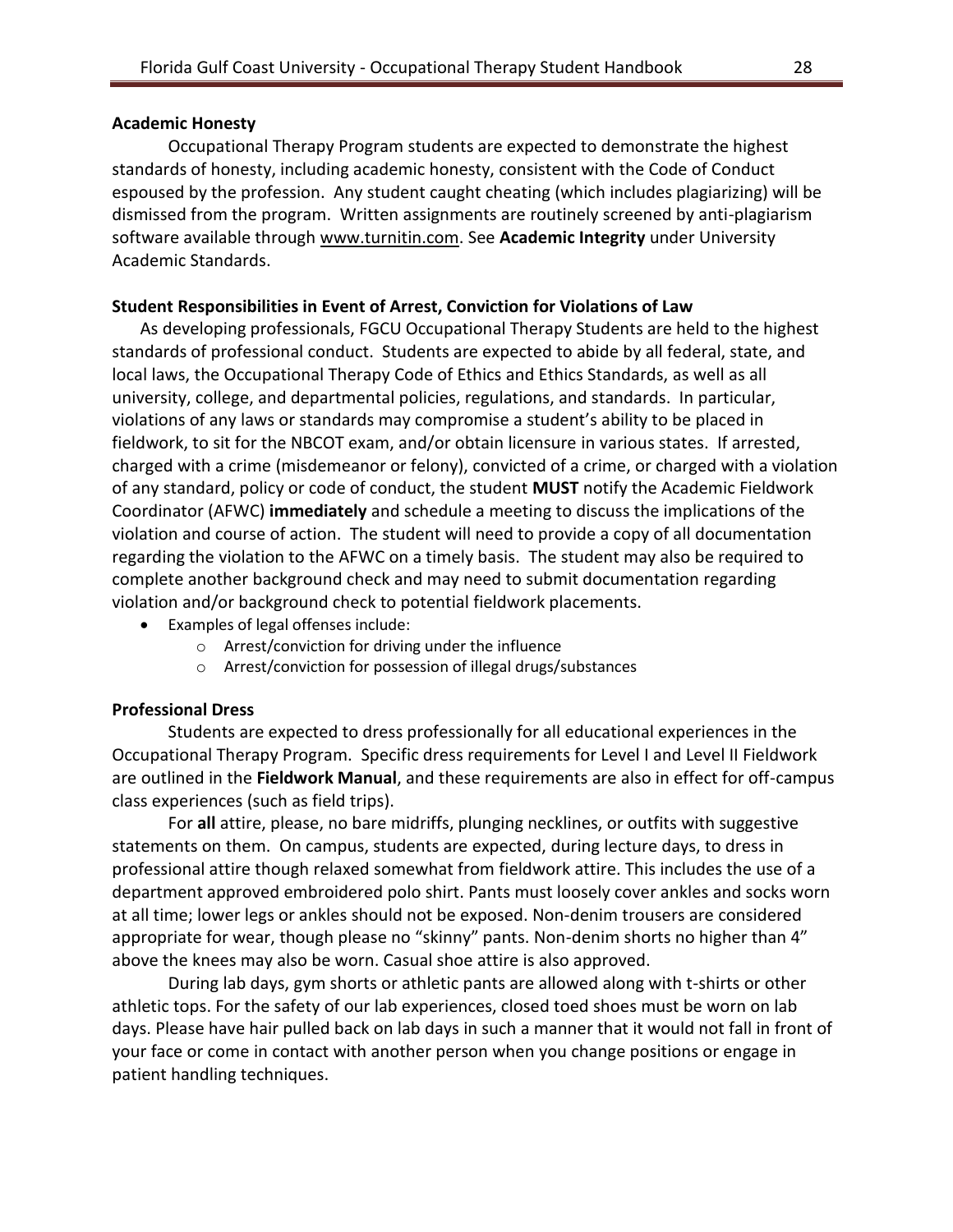**Academic Honesty**

Occupational Therapy Program students are expected to demonstrate the highest standards of honesty, including academic honesty, consistent with the Code of Conduct espoused by the profession. Any student caught cheating (which includes plagiarizing) will be dismissed from the program. Written assignments are routinely screened by anti-plagiarism software available through www.turnitin.com. See **Academic Integrity** under University Academic Standards.

**Student Responsibilities in Event of Arrest, Conviction for Violations of Law**

As developing professionals, FGCU Occupational Therapy Students are held to the highest standards of professional conduct. Students are expected to abide by all federal, state, and local laws, the Occupational Therapy Code of Ethics and Ethics Standards, as well as all university, college, and departmental policies, regulations, and standards. In particular, violations of any laws or standards may compromise a student's ability to be placed in fieldwork, to sit for the NBCOT exam, and/or obtain licensure in various states. If arrested, charged with a crime (misdemeanor or felony), convicted of a crime, or charged with a violation of any standard, policy or code of conduct, the student **MUST** notify the Academic Fieldwork Coordinator (AFWC) **immediately** and schedule a meeting to discuss the implications of the violation and course of action. The student will need to provide a copy of all documentation regarding the violation to the AFWC on a timely basis. The student may also be required to complete another background check and may need to submit documentation regarding violation and/or background check to potential fieldwork placements.

- Examples of legal offenses include:
  - Arrest/conviction for driving under the influence
  - Arrest/conviction for possession of illegal drugs/substances

**Professional Dress**

Students are expected to dress professionally for all educational experiences in the Occupational Therapy Program. Specific dress requirements for Level I and Level II Fieldwork are outlined in the **Fieldwork Manual**, and these requirements are also in effect for off-campus class experiences (such as field trips).

For **all** attire, please, no bare midriffs, plunging necklines, or outfits with suggestive statements on them. On campus, students are expected, during lecture days, to dress in professional attire though relaxed somewhat from fieldwork attire. This includes the use of a department approved embroidered polo shirt. Pants must loosely cover ankles and socks worn at all time; lower legs or ankles should not be exposed. Non-denim trousers are considered appropriate for wear, though please no "skinny" pants. Non-denim shorts no higher than 4" above the knees may also be worn. Casual shoe attire is also approved.

During lab days, gym shorts or athletic pants are allowed along with t-shirts or other athletic tops. For the safety of our lab experiences, closed toed shoes must be worn on lab days. Please have hair pulled back on lab days in such a manner that it would not fall in front of your face or come in contact with another person when you change positions or engage in patient handling techniques.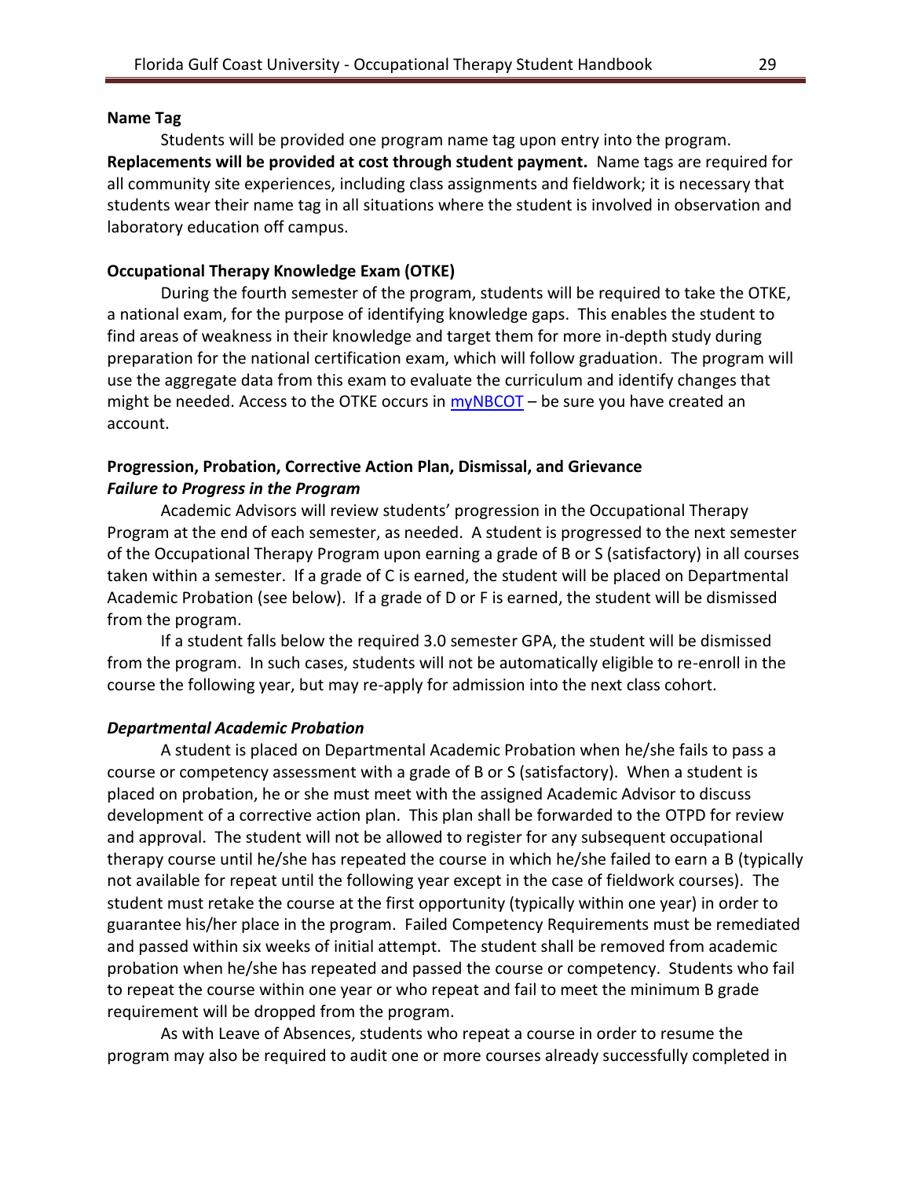**Name Tag**

Students will be provided one program name tag upon entry into the program. **Replacements will be provided at cost through student payment.** Name tags are required for all community site experiences, including class assignments and fieldwork; it is necessary that students wear their name tag in all situations where the student is involved in observation and laboratory education off campus.

**Occupational Therapy Knowledge Exam (OTKE)**

During the fourth semester of the program, students will be required to take the OTKE, a national exam, for the purpose of identifying knowledge gaps. This enables the student to find areas of weakness in their knowledge and target them for more in-depth study during preparation for the national certification exam, which will follow graduation. The program will use the aggregate data from this exam to evaluate the curriculum and identify changes that might be needed. Access to the OTKE occurs in myNBCOT – be sure you have created an account.

**Progression, Probation, Corrective Action Plan, Dismissal, and Grievance**

***Failure to Progress in the Program***

Academic Advisors will review students' progression in the Occupational Therapy Program at the end of each semester, as needed. A student is progressed to the next semester of the Occupational Therapy Program upon earning a grade of B or S (satisfactory) in all courses taken within a semester. If a grade of C is earned, the student will be placed on Departmental Academic Probation (see below). If a grade of D or F is earned, the student will be dismissed from the program.

If a student falls below the required 3.0 semester GPA, the student will be dismissed from the program. In such cases, students will not be automatically eligible to re-enroll in the course the following year, but may re-apply for admission into the next class cohort.

***Departmental Academic Probation***

A student is placed on Departmental Academic Probation when he/she fails to pass a course or competency assessment with a grade of B or S (satisfactory). When a student is placed on probation, he or she must meet with the assigned Academic Advisor to discuss development of a corrective action plan. This plan shall be forwarded to the OTPD for review and approval. The student will not be allowed to register for any subsequent occupational therapy course until he/she has repeated the course in which he/she failed to earn a B (typically not available for repeat until the following year except in the case of fieldwork courses). The student must retake the course at the first opportunity (typically within one year) in order to guarantee his/her place in the program. Failed Competency Requirements must be remediated and passed within six weeks of initial attempt. The student shall be removed from academic probation when he/she has repeated and passed the course or competency. Students who fail to repeat the course within one year or who repeat and fail to meet the minimum B grade requirement will be dropped from the program.

As with Leave of Absences, students who repeat a course in order to resume the program may also be required to audit one or more courses already successfully completed in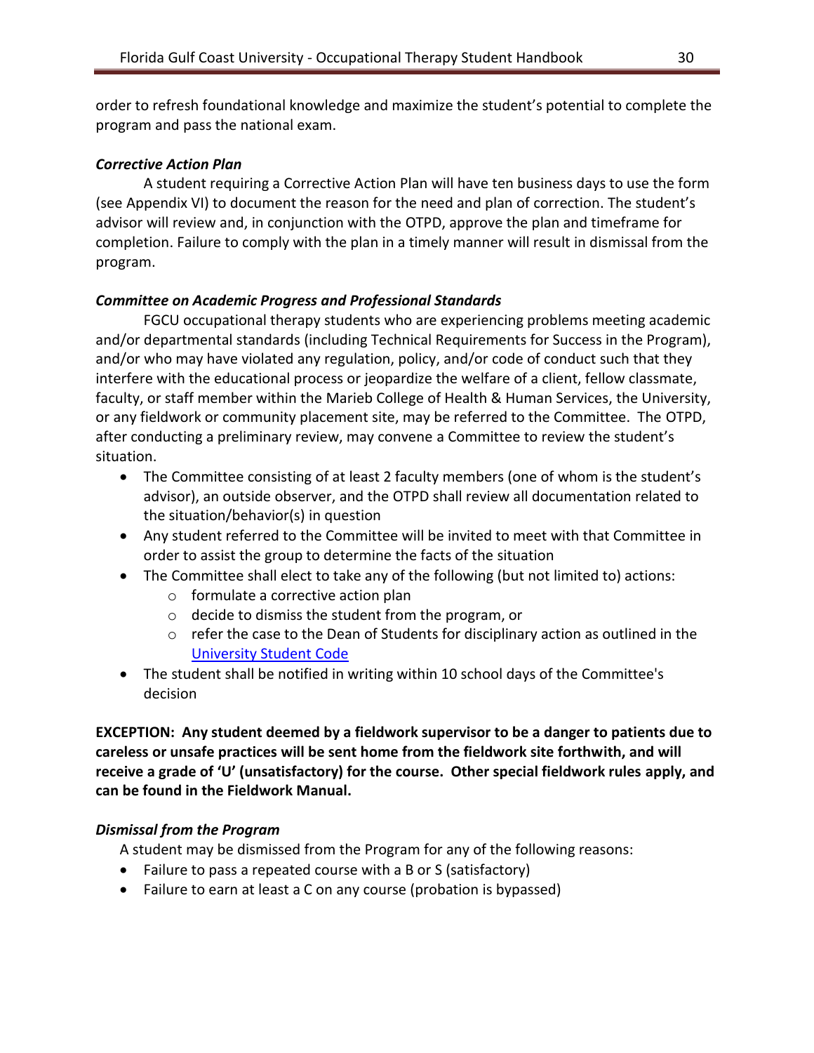order to refresh foundational knowledge and maximize the student's potential to complete the program and pass the national exam.

***Corrective Action Plan***

A student requiring a Corrective Action Plan will have ten business days to use the form (see Appendix VI) to document the reason for the need and plan of correction. The student's advisor will review and, in conjunction with the OTPD, approve the plan and timeframe for completion. Failure to comply with the plan in a timely manner will result in dismissal from the program.

***Committee on Academic Progress and Professional Standards***

FGCU occupational therapy students who are experiencing problems meeting academic and/or departmental standards (including Technical Requirements for Success in the Program), and/or who may have violated any regulation, policy, and/or code of conduct such that they interfere with the educational process or jeopardize the welfare of a client, fellow classmate, faculty, or staff member within the Marieb College of Health & Human Services, the University, or any fieldwork or community placement site, may be referred to the Committee. The OTPD, after conducting a preliminary review, may convene a Committee to review the student's situation.

- The Committee consisting of at least 2 faculty members (one of whom is the student's advisor), an outside observer, and the OTPD shall review all documentation related to the situation/behavior(s) in question
- Any student referred to the Committee will be invited to meet with that Committee in order to assist the group to determine the facts of the situation
- The Committee shall elect to take any of the following (but not limited to) actions:
  - formulate a corrective action plan
  - decide to dismiss the student from the program, or
  - refer the case to the Dean of Students for disciplinary action as outlined in the [University Student Code]
- The student shall be notified in writing within 10 school days of the Committee's decision

**EXCEPTION: Any student deemed by a fieldwork supervisor to be a danger to patients due to careless or unsafe practices will be sent home from the fieldwork site forthwith, and will receive a grade of 'U' (unsatisfactory) for the course. Other special fieldwork rules apply, and can be found in the Fieldwork Manual.**

***Dismissal from the Program***

A student may be dismissed from the Program for any of the following reasons:

- Failure to pass a repeated course with a B or S (satisfactory)
- Failure to earn at least a C on any course (probation is bypassed)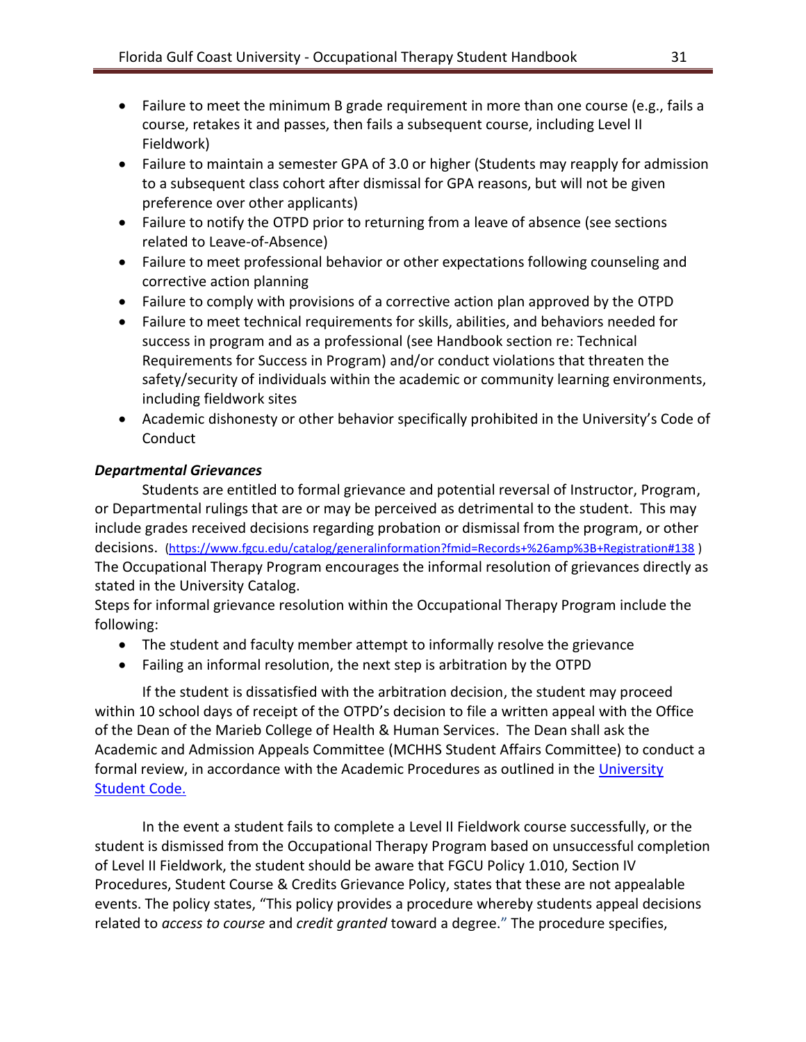- Failure to meet the minimum B grade requirement in more than one course (e.g., fails a course, retakes it and passes, then fails a subsequent course, including Level II Fieldwork)
- Failure to maintain a semester GPA of 3.0 or higher (Students may reapply for admission to a subsequent class cohort after dismissal for GPA reasons, but will not be given preference over other applicants)
- Failure to notify the OTPD prior to returning from a leave of absence (see sections related to Leave-of-Absence)
- Failure to meet professional behavior or other expectations following counseling and corrective action planning
- Failure to comply with provisions of a corrective action plan approved by the OTPD
- Failure to meet technical requirements for skills, abilities, and behaviors needed for success in program and as a professional (see Handbook section re: Technical Requirements for Success in Program) and/or conduct violations that threaten the safety/security of individuals within the academic or community learning environments, including fieldwork sites
- Academic dishonesty or other behavior specifically prohibited in the University's Code of Conduct

***Departmental Grievances***

Students are entitled to formal grievance and potential reversal of Instructor, Program, or Departmental rulings that are or may be perceived as detrimental to the student. This may include grades received decisions regarding probation or dismissal from the program, or other decisions. (https://www.fgcu.edu/catalog/generalinformation?fmid=Records+%26amp%3B+Registration#138 ) The Occupational Therapy Program encourages the informal resolution of grievances directly as stated in the University Catalog.

Steps for informal grievance resolution within the Occupational Therapy Program include the following:

- The student and faculty member attempt to informally resolve the grievance
- Failing an informal resolution, the next step is arbitration by the OTPD

If the student is dissatisfied with the arbitration decision, the student may proceed within 10 school days of receipt of the OTPD's decision to file a written appeal with the Office of the Dean of the Marieb College of Health & Human Services. The Dean shall ask the Academic and Admission Appeals Committee (MCHHS Student Affairs Committee) to conduct a formal review, in accordance with the Academic Procedures as outlined in the University Student Code.

In the event a student fails to complete a Level II Fieldwork course successfully, or the student is dismissed from the Occupational Therapy Program based on unsuccessful completion of Level II Fieldwork, the student should be aware that FGCU Policy 1.010, Section IV Procedures, Student Course & Credits Grievance Policy, states that these are not appealable events. The policy states, "This policy provides a procedure whereby students appeal decisions related to *access to course* and *credit granted* toward a degree." The procedure specifies,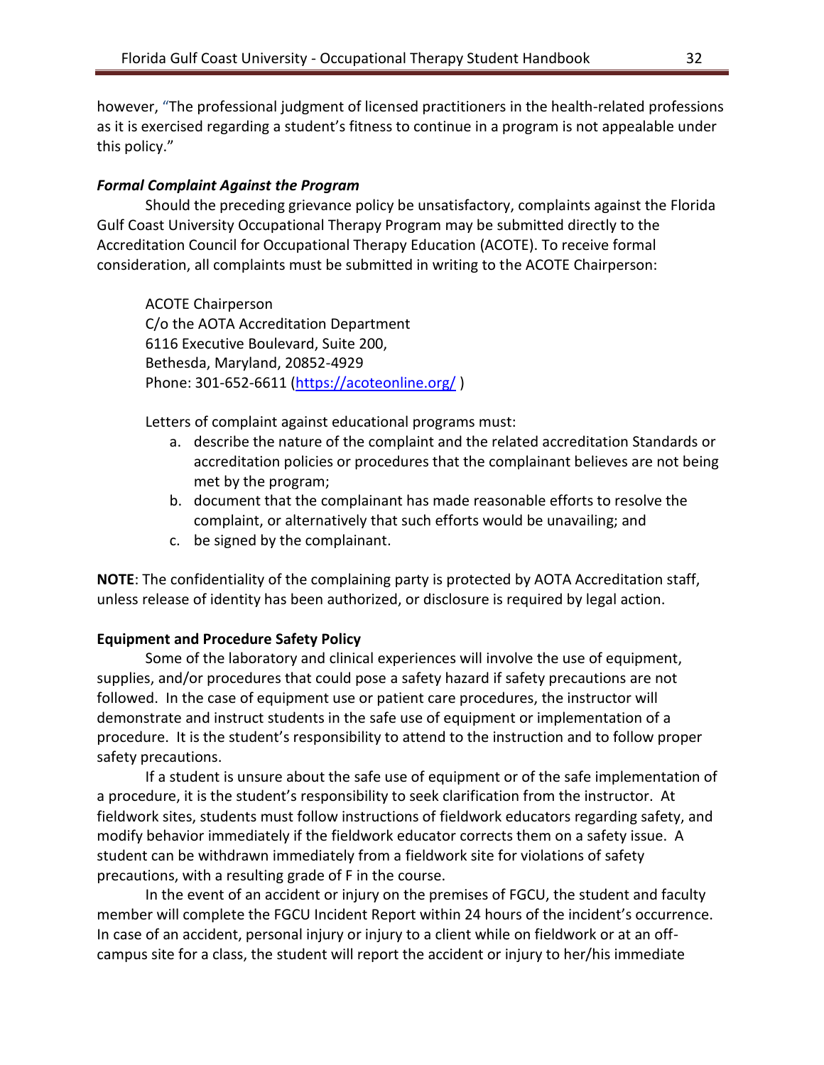however, "The professional judgment of licensed practitioners in the health-related professions as it is exercised regarding a student's fitness to continue in a program is not appealable under this policy."

***Formal Complaint Against the Program***

Should the preceding grievance policy be unsatisfactory, complaints against the Florida Gulf Coast University Occupational Therapy Program may be submitted directly to the Accreditation Council for Occupational Therapy Education (ACOTE). To receive formal consideration, all complaints must be submitted in writing to the ACOTE Chairperson:

ACOTE Chairperson
C/o the AOTA Accreditation Department
6116 Executive Boulevard, Suite 200,
Bethesda, Maryland, 20852-4929
Phone: 301-652-6611 (https://acoteonline.org/ )

Letters of complaint against educational programs must:

a. describe the nature of the complaint and the related accreditation Standards or accreditation policies or procedures that the complainant believes are not being met by the program;
b. document that the complainant has made reasonable efforts to resolve the complaint, or alternatively that such efforts would be unavailing; and
c. be signed by the complainant.

**NOTE**: The confidentiality of the complaining party is protected by AOTA Accreditation staff, unless release of identity has been authorized, or disclosure is required by legal action.

**Equipment and Procedure Safety Policy**

Some of the laboratory and clinical experiences will involve the use of equipment, supplies, and/or procedures that could pose a safety hazard if safety precautions are not followed. In the case of equipment use or patient care procedures, the instructor will demonstrate and instruct students in the safe use of equipment or implementation of a procedure. It is the student's responsibility to attend to the instruction and to follow proper safety precautions.

If a student is unsure about the safe use of equipment or of the safe implementation of a procedure, it is the student's responsibility to seek clarification from the instructor. At fieldwork sites, students must follow instructions of fieldwork educators regarding safety, and modify behavior immediately if the fieldwork educator corrects them on a safety issue. A student can be withdrawn immediately from a fieldwork site for violations of safety precautions, with a resulting grade of F in the course.

In the event of an accident or injury on the premises of FGCU, the student and faculty member will complete the FGCU Incident Report within 24 hours of the incident's occurrence. In case of an accident, personal injury or injury to a client while on fieldwork or at an off-campus site for a class, the student will report the accident or injury to her/his immediate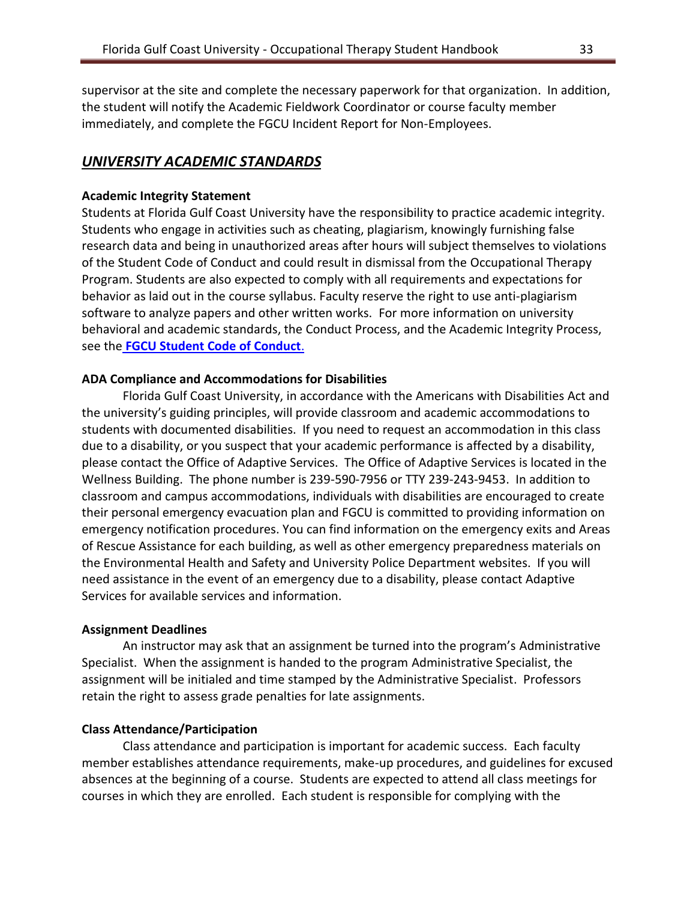supervisor at the site and complete the necessary paperwork for that organization. In addition, the student will notify the Academic Fieldwork Coordinator or course faculty member immediately, and complete the FGCU Incident Report for Non-Employees.

## ***UNIVERSITY ACADEMIC STANDARDS***

**Academic Integrity Statement**

Students at Florida Gulf Coast University have the responsibility to practice academic integrity. Students who engage in activities such as cheating, plagiarism, knowingly furnishing false research data and being in unauthorized areas after hours will subject themselves to violations of the Student Code of Conduct and could result in dismissal from the Occupational Therapy Program. Students are also expected to comply with all requirements and expectations for behavior as laid out in the course syllabus. Faculty reserve the right to use anti-plagiarism software to analyze papers and other written works. For more information on university behavioral and academic standards, the Conduct Process, and the Academic Integrity Process, see the **FGCU Student Code of Conduct**.

**ADA Compliance and Accommodations for Disabilities**

Florida Gulf Coast University, in accordance with the Americans with Disabilities Act and the university's guiding principles, will provide classroom and academic accommodations to students with documented disabilities. If you need to request an accommodation in this class due to a disability, or you suspect that your academic performance is affected by a disability, please contact the Office of Adaptive Services. The Office of Adaptive Services is located in the Wellness Building. The phone number is 239-590-7956 or TTY 239-243-9453. In addition to classroom and campus accommodations, individuals with disabilities are encouraged to create their personal emergency evacuation plan and FGCU is committed to providing information on emergency notification procedures. You can find information on the emergency exits and Areas of Rescue Assistance for each building, as well as other emergency preparedness materials on the Environmental Health and Safety and University Police Department websites. If you will need assistance in the event of an emergency due to a disability, please contact Adaptive Services for available services and information.

**Assignment Deadlines**

An instructor may ask that an assignment be turned into the program's Administrative Specialist. When the assignment is handed to the program Administrative Specialist, the assignment will be initialed and time stamped by the Administrative Specialist. Professors retain the right to assess grade penalties for late assignments.

**Class Attendance/Participation**

Class attendance and participation is important for academic success. Each faculty member establishes attendance requirements, make-up procedures, and guidelines for excused absences at the beginning of a course. Students are expected to attend all class meetings for courses in which they are enrolled. Each student is responsible for complying with the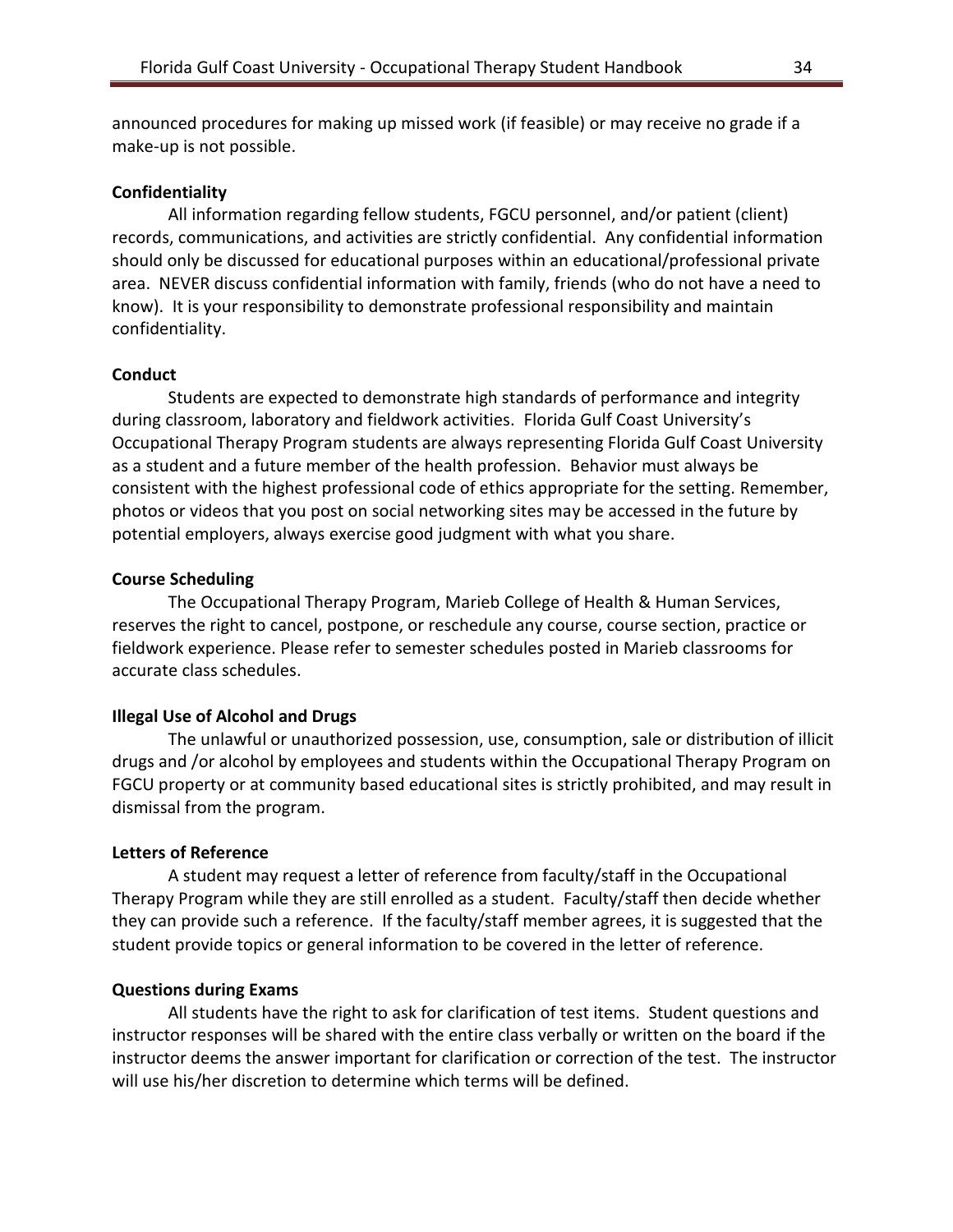announced procedures for making up missed work (if feasible) or may receive no grade if a make-up is not possible.

**Confidentiality**

All information regarding fellow students, FGCU personnel, and/or patient (client) records, communications, and activities are strictly confidential. Any confidential information should only be discussed for educational purposes within an educational/professional private area. NEVER discuss confidential information with family, friends (who do not have a need to know). It is your responsibility to demonstrate professional responsibility and maintain confidentiality.

**Conduct**

Students are expected to demonstrate high standards of performance and integrity during classroom, laboratory and fieldwork activities. Florida Gulf Coast University's Occupational Therapy Program students are always representing Florida Gulf Coast University as a student and a future member of the health profession. Behavior must always be consistent with the highest professional code of ethics appropriate for the setting. Remember, photos or videos that you post on social networking sites may be accessed in the future by potential employers, always exercise good judgment with what you share.

**Course Scheduling**

The Occupational Therapy Program, Marieb College of Health & Human Services, reserves the right to cancel, postpone, or reschedule any course, course section, practice or fieldwork experience. Please refer to semester schedules posted in Marieb classrooms for accurate class schedules.

**Illegal Use of Alcohol and Drugs**

The unlawful or unauthorized possession, use, consumption, sale or distribution of illicit drugs and /or alcohol by employees and students within the Occupational Therapy Program on FGCU property or at community based educational sites is strictly prohibited, and may result in dismissal from the program.

**Letters of Reference**

A student may request a letter of reference from faculty/staff in the Occupational Therapy Program while they are still enrolled as a student. Faculty/staff then decide whether they can provide such a reference. If the faculty/staff member agrees, it is suggested that the student provide topics or general information to be covered in the letter of reference.

**Questions during Exams**

All students have the right to ask for clarification of test items. Student questions and instructor responses will be shared with the entire class verbally or written on the board if the instructor deems the answer important for clarification or correction of the test. The instructor will use his/her discretion to determine which terms will be defined.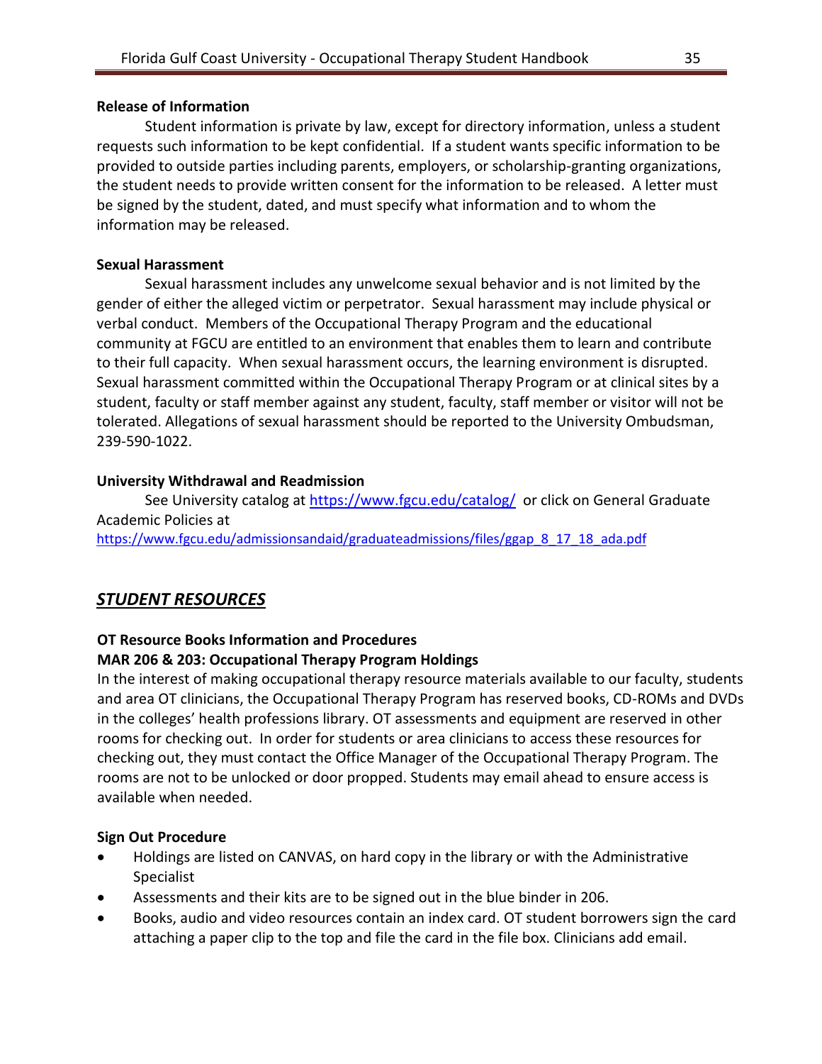**Release of Information**

Student information is private by law, except for directory information, unless a student requests such information to be kept confidential. If a student wants specific information to be provided to outside parties including parents, employers, or scholarship-granting organizations, the student needs to provide written consent for the information to be released. A letter must be signed by the student, dated, and must specify what information and to whom the information may be released.

**Sexual Harassment**

Sexual harassment includes any unwelcome sexual behavior and is not limited by the gender of either the alleged victim or perpetrator. Sexual harassment may include physical or verbal conduct. Members of the Occupational Therapy Program and the educational community at FGCU are entitled to an environment that enables them to learn and contribute to their full capacity. When sexual harassment occurs, the learning environment is disrupted. Sexual harassment committed within the Occupational Therapy Program or at clinical sites by a student, faculty or staff member against any student, faculty, staff member or visitor will not be tolerated. Allegations of sexual harassment should be reported to the University Ombudsman, 239-590-1022.

**University Withdrawal and Readmission**

See University catalog at https://www.fgcu.edu/catalog/ or click on General Graduate Academic Policies at https://www.fgcu.edu/admissionsandaid/graduateadmissions/files/ggap_8_17_18_ada.pdf

## ***STUDENT RESOURCES***

**OT Resource Books Information and Procedures**

**MAR 206 & 203: Occupational Therapy Program Holdings**

In the interest of making occupational therapy resource materials available to our faculty, students and area OT clinicians, the Occupational Therapy Program has reserved books, CD-ROMs and DVDs in the colleges' health professions library. OT assessments and equipment are reserved in other rooms for checking out. In order for students or area clinicians to access these resources for checking out, they must contact the Office Manager of the Occupational Therapy Program. The rooms are not to be unlocked or door propped. Students may email ahead to ensure access is available when needed.

**Sign Out Procedure**

- Holdings are listed on CANVAS, on hard copy in the library or with the Administrative Specialist
- Assessments and their kits are to be signed out in the blue binder in 206.
- Books, audio and video resources contain an index card. OT student borrowers sign the card attaching a paper clip to the top and file the card in the file box. Clinicians add email.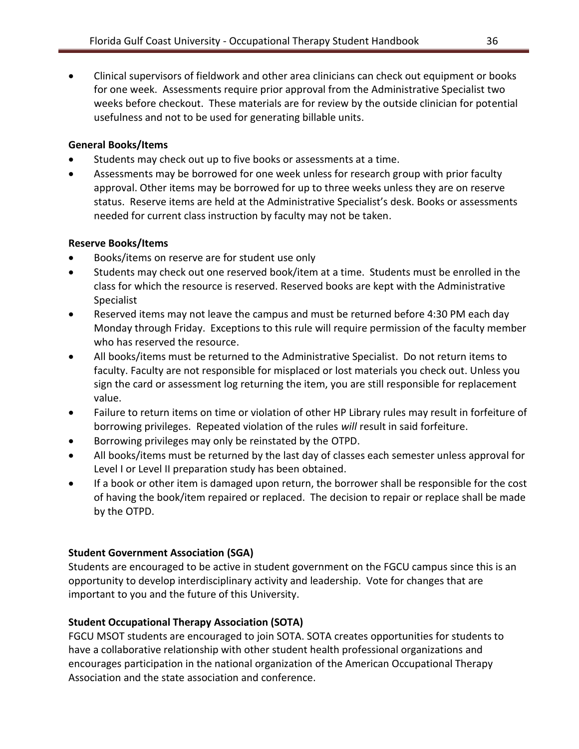- Clinical supervisors of fieldwork and other area clinicians can check out equipment or books for one week. Assessments require prior approval from the Administrative Specialist two weeks before checkout. These materials are for review by the outside clinician for potential usefulness and not to be used for generating billable units.

**General Books/Items**

- Students may check out up to five books or assessments at a time.
- Assessments may be borrowed for one week unless for research group with prior faculty approval. Other items may be borrowed for up to three weeks unless they are on reserve status. Reserve items are held at the Administrative Specialist's desk. Books or assessments needed for current class instruction by faculty may not be taken.

**Reserve Books/Items**

- Books/items on reserve are for student use only
- Students may check out one reserved book/item at a time. Students must be enrolled in the class for which the resource is reserved. Reserved books are kept with the Administrative Specialist
- Reserved items may not leave the campus and must be returned before 4:30 PM each day Monday through Friday. Exceptions to this rule will require permission of the faculty member who has reserved the resource.
- All books/items must be returned to the Administrative Specialist. Do not return items to faculty. Faculty are not responsible for misplaced or lost materials you check out. Unless you sign the card or assessment log returning the item, you are still responsible for replacement value.
- Failure to return items on time or violation of other HP Library rules may result in forfeiture of borrowing privileges. Repeated violation of the rules *will* result in said forfeiture.
- Borrowing privileges may only be reinstated by the OTPD.
- All books/items must be returned by the last day of classes each semester unless approval for Level I or Level II preparation study has been obtained.
- If a book or other item is damaged upon return, the borrower shall be responsible for the cost of having the book/item repaired or replaced. The decision to repair or replace shall be made by the OTPD.

**Student Government Association (SGA)**

Students are encouraged to be active in student government on the FGCU campus since this is an opportunity to develop interdisciplinary activity and leadership. Vote for changes that are important to you and the future of this University.

**Student Occupational Therapy Association (SOTA)**

FGCU MSOT students are encouraged to join SOTA. SOTA creates opportunities for students to have a collaborative relationship with other student health professional organizations and encourages participation in the national organization of the American Occupational Therapy Association and the state association and conference.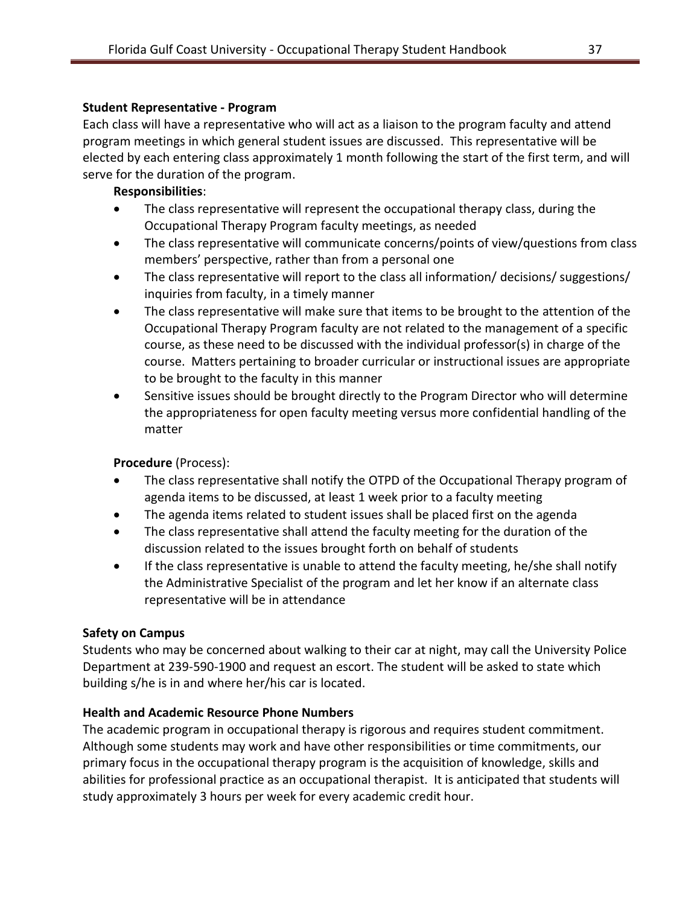**Student Representative - Program**

Each class will have a representative who will act as a liaison to the program faculty and attend program meetings in which general student issues are discussed. This representative will be elected by each entering class approximately 1 month following the start of the first term, and will serve for the duration of the program.

**Responsibilities**:

- The class representative will represent the occupational therapy class, during the Occupational Therapy Program faculty meetings, as needed
- The class representative will communicate concerns/points of view/questions from class members' perspective, rather than from a personal one
- The class representative will report to the class all information/ decisions/ suggestions/ inquiries from faculty, in a timely manner
- The class representative will make sure that items to be brought to the attention of the Occupational Therapy Program faculty are not related to the management of a specific course, as these need to be discussed with the individual professor(s) in charge of the course. Matters pertaining to broader curricular or instructional issues are appropriate to be brought to the faculty in this manner
- Sensitive issues should be brought directly to the Program Director who will determine the appropriateness for open faculty meeting versus more confidential handling of the matter

**Procedure** (Process):

- The class representative shall notify the OTPD of the Occupational Therapy program of agenda items to be discussed, at least 1 week prior to a faculty meeting
- The agenda items related to student issues shall be placed first on the agenda
- The class representative shall attend the faculty meeting for the duration of the discussion related to the issues brought forth on behalf of students
- If the class representative is unable to attend the faculty meeting, he/she shall notify the Administrative Specialist of the program and let her know if an alternate class representative will be in attendance

**Safety on Campus**

Students who may be concerned about walking to their car at night, may call the University Police Department at 239-590-1900 and request an escort. The student will be asked to state which building s/he is in and where her/his car is located.

**Health and Academic Resource Phone Numbers**

The academic program in occupational therapy is rigorous and requires student commitment. Although some students may work and have other responsibilities or time commitments, our primary focus in the occupational therapy program is the acquisition of knowledge, skills and abilities for professional practice as an occupational therapist. It is anticipated that students will study approximately 3 hours per week for every academic credit hour.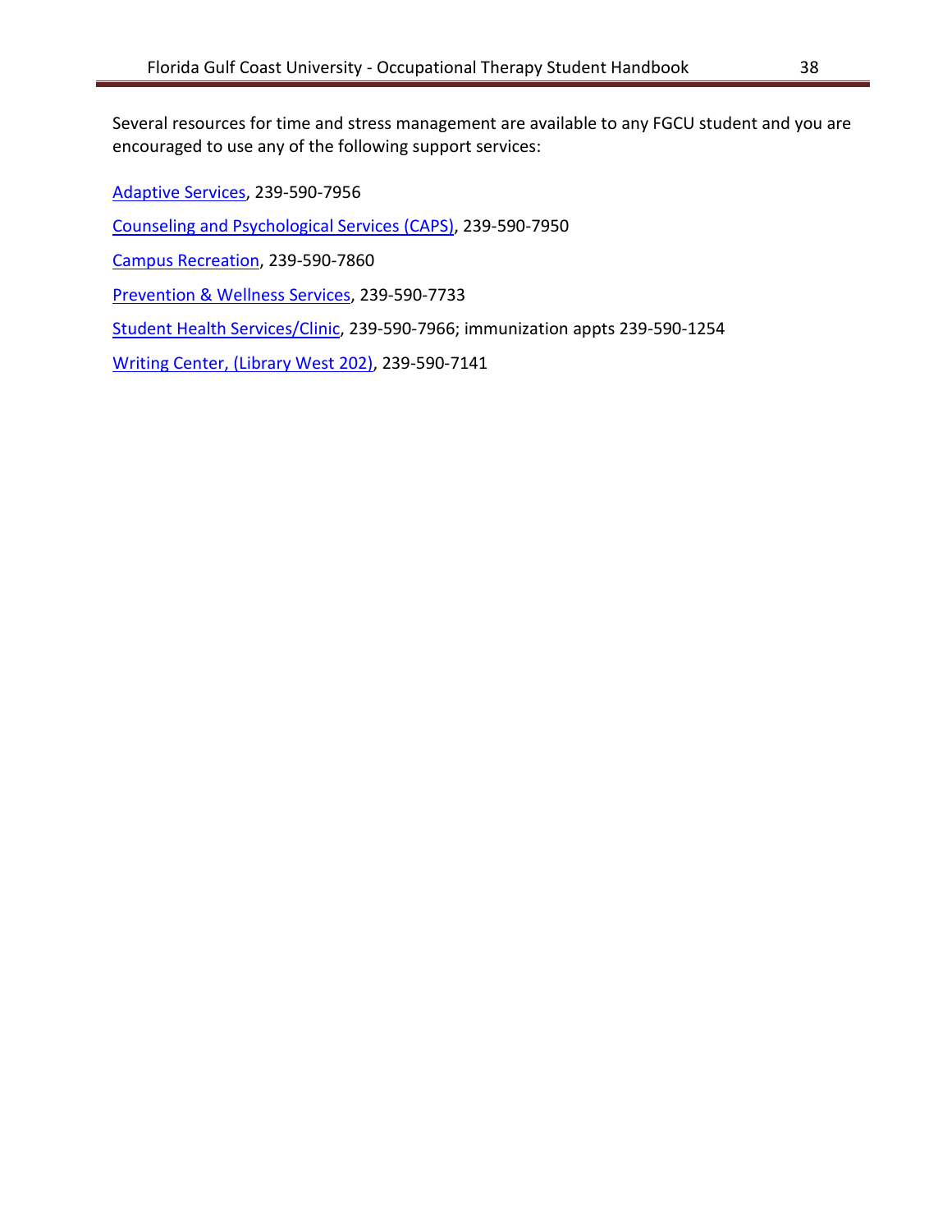Several resources for time and stress management are available to any FGCU student and you are encouraged to use any of the following support services:

Adaptive Services, 239-590-7956

Counseling and Psychological Services (CAPS), 239-590-7950

Campus Recreation, 239-590-7860

Prevention & Wellness Services, 239-590-7733

Student Health Services/Clinic, 239-590-7966; immunization appts 239-590-1254

Writing Center, (Library West 202), 239-590-7141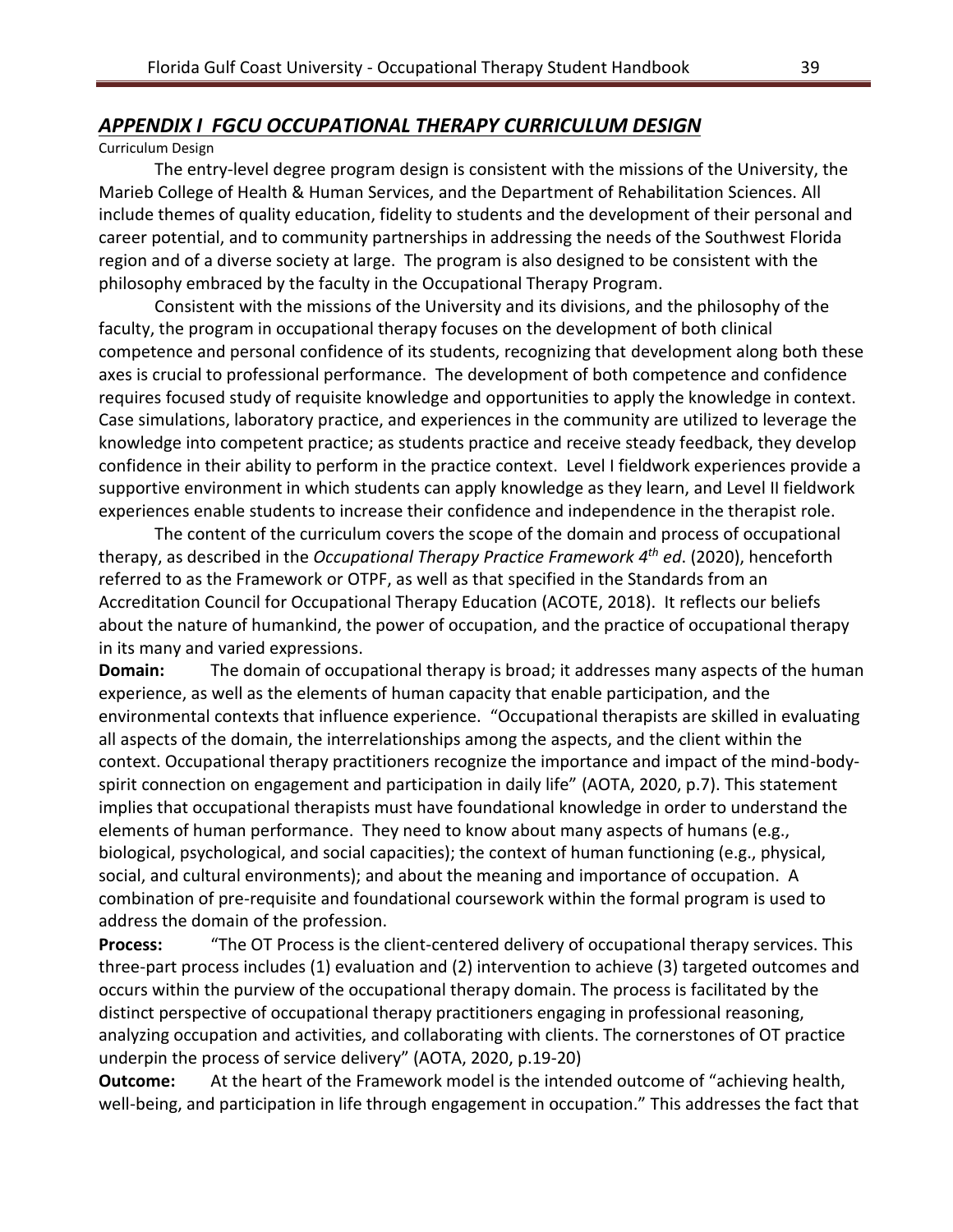## *APPENDIX I FGCU OCCUPATIONAL THERAPY CURRICULUM DESIGN*

Curriculum Design

The entry-level degree program design is consistent with the missions of the University, the Marieb College of Health & Human Services, and the Department of Rehabilitation Sciences. All include themes of quality education, fidelity to students and the development of their personal and career potential, and to community partnerships in addressing the needs of the Southwest Florida region and of a diverse society at large. The program is also designed to be consistent with the philosophy embraced by the faculty in the Occupational Therapy Program.

Consistent with the missions of the University and its divisions, and the philosophy of the faculty, the program in occupational therapy focuses on the development of both clinical competence and personal confidence of its students, recognizing that development along both these axes is crucial to professional performance. The development of both competence and confidence requires focused study of requisite knowledge and opportunities to apply the knowledge in context. Case simulations, laboratory practice, and experiences in the community are utilized to leverage the knowledge into competent practice; as students practice and receive steady feedback, they develop confidence in their ability to perform in the practice context. Level I fieldwork experiences provide a supportive environment in which students can apply knowledge as they learn, and Level II fieldwork experiences enable students to increase their confidence and independence in the therapist role.

The content of the curriculum covers the scope of the domain and process of occupational therapy, as described in the *Occupational Therapy Practice Framework 4th ed*. (2020), henceforth referred to as the Framework or OTPF, as well as that specified in the Standards from an Accreditation Council for Occupational Therapy Education (ACOTE, 2018). It reflects our beliefs about the nature of humankind, the power of occupation, and the practice of occupational therapy in its many and varied expressions.

**Domain:** The domain of occupational therapy is broad; it addresses many aspects of the human experience, as well as the elements of human capacity that enable participation, and the environmental contexts that influence experience. "Occupational therapists are skilled in evaluating all aspects of the domain, the interrelationships among the aspects, and the client within the context. Occupational therapy practitioners recognize the importance and impact of the mind-body-spirit connection on engagement and participation in daily life" (AOTA, 2020, p.7). This statement implies that occupational therapists must have foundational knowledge in order to understand the elements of human performance. They need to know about many aspects of humans (e.g., biological, psychological, and social capacities); the context of human functioning (e.g., physical, social, and cultural environments); and about the meaning and importance of occupation. A combination of pre-requisite and foundational coursework within the formal program is used to address the domain of the profession.

**Process:** "The OT Process is the client-centered delivery of occupational therapy services. This three-part process includes (1) evaluation and (2) intervention to achieve (3) targeted outcomes and occurs within the purview of the occupational therapy domain. The process is facilitated by the distinct perspective of occupational therapy practitioners engaging in professional reasoning, analyzing occupation and activities, and collaborating with clients. The cornerstones of OT practice underpin the process of service delivery" (AOTA, 2020, p.19-20)

**Outcome:** At the heart of the Framework model is the intended outcome of "achieving health, well-being, and participation in life through engagement in occupation." This addresses the fact that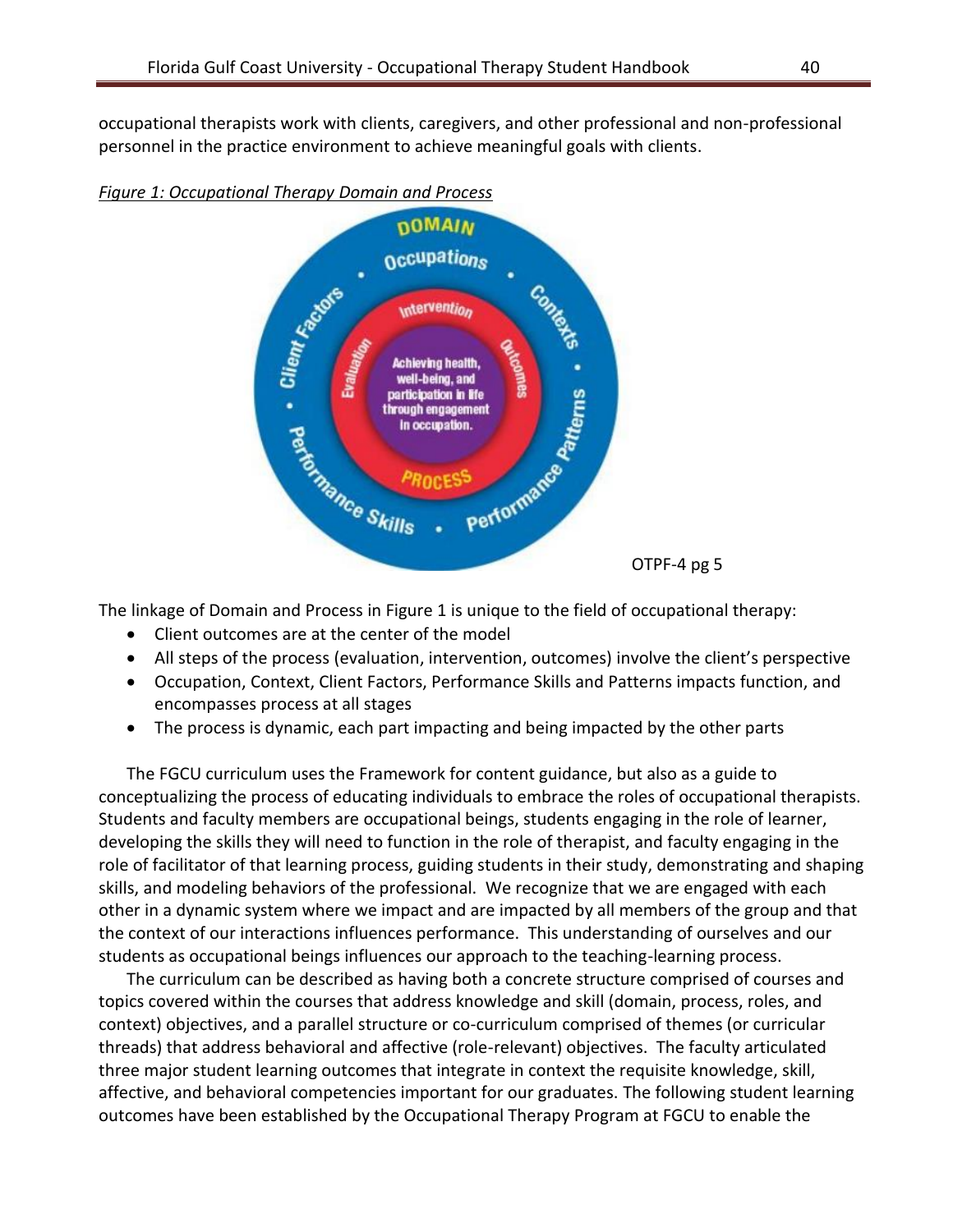occupational therapists work with clients, caregivers, and other professional and non-professional personnel in the practice environment to achieve meaningful goals with clients.

*Figure 1: Occupational Therapy Domain and Process*

OTPF-4 pg 5

The linkage of Domain and Process in Figure 1 is unique to the field of occupational therapy:

- Client outcomes are at the center of the model
- All steps of the process (evaluation, intervention, outcomes) involve the client's perspective
- Occupation, Context, Client Factors, Performance Skills and Patterns impacts function, and encompasses process at all stages
- The process is dynamic, each part impacting and being impacted by the other parts

The FGCU curriculum uses the Framework for content guidance, but also as a guide to conceptualizing the process of educating individuals to embrace the roles of occupational therapists. Students and faculty members are occupational beings, students engaging in the role of learner, developing the skills they will need to function in the role of therapist, and faculty engaging in the role of facilitator of that learning process, guiding students in their study, demonstrating and shaping skills, and modeling behaviors of the professional. We recognize that we are engaged with each other in a dynamic system where we impact and are impacted by all members of the group and that the context of our interactions influences performance. This understanding of ourselves and our students as occupational beings influences our approach to the teaching-learning process.

The curriculum can be described as having both a concrete structure comprised of courses and topics covered within the courses that address knowledge and skill (domain, process, roles, and context) objectives, and a parallel structure or co-curriculum comprised of themes (or curricular threads) that address behavioral and affective (role-relevant) objectives. The faculty articulated three major student learning outcomes that integrate in context the requisite knowledge, skill, affective, and behavioral competencies important for our graduates. The following student learning outcomes have been established by the Occupational Therapy Program at FGCU to enable the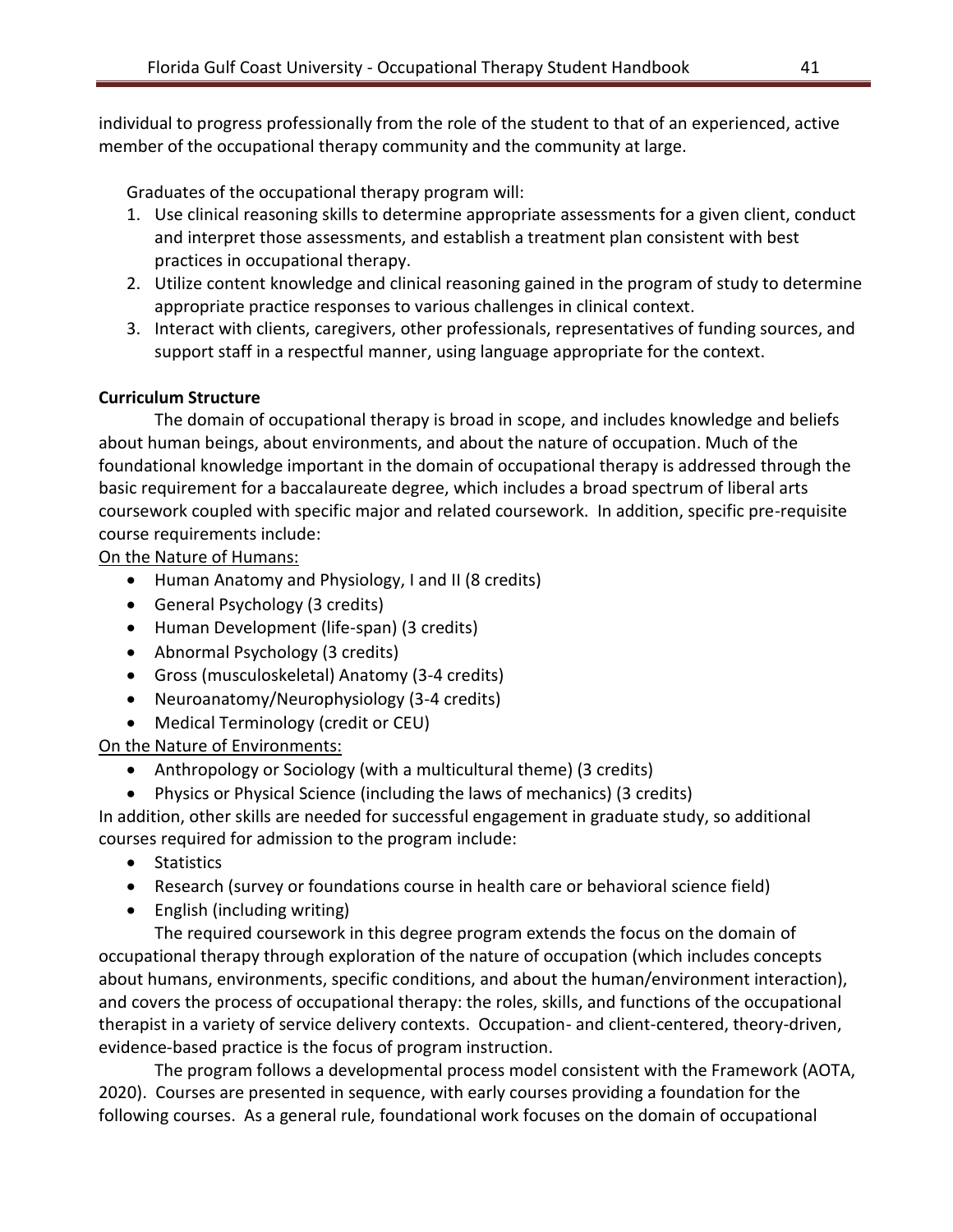individual to progress professionally from the role of the student to that of an experienced, active member of the occupational therapy community and the community at large.

Graduates of the occupational therapy program will:

1. Use clinical reasoning skills to determine appropriate assessments for a given client, conduct and interpret those assessments, and establish a treatment plan consistent with best practices in occupational therapy.
2. Utilize content knowledge and clinical reasoning gained in the program of study to determine appropriate practice responses to various challenges in clinical context.
3. Interact with clients, caregivers, other professionals, representatives of funding sources, and support staff in a respectful manner, using language appropriate for the context.

**Curriculum Structure**

The domain of occupational therapy is broad in scope, and includes knowledge and beliefs about human beings, about environments, and about the nature of occupation. Much of the foundational knowledge important in the domain of occupational therapy is addressed through the basic requirement for a baccalaureate degree, which includes a broad spectrum of liberal arts coursework coupled with specific major and related coursework. In addition, specific pre-requisite course requirements include:

<u>On the Nature of Humans:</u>

- Human Anatomy and Physiology, I and II (8 credits)
- General Psychology (3 credits)
- Human Development (life-span) (3 credits)
- Abnormal Psychology (3 credits)
- Gross (musculoskeletal) Anatomy (3-4 credits)
- Neuroanatomy/Neurophysiology (3-4 credits)
- Medical Terminology (credit or CEU)

<u>On the Nature of Environments:</u>

- Anthropology or Sociology (with a multicultural theme) (3 credits)
- Physics or Physical Science (including the laws of mechanics) (3 credits)

In addition, other skills are needed for successful engagement in graduate study, so additional courses required for admission to the program include:

- Statistics
- Research (survey or foundations course in health care or behavioral science field)
- English (including writing)

The required coursework in this degree program extends the focus on the domain of occupational therapy through exploration of the nature of occupation (which includes concepts about humans, environments, specific conditions, and about the human/environment interaction), and covers the process of occupational therapy: the roles, skills, and functions of the occupational therapist in a variety of service delivery contexts. Occupation- and client-centered, theory-driven, evidence-based practice is the focus of program instruction.

The program follows a developmental process model consistent with the Framework (AOTA, 2020). Courses are presented in sequence, with early courses providing a foundation for the following courses. As a general rule, foundational work focuses on the domain of occupational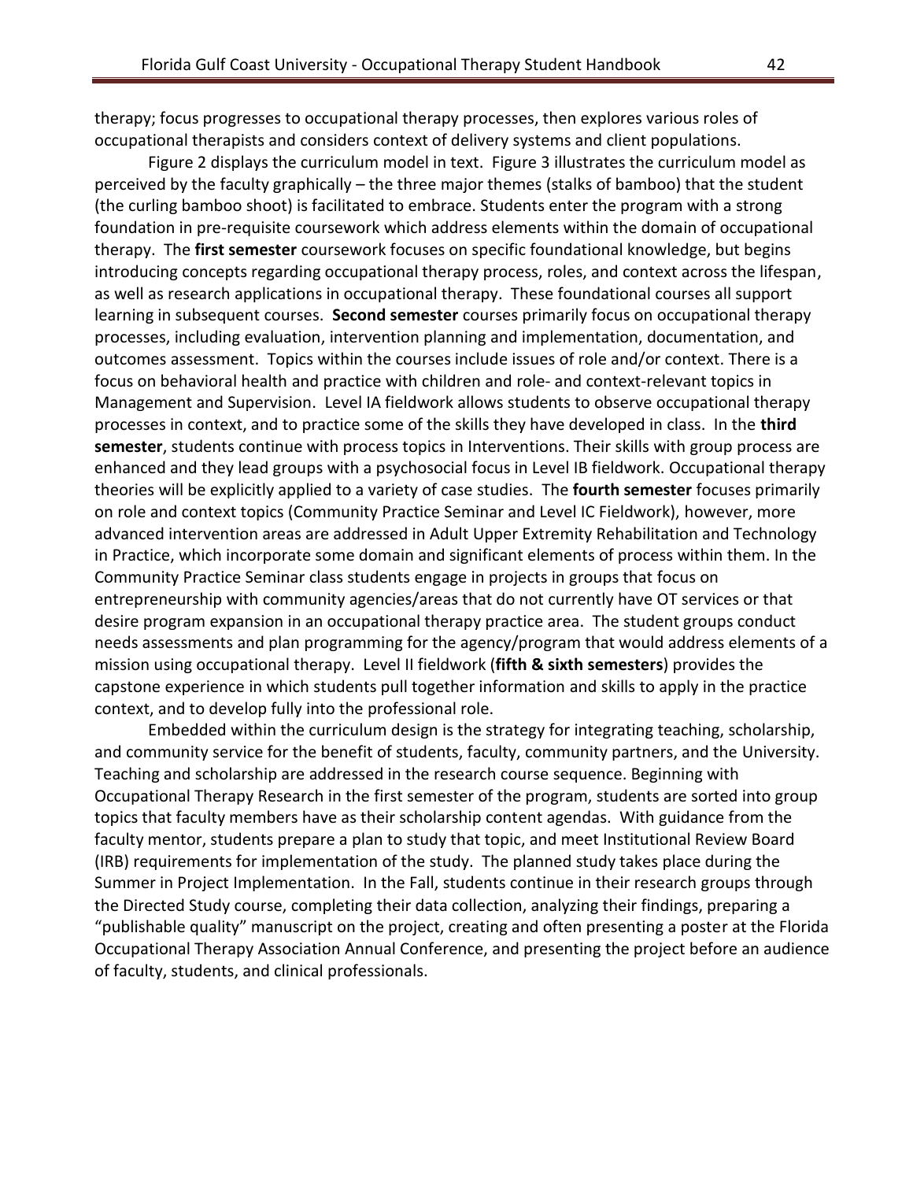therapy; focus progresses to occupational therapy processes, then explores various roles of occupational therapists and considers context of delivery systems and client populations.

Figure 2 displays the curriculum model in text. Figure 3 illustrates the curriculum model as perceived by the faculty graphically – the three major themes (stalks of bamboo) that the student (the curling bamboo shoot) is facilitated to embrace. Students enter the program with a strong foundation in pre-requisite coursework which address elements within the domain of occupational therapy. The **first semester** coursework focuses on specific foundational knowledge, but begins introducing concepts regarding occupational therapy process, roles, and context across the lifespan, as well as research applications in occupational therapy. These foundational courses all support learning in subsequent courses. **Second semester** courses primarily focus on occupational therapy processes, including evaluation, intervention planning and implementation, documentation, and outcomes assessment. Topics within the courses include issues of role and/or context. There is a focus on behavioral health and practice with children and role- and context-relevant topics in Management and Supervision. Level IA fieldwork allows students to observe occupational therapy processes in context, and to practice some of the skills they have developed in class. In the **third semester**, students continue with process topics in Interventions. Their skills with group process are enhanced and they lead groups with a psychosocial focus in Level IB fieldwork. Occupational therapy theories will be explicitly applied to a variety of case studies. The **fourth semester** focuses primarily on role and context topics (Community Practice Seminar and Level IC Fieldwork), however, more advanced intervention areas are addressed in Adult Upper Extremity Rehabilitation and Technology in Practice, which incorporate some domain and significant elements of process within them. In the Community Practice Seminar class students engage in projects in groups that focus on entrepreneurship with community agencies/areas that do not currently have OT services or that desire program expansion in an occupational therapy practice area. The student groups conduct needs assessments and plan programming for the agency/program that would address elements of a mission using occupational therapy. Level II fieldwork (**fifth & sixth semesters**) provides the capstone experience in which students pull together information and skills to apply in the practice context, and to develop fully into the professional role.

Embedded within the curriculum design is the strategy for integrating teaching, scholarship, and community service for the benefit of students, faculty, community partners, and the University. Teaching and scholarship are addressed in the research course sequence. Beginning with Occupational Therapy Research in the first semester of the program, students are sorted into group topics that faculty members have as their scholarship content agendas. With guidance from the faculty mentor, students prepare a plan to study that topic, and meet Institutional Review Board (IRB) requirements for implementation of the study. The planned study takes place during the Summer in Project Implementation. In the Fall, students continue in their research groups through the Directed Study course, completing their data collection, analyzing their findings, preparing a "publishable quality" manuscript on the project, creating and often presenting a poster at the Florida Occupational Therapy Association Annual Conference, and presenting the project before an audience of faculty, students, and clinical professionals.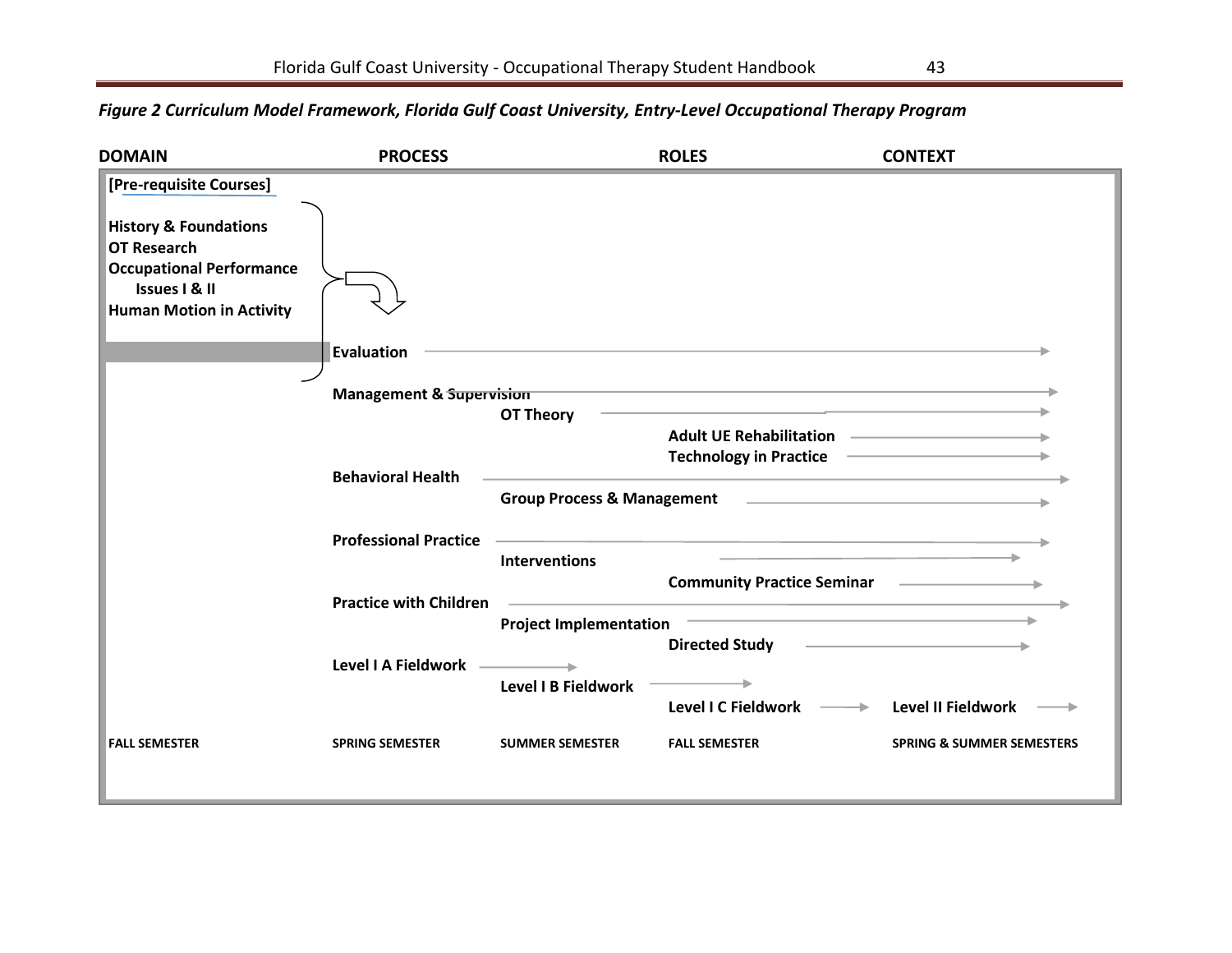*Figure 2 Curriculum Model Framework, Florida Gulf Coast University, Entry-Level Occupational Therapy Program*

**DOMAIN** | **PROCESS** | **ROLES** | **CONTEXT**

**[Pre-requisite Courses]**

**History & Foundations**
**OT Research**
**Occupational Performance Issues I & II**
**Human Motion in Activity**

**Evaluation** →

**Management & Supervision** →

**OT Theory** →

**Adult UE Rehabilitation** →

**Technology in Practice** →

**Behavioral Health** →

**Group Process & Management** →

**Professional Practice** →

**Interventions** →

**Community Practice Seminar** →

**Practice with Children** →

**Project Implementation** →

**Directed Study** →

**Level I A Fieldwork** →

**Level I B Fieldwork** →

**Level I C Fieldwork** → **Level II Fieldwork** →

| FALL SEMESTER | SPRING SEMESTER | SUMMER SEMESTER | FALL SEMESTER | SPRING & SUMMER SEMESTERS |
|---|---|---|---|---|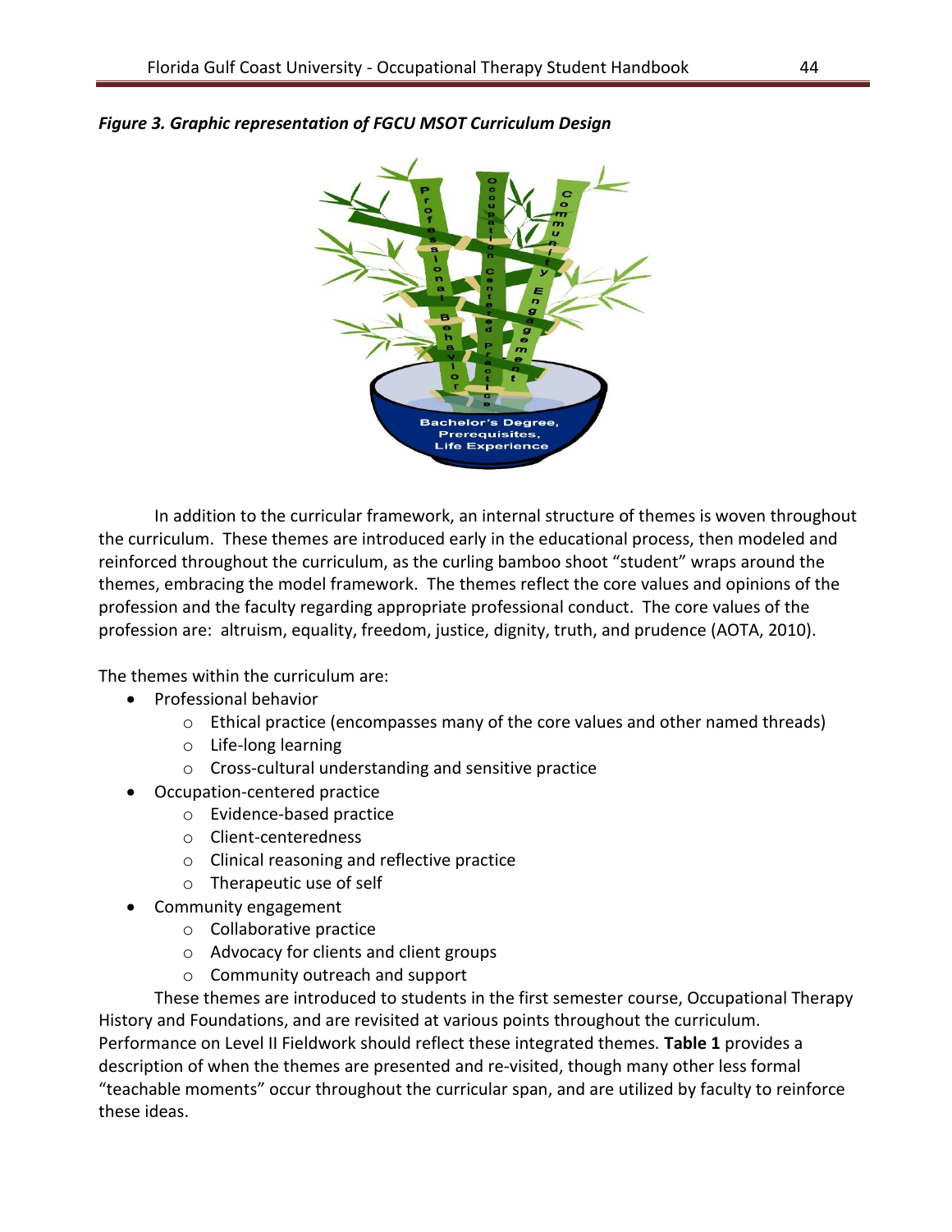***Figure 3. Graphic representation of FGCU MSOT Curriculum Design***

In addition to the curricular framework, an internal structure of themes is woven throughout the curriculum. These themes are introduced early in the educational process, then modeled and reinforced throughout the curriculum, as the curling bamboo shoot "student" wraps around the themes, embracing the model framework. The themes reflect the core values and opinions of the profession and the faculty regarding appropriate professional conduct. The core values of the profession are: altruism, equality, freedom, justice, dignity, truth, and prudence (AOTA, 2010).

The themes within the curriculum are:

- Professional behavior
  - Ethical practice (encompasses many of the core values and other named threads)
  - Life-long learning
  - Cross-cultural understanding and sensitive practice
- Occupation-centered practice
  - Evidence-based practice
  - Client-centeredness
  - Clinical reasoning and reflective practice
  - Therapeutic use of self
- Community engagement
  - Collaborative practice
  - Advocacy for clients and client groups
  - Community outreach and support

These themes are introduced to students in the first semester course, Occupational Therapy History and Foundations, and are revisited at various points throughout the curriculum. Performance on Level II Fieldwork should reflect these integrated themes. **Table 1** provides a description of when the themes are presented and re-visited, though many other less formal "teachable moments" occur throughout the curricular span, and are utilized by faculty to reinforce these ideas.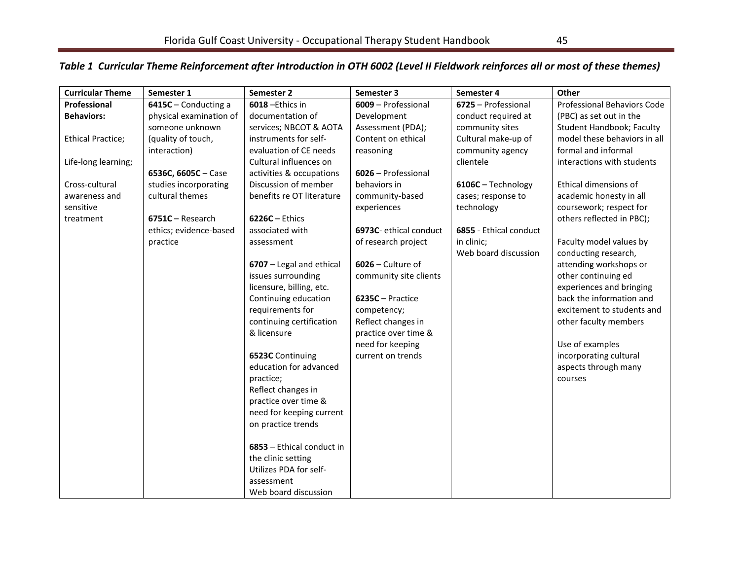*Table 1 Curricular Theme Reinforcement after Introduction in OTH 6002 (Level II Fieldwork reinforces all or most of these themes)*

| Curricular Theme | Semester 1 | Semester 2 | Semester 3 | Semester 4 | Other |
|---|---|---|---|---|---|
| **Professional Behaviors:**<br><br>Ethical Practice;<br><br>Life-long learning;<br><br>Cross-cultural awareness and sensitive treatment | **6415C** – Conducting a physical examination of someone unknown (quality of touch, interaction)<br><br>**6536C, 6605C** – Case studies incorporating cultural themes<br><br>**6751C** – Research ethics; evidence-based practice | **6018** –Ethics in documentation of services; NBCOT & AOTA instruments for self-evaluation of CE needs<br>Cultural influences on activities & occupations<br>Discussion of member benefits re OT literature<br><br>**6226C** – Ethics associated with assessment<br><br>**6707** – Legal and ethical issues surrounding licensure, billing, etc.<br>Continuing education requirements for continuing certification & licensure<br><br>**6523C** Continuing education for advanced practice;<br>Reflect changes in practice over time & need for keeping current on practice trends<br><br>**6853** – Ethical conduct in the clinic setting<br>Utilizes PDA for self-assessment<br>Web board discussion | **6009** – Professional Development Assessment (PDA);<br>Content on ethical reasoning<br><br>**6026** – Professional behaviors in community-based experiences<br><br>**6973C**- ethical conduct of research project<br><br>**6026** – Culture of community site clients<br><br>**6235C** – Practice competency;<br>Reflect changes in practice over time & need for keeping current on trends | **6725** – Professional conduct required at community sites<br>Cultural make-up of community agency clientele<br><br>**6106C** – Technology cases; response to technology<br><br>**6855** - Ethical conduct in clinic;<br>Web board discussion | Professional Behaviors Code (PBC) as set out in the Student Handbook; Faculty model these behaviors in all formal and informal interactions with students<br><br>Ethical dimensions of academic honesty in all coursework; respect for others reflected in PBC);<br><br>Faculty model values by conducting research, attending workshops or other continuing ed experiences and bringing back the information and excitement to students and other faculty members<br><br>Use of examples incorporating cultural aspects through many courses |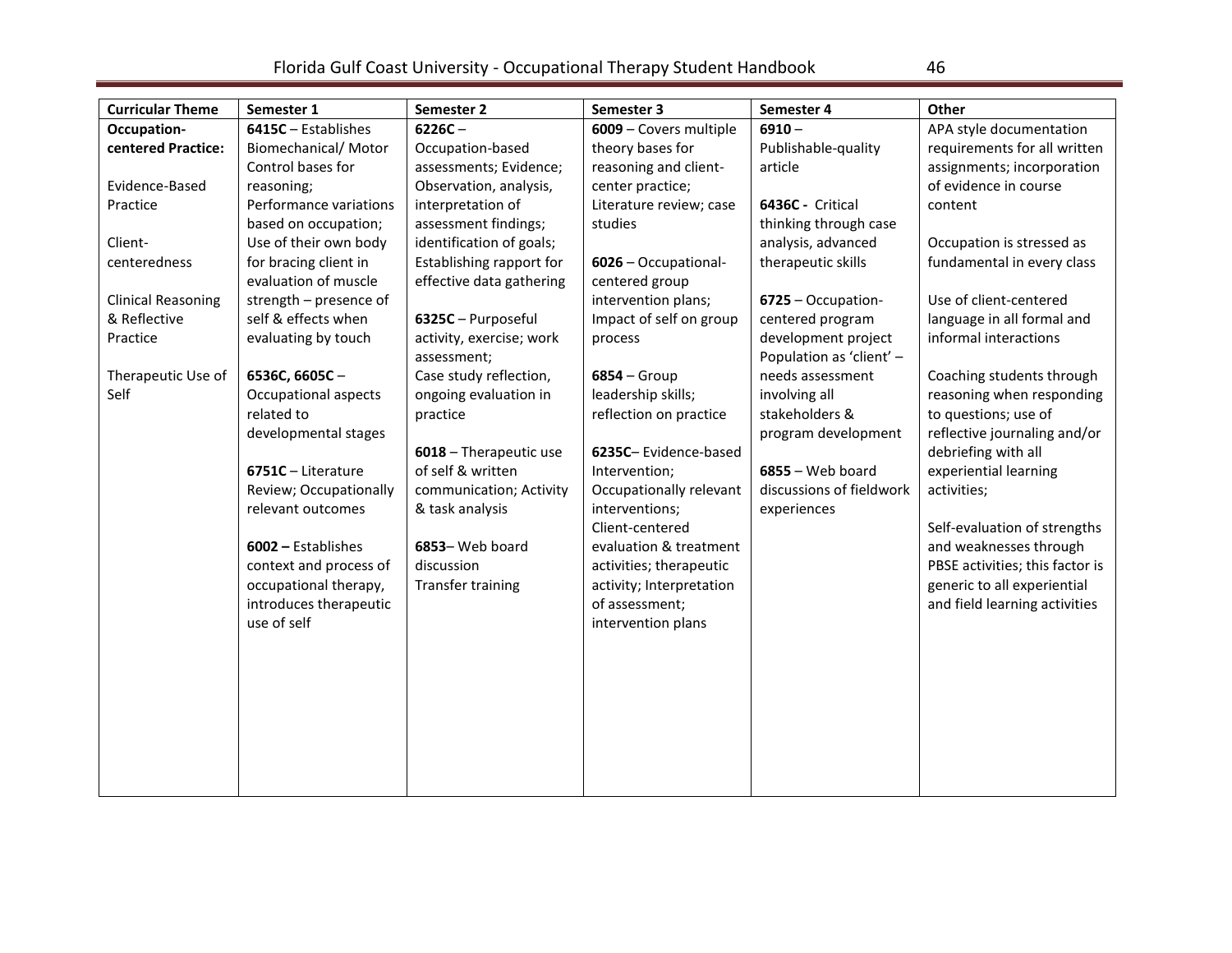| Curricular Theme | Semester 1 | Semester 2 | Semester 3 | Semester 4 | Other |
|---|---|---|---|---|---|
| **Occupation-centered Practice:**<br><br>Evidence-Based Practice<br><br>Client-centeredness<br><br>Clinical Reasoning & Reflective Practice<br><br>Therapeutic Use of Self | **6415C** – Establishes Biomechanical/ Motor Control bases for reasoning; Performance variations based on occupation; Use of their own body for bracing client in evaluation of muscle strength – presence of self & effects when evaluating by touch<br><br>**6536C, 6605C** – Occupational aspects related to developmental stages<br><br>**6751C** – Literature Review; Occupationally relevant outcomes<br><br>**6002 –** Establishes context and process of occupational therapy, introduces therapeutic use of self | **6226C** – Occupation-based assessments; Evidence; Observation, analysis, interpretation of assessment findings; identification of goals; Establishing rapport for effective data gathering<br><br>**6325C** – Purposeful activity, exercise; work assessment; Case study reflection, ongoing evaluation in practice<br><br>**6018** – Therapeutic use of self & written communication; Activity & task analysis<br><br>**6853**– Web board discussion Transfer training | **6009** – Covers multiple theory bases for reasoning and client-center practice; Literature review; case studies<br><br>**6026** – Occupational-centered group intervention plans; Impact of self on group process<br><br>**6854** – Group leadership skills; reflection on practice<br><br>**6235C**– Evidence-based Intervention; Occupationally relevant interventions; Client-centered evaluation & treatment activities; therapeutic activity; Interpretation of assessment; intervention plans | **6910** – Publishable-quality article<br><br>**6436C -** Critical thinking through case analysis, advanced therapeutic skills<br><br>**6725** – Occupation-centered program development project Population as 'client' – needs assessment involving all stakeholders & program development<br><br>**6855** – Web board discussions of fieldwork experiences | APA style documentation requirements for all written assignments; incorporation of evidence in course content<br><br>Occupation is stressed as fundamental in every class<br><br>Use of client-centered language in all formal and informal interactions<br><br>Coaching students through reasoning when responding to questions; use of reflective journaling and/or debriefing with all experiential learning activities;<br><br>Self-evaluation of strengths and weaknesses through PBSE activities; this factor is generic to all experiential and field learning activities |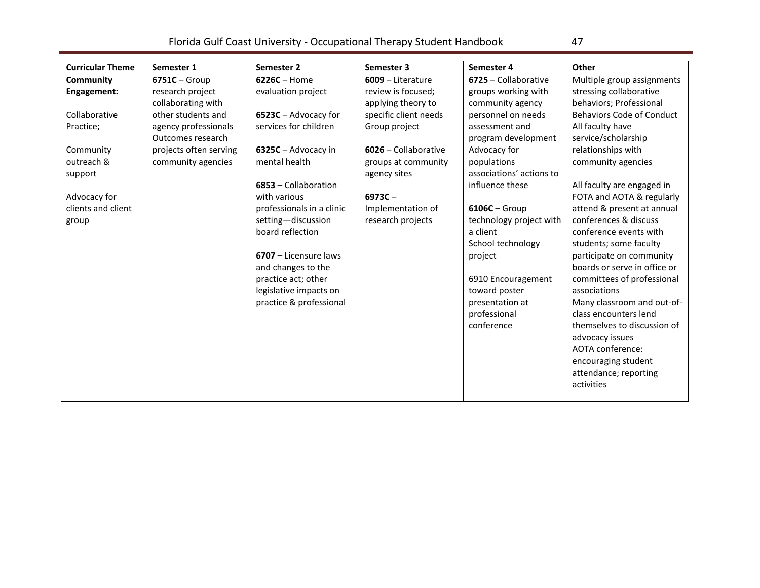| Curricular Theme | Semester 1 | Semester 2 | Semester 3 | Semester 4 | Other |
|---|---|---|---|---|---|
| **Community Engagement:**<br><br>Collaborative Practice;<br><br>Community outreach & support<br><br>Advocacy for clients and client group | **6751C** – Group research project collaborating with other students and agency professionals Outcomes research projects often serving community agencies | **6226C** – Home evaluation project<br><br>**6523C** – Advocacy for services for children<br><br>**6325C** – Advocacy in mental health<br><br>**6853** – Collaboration with various professionals in a clinic setting—discussion board reflection<br><br>**6707** – Licensure laws and changes to the practice act; other legislative impacts on practice & professional | **6009** – Literature review is focused; applying theory to specific client needs Group project<br><br>**6026** – Collaborative groups at community agency sites<br><br>**6973C** – Implementation of research projects | **6725** – Collaborative groups working with community agency personnel on needs assessment and program development Advocacy for populations associations' actions to influence these<br><br>**6106C** – Group technology project with a client School technology project<br><br>6910 Encouragement toward poster presentation at professional conference | Multiple group assignments stressing collaborative behaviors; Professional Behaviors Code of Conduct All faculty have service/scholarship relationships with community agencies<br><br>All faculty are engaged in FOTA and AOTA & regularly attend & present at annual conferences & discuss conference events with students; some faculty participate on community boards or serve in office or committees of professional associations Many classroom and out-of-class encounters lend themselves to discussion of advocacy issues AOTA conference: encouraging student attendance; reporting activities |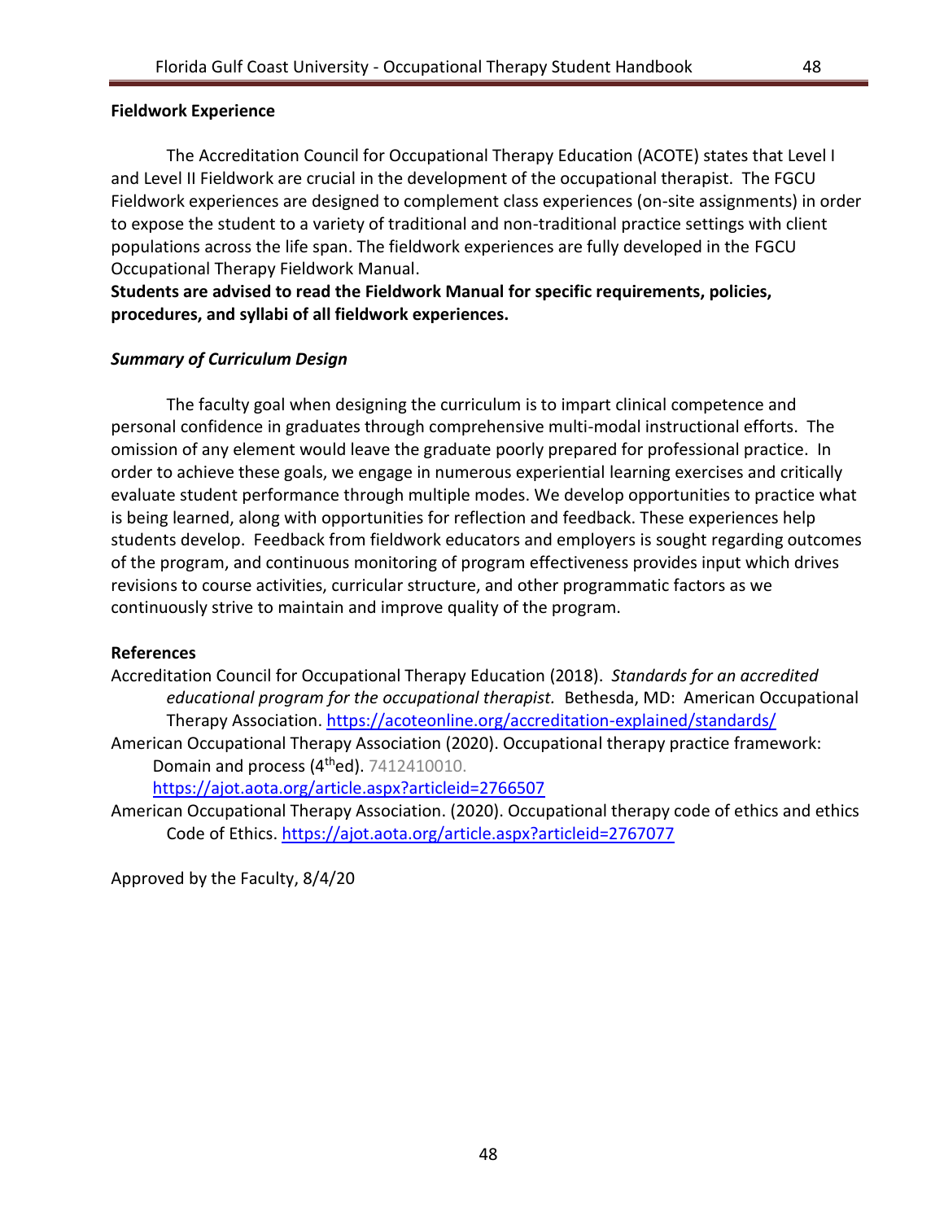**Fieldwork Experience**

The Accreditation Council for Occupational Therapy Education (ACOTE) states that Level I and Level II Fieldwork are crucial in the development of the occupational therapist. The FGCU Fieldwork experiences are designed to complement class experiences (on-site assignments) in order to expose the student to a variety of traditional and non-traditional practice settings with client populations across the life span. The fieldwork experiences are fully developed in the FGCU Occupational Therapy Fieldwork Manual.

**Students are advised to read the Fieldwork Manual for specific requirements, policies, procedures, and syllabi of all fieldwork experiences.**

***Summary of Curriculum Design***

The faculty goal when designing the curriculum is to impart clinical competence and personal confidence in graduates through comprehensive multi-modal instructional efforts. The omission of any element would leave the graduate poorly prepared for professional practice. In order to achieve these goals, we engage in numerous experiential learning exercises and critically evaluate student performance through multiple modes. We develop opportunities to practice what is being learned, along with opportunities for reflection and feedback. These experiences help students develop. Feedback from fieldwork educators and employers is sought regarding outcomes of the program, and continuous monitoring of program effectiveness provides input which drives revisions to course activities, curricular structure, and other programmatic factors as we continuously strive to maintain and improve quality of the program.

**References**

Accreditation Council for Occupational Therapy Education (2018). *Standards for an accredited educational program for the occupational therapist.* Bethesda, MD: American Occupational Therapy Association. https://acoteonline.org/accreditation-explained/standards/

American Occupational Therapy Association (2020). Occupational therapy practice framework: Domain and process (4thed). 7412410010. https://ajot.aota.org/article.aspx?articleid=2766507

American Occupational Therapy Association. (2020). Occupational therapy code of ethics and ethics Code of Ethics. https://ajot.aota.org/article.aspx?articleid=2767077

Approved by the Faculty, 8/4/20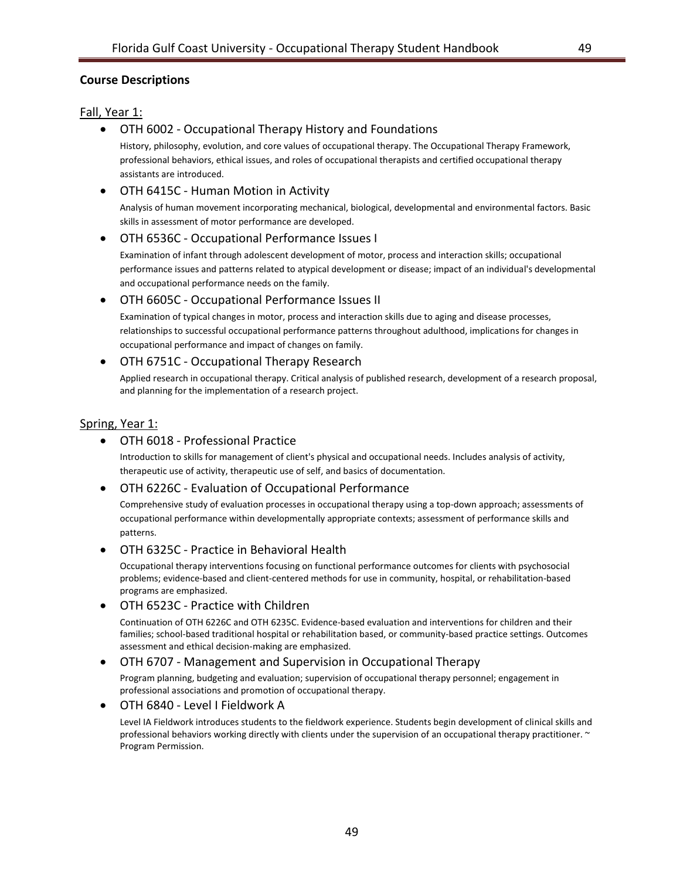## Course Descriptions

Fall, Year 1:

- OTH 6002 - Occupational Therapy History and Foundations

  History, philosophy, evolution, and core values of occupational therapy. The Occupational Therapy Framework, professional behaviors, ethical issues, and roles of occupational therapists and certified occupational therapy assistants are introduced.

- OTH 6415C - Human Motion in Activity

  Analysis of human movement incorporating mechanical, biological, developmental and environmental factors. Basic skills in assessment of motor performance are developed.

- OTH 6536C - Occupational Performance Issues I

  Examination of infant through adolescent development of motor, process and interaction skills; occupational performance issues and patterns related to atypical development or disease; impact of an individual's developmental and occupational performance needs on the family.

- OTH 6605C - Occupational Performance Issues II

  Examination of typical changes in motor, process and interaction skills due to aging and disease processes, relationships to successful occupational performance patterns throughout adulthood, implications for changes in occupational performance and impact of changes on family.

- OTH 6751C - Occupational Therapy Research

  Applied research in occupational therapy. Critical analysis of published research, development of a research proposal, and planning for the implementation of a research project.

Spring, Year 1:

- OTH 6018 - Professional Practice

  Introduction to skills for management of client's physical and occupational needs. Includes analysis of activity, therapeutic use of activity, therapeutic use of self, and basics of documentation.

- OTH 6226C - Evaluation of Occupational Performance

  Comprehensive study of evaluation processes in occupational therapy using a top-down approach; assessments of occupational performance within developmentally appropriate contexts; assessment of performance skills and patterns.

- OTH 6325C - Practice in Behavioral Health

  Occupational therapy interventions focusing on functional performance outcomes for clients with psychosocial problems; evidence-based and client-centered methods for use in community, hospital, or rehabilitation-based programs are emphasized.

- OTH 6523C - Practice with Children

  Continuation of OTH 6226C and OTH 6235C. Evidence-based evaluation and interventions for children and their families; school-based traditional hospital or rehabilitation based, or community-based practice settings. Outcomes assessment and ethical decision-making are emphasized.

- OTH 6707 - Management and Supervision in Occupational Therapy

  Program planning, budgeting and evaluation; supervision of occupational therapy personnel; engagement in professional associations and promotion of occupational therapy.

- OTH 6840 - Level I Fieldwork A

  Level IA Fieldwork introduces students to the fieldwork experience. Students begin development of clinical skills and professional behaviors working directly with clients under the supervision of an occupational therapy practitioner. ~ Program Permission.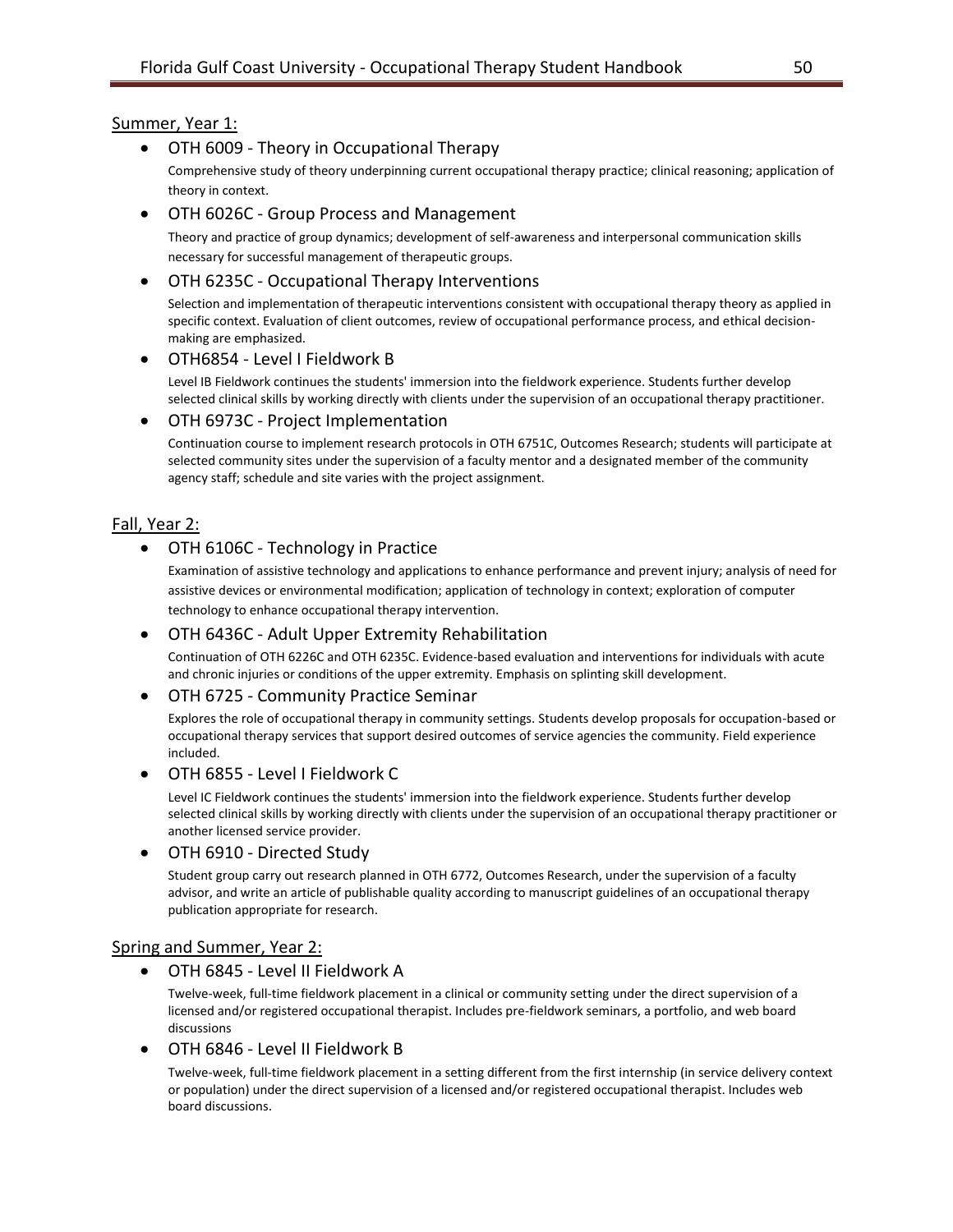Summer, Year 1:

- OTH 6009 - Theory in Occupational Therapy

  Comprehensive study of theory underpinning current occupational therapy practice; clinical reasoning; application of theory in context.

- OTH 6026C - Group Process and Management

  Theory and practice of group dynamics; development of self-awareness and interpersonal communication skills necessary for successful management of therapeutic groups.

- OTH 6235C - Occupational Therapy Interventions

  Selection and implementation of therapeutic interventions consistent with occupational therapy theory as applied in specific context. Evaluation of client outcomes, review of occupational performance process, and ethical decision-making are emphasized.

- OTH6854 - Level I Fieldwork B

  Level IB Fieldwork continues the students' immersion into the fieldwork experience. Students further develop selected clinical skills by working directly with clients under the supervision of an occupational therapy practitioner.

- OTH 6973C - Project Implementation

  Continuation course to implement research protocols in OTH 6751C, Outcomes Research; students will participate at selected community sites under the supervision of a faculty mentor and a designated member of the community agency staff; schedule and site varies with the project assignment.

Fall, Year 2:

- OTH 6106C - Technology in Practice

  Examination of assistive technology and applications to enhance performance and prevent injury; analysis of need for assistive devices or environmental modification; application of technology in context; exploration of computer technology to enhance occupational therapy intervention.

- OTH 6436C - Adult Upper Extremity Rehabilitation

  Continuation of OTH 6226C and OTH 6235C. Evidence-based evaluation and interventions for individuals with acute and chronic injuries or conditions of the upper extremity. Emphasis on splinting skill development.

- OTH 6725 - Community Practice Seminar

  Explores the role of occupational therapy in community settings. Students develop proposals for occupation-based or occupational therapy services that support desired outcomes of service agencies the community. Field experience included.

- OTH 6855 - Level I Fieldwork C

  Level IC Fieldwork continues the students' immersion into the fieldwork experience. Students further develop selected clinical skills by working directly with clients under the supervision of an occupational therapy practitioner or another licensed service provider.

- OTH 6910 - Directed Study

  Student group carry out research planned in OTH 6772, Outcomes Research, under the supervision of a faculty advisor, and write an article of publishable quality according to manuscript guidelines of an occupational therapy publication appropriate for research.

Spring and Summer, Year 2:

- OTH 6845 - Level II Fieldwork A

  Twelve-week, full-time fieldwork placement in a clinical or community setting under the direct supervision of a licensed and/or registered occupational therapist. Includes pre-fieldwork seminars, a portfolio, and web board discussions

- OTH 6846 - Level II Fieldwork B

  Twelve-week, full-time fieldwork placement in a setting different from the first internship (in service delivery context or population) under the direct supervision of a licensed and/or registered occupational therapist. Includes web board discussions.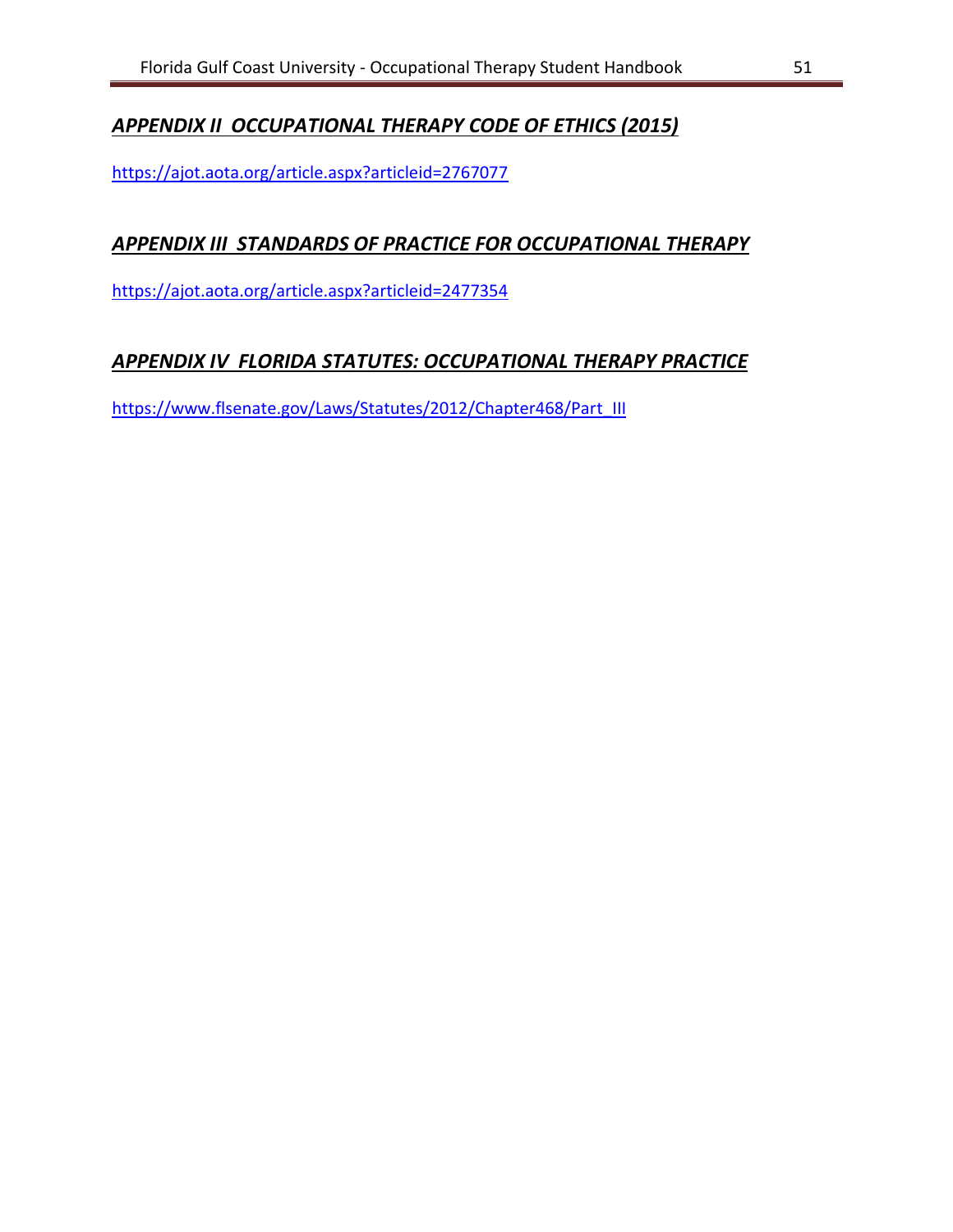## ***APPENDIX II  OCCUPATIONAL THERAPY CODE OF ETHICS (2015)***

https://ajot.aota.org/article.aspx?articleid=2767077

## ***APPENDIX III  STANDARDS OF PRACTICE FOR OCCUPATIONAL THERAPY***

https://ajot.aota.org/article.aspx?articleid=2477354

## ***APPENDIX IV  FLORIDA STATUTES: OCCUPATIONAL THERAPY PRACTICE***

https://www.flsenate.gov/Laws/Statutes/2012/Chapter468/Part_III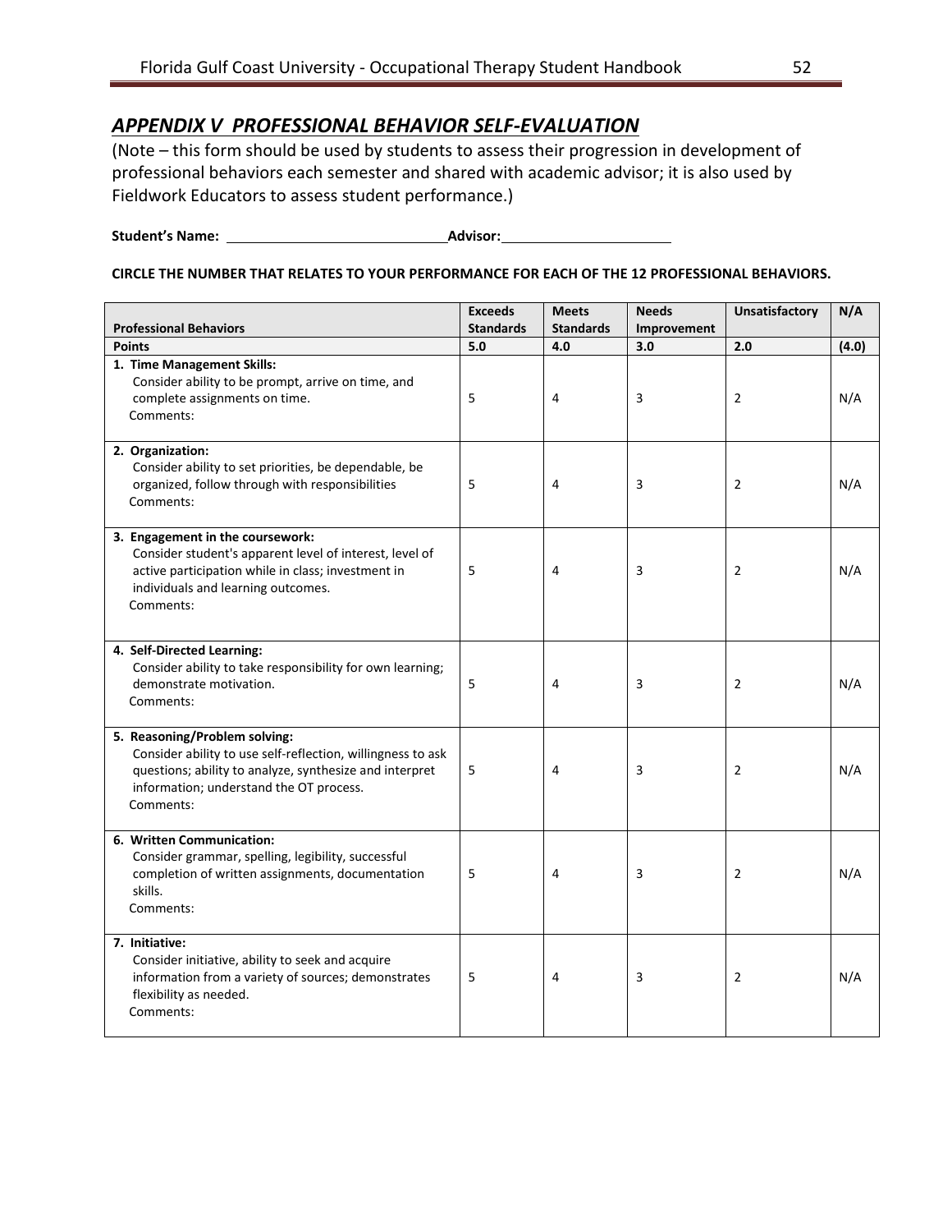## *APPENDIX V PROFESSIONAL BEHAVIOR SELF-EVALUATION*

(Note – this form should be used by students to assess their progression in development of professional behaviors each semester and shared with academic advisor; it is also used by Fieldwork Educators to assess student performance.)

**Student's Name:** \_\_\_\_\_\_\_\_\_\_\_\_\_\_\_\_\_\_\_\_\_\_\_\_\_\_\_\_ **Advisor:** \_\_\_\_\_\_\_\_\_\_\_\_\_\_\_\_\_\_\_\_\_\_

**CIRCLE THE NUMBER THAT RELATES TO YOUR PERFORMANCE FOR EACH OF THE 12 PROFESSIONAL BEHAVIORS.**

| **Professional Behaviors** | **Exceeds Standards** | **Meets Standards** | **Needs Improvement** | **Unsatisfactory** | **N/A** |
|---|---|---|---|---|---|
| **Points** | **5.0** | **4.0** | **3.0** | **2.0** | **(4.0)** |
| **1. Time Management Skills:** Consider ability to be prompt, arrive on time, and complete assignments on time. Comments: | 5 | 4 | 3 | 2 | N/A |
| **2. Organization:** Consider ability to set priorities, be dependable, be organized, follow through with responsibilities Comments: | 5 | 4 | 3 | 2 | N/A |
| **3. Engagement in the coursework:** Consider student's apparent level of interest, level of active participation while in class; investment in individuals and learning outcomes. Comments: | 5 | 4 | 3 | 2 | N/A |
| **4. Self-Directed Learning:** Consider ability to take responsibility for own learning; demonstrate motivation. Comments: | 5 | 4 | 3 | 2 | N/A |
| **5. Reasoning/Problem solving:** Consider ability to use self-reflection, willingness to ask questions; ability to analyze, synthesize and interpret information; understand the OT process. Comments: | 5 | 4 | 3 | 2 | N/A |
| **6. Written Communication:** Consider grammar, spelling, legibility, successful completion of written assignments, documentation skills. Comments: | 5 | 4 | 3 | 2 | N/A |
| **7. Initiative:** Consider initiative, ability to seek and acquire information from a variety of sources; demonstrates flexibility as needed. Comments: | 5 | 4 | 3 | 2 | N/A |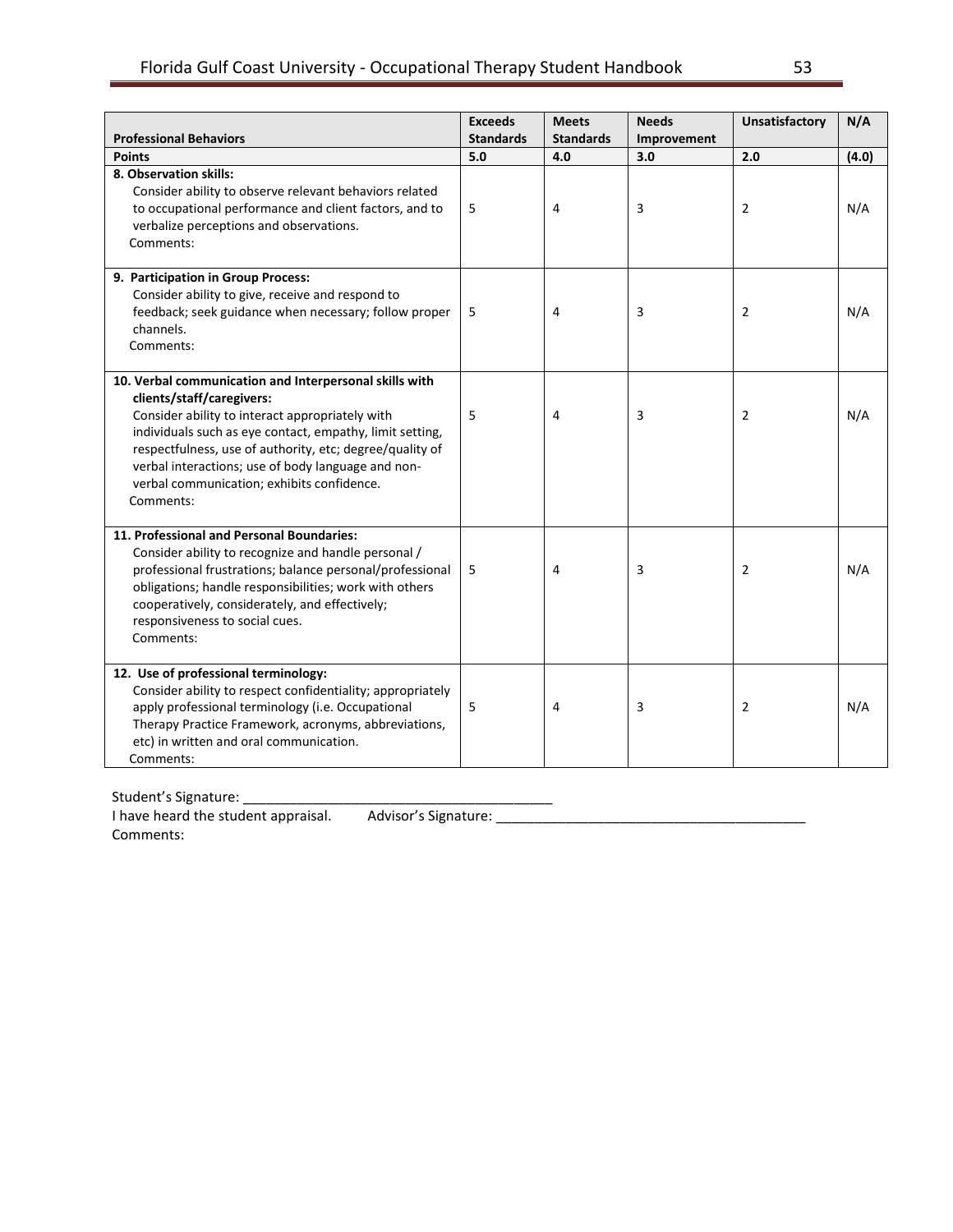| Professional Behaviors | Exceeds Standards | Meets Standards | Needs Improvement | Unsatisfactory | N/A |
|---|---|---|---|---|---|
| **Points** | **5.0** | **4.0** | **3.0** | **2.0** | **(4.0)** |
| **8. Observation skills:** Consider ability to observe relevant behaviors related to occupational performance and client factors, and to verbalize perceptions and observations. Comments: | 5 | 4 | 3 | 2 | N/A |
| **9. Participation in Group Process:** Consider ability to give, receive and respond to feedback; seek guidance when necessary; follow proper channels. Comments: | 5 | 4 | 3 | 2 | N/A |
| **10. Verbal communication and Interpersonal skills with clients/staff/caregivers:** Consider ability to interact appropriately with individuals such as eye contact, empathy, limit setting, respectfulness, use of authority, etc; degree/quality of verbal interactions; use of body language and non-verbal communication; exhibits confidence. Comments: | 5 | 4 | 3 | 2 | N/A |
| **11. Professional and Personal Boundaries:** Consider ability to recognize and handle personal / professional frustrations; balance personal/professional obligations; handle responsibilities; work with others cooperatively, considerately, and effectively; responsiveness to social cues. Comments: | 5 | 4 | 3 | 2 | N/A |
| **12. Use of professional terminology:** Consider ability to respect confidentiality; appropriately apply professional terminology (i.e. Occupational Therapy Practice Framework, acronyms, abbreviations, etc) in written and oral communication. Comments: | 5 | 4 | 3 | 2 | N/A |

Student's Signature: ________________________________________

I have heard the student appraisal. Advisor's Signature: ________________________________________

Comments: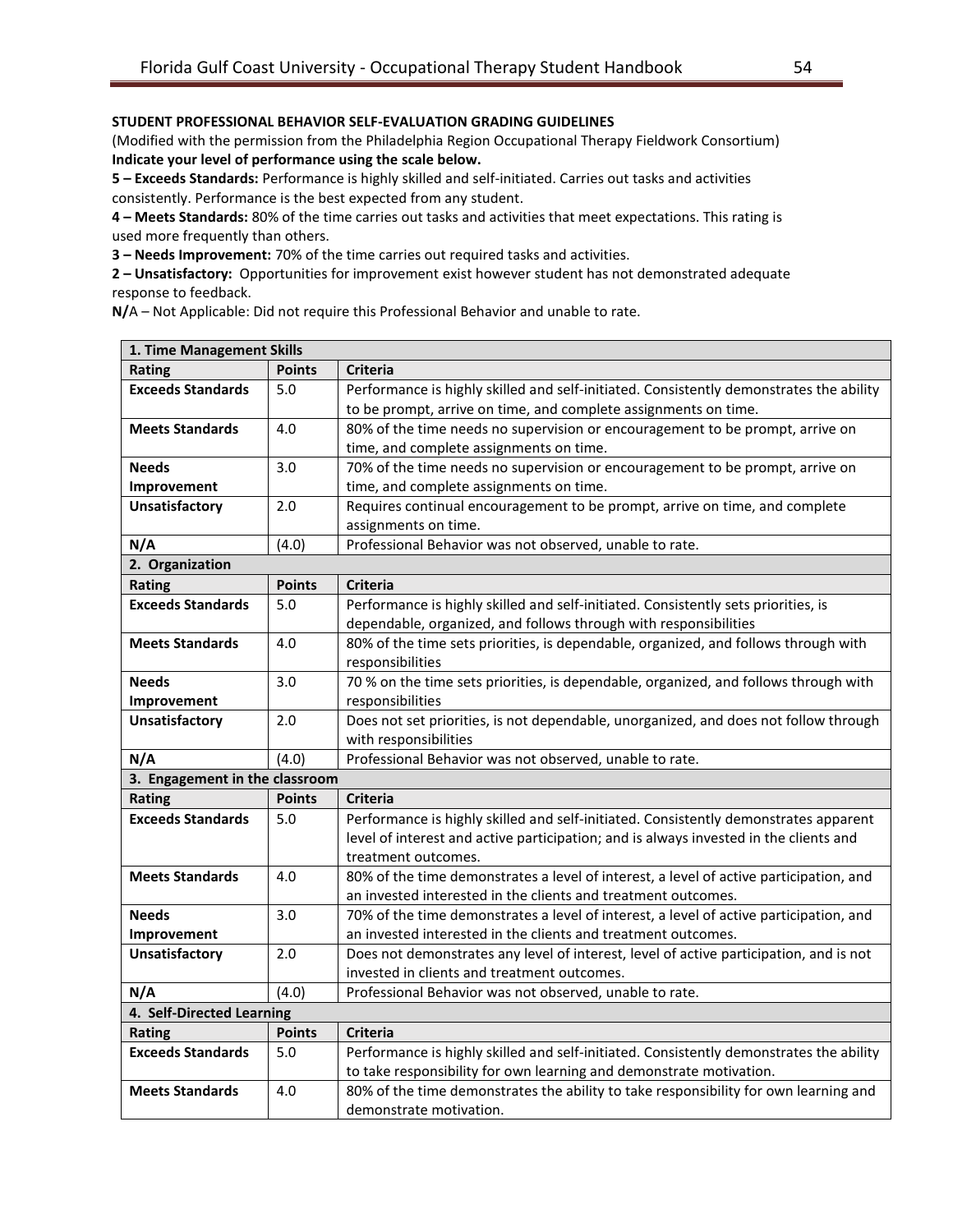**STUDENT PROFESSIONAL BEHAVIOR SELF-EVALUATION GRADING GUIDELINES**

(Modified with the permission from the Philadelphia Region Occupational Therapy Fieldwork Consortium)

**Indicate your level of performance using the scale below.**

**5 – Exceeds Standards:** Performance is highly skilled and self-initiated. Carries out tasks and activities consistently. Performance is the best expected from any student.

**4 – Meets Standards:** 80% of the time carries out tasks and activities that meet expectations. This rating is used more frequently than others.

**3 – Needs Improvement:** 70% of the time carries out required tasks and activities.

**2 – Unsatisfactory:** Opportunities for improvement exist however student has not demonstrated adequate response to feedback.

**N/**A – Not Applicable: Did not require this Professional Behavior and unable to rate.

| **1. Time Management Skills** | | |
|---|---|---|
| **Rating** | **Points** | **Criteria** |
| **Exceeds Standards** | 5.0 | Performance is highly skilled and self-initiated. Consistently demonstrates the ability to be prompt, arrive on time, and complete assignments on time. |
| **Meets Standards** | 4.0 | 80% of the time needs no supervision or encouragement to be prompt, arrive on time, and complete assignments on time. |
| **Needs Improvement** | 3.0 | 70% of the time needs no supervision or encouragement to be prompt, arrive on time, and complete assignments on time. |
| **Unsatisfactory** | 2.0 | Requires continual encouragement to be prompt, arrive on time, and complete assignments on time. |
| **N/A** | (4.0) | Professional Behavior was not observed, unable to rate. |
| **2. Organization** | | |
| **Rating** | **Points** | **Criteria** |
| **Exceeds Standards** | 5.0 | Performance is highly skilled and self-initiated. Consistently sets priorities, is dependable, organized, and follows through with responsibilities |
| **Meets Standards** | 4.0 | 80% of the time sets priorities, is dependable, organized, and follows through with responsibilities |
| **Needs Improvement** | 3.0 | 70 % on the time sets priorities, is dependable, organized, and follows through with responsibilities |
| **Unsatisfactory** | 2.0 | Does not set priorities, is not dependable, unorganized, and does not follow through with responsibilities |
| **N/A** | (4.0) | Professional Behavior was not observed, unable to rate. |
| **3. Engagement in the classroom** | | |
| **Rating** | **Points** | **Criteria** |
| **Exceeds Standards** | 5.0 | Performance is highly skilled and self-initiated. Consistently demonstrates apparent level of interest and active participation; and is always invested in the clients and treatment outcomes. |
| **Meets Standards** | 4.0 | 80% of the time demonstrates a level of interest, a level of active participation, and an invested interested in the clients and treatment outcomes. |
| **Needs Improvement** | 3.0 | 70% of the time demonstrates a level of interest, a level of active participation, and an invested interested in the clients and treatment outcomes. |
| **Unsatisfactory** | 2.0 | Does not demonstrates any level of interest, level of active participation, and is not invested in clients and treatment outcomes. |
| **N/A** | (4.0) | Professional Behavior was not observed, unable to rate. |
| **4. Self-Directed Learning** | | |
| **Rating** | **Points** | **Criteria** |
| **Exceeds Standards** | 5.0 | Performance is highly skilled and self-initiated. Consistently demonstrates the ability to take responsibility for own learning and demonstrate motivation. |
| **Meets Standards** | 4.0 | 80% of the time demonstrates the ability to take responsibility for own learning and demonstrate motivation. |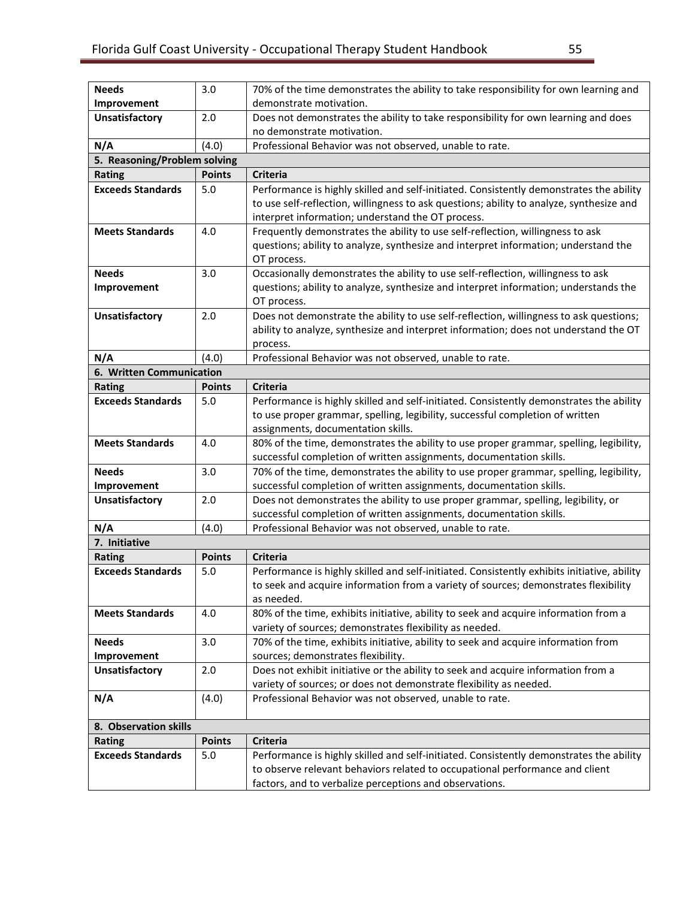| Rating | Points | Criteria |
|---|---|---|
| **Needs Improvement** | 3.0 | 70% of the time demonstrates the ability to take responsibility for own learning and demonstrate motivation. |
| **Unsatisfactory** | 2.0 | Does not demonstrates the ability to take responsibility for own learning and does no demonstrate motivation. |
| **N/A** | (4.0) | Professional Behavior was not observed, unable to rate. |
| **5. Reasoning/Problem solving** | | |
| **Rating** | **Points** | **Criteria** |
| **Exceeds Standards** | 5.0 | Performance is highly skilled and self-initiated. Consistently demonstrates the ability to use self-reflection, willingness to ask questions; ability to analyze, synthesize and interpret information; understand the OT process. |
| **Meets Standards** | 4.0 | Frequently demonstrates the ability to use self-reflection, willingness to ask questions; ability to analyze, synthesize and interpret information; understand the OT process. |
| **Needs Improvement** | 3.0 | Occasionally demonstrates the ability to use self-reflection, willingness to ask questions; ability to analyze, synthesize and interpret information; understands the OT process. |
| **Unsatisfactory** | 2.0 | Does not demonstrate the ability to use self-reflection, willingness to ask questions; ability to analyze, synthesize and interpret information; does not understand the OT process. |
| **N/A** | (4.0) | Professional Behavior was not observed, unable to rate. |
| **6. Written Communication** | | |
| **Rating** | **Points** | **Criteria** |
| **Exceeds Standards** | 5.0 | Performance is highly skilled and self-initiated. Consistently demonstrates the ability to use proper grammar, spelling, legibility, successful completion of written assignments, documentation skills. |
| **Meets Standards** | 4.0 | 80% of the time, demonstrates the ability to use proper grammar, spelling, legibility, successful completion of written assignments, documentation skills. |
| **Needs Improvement** | 3.0 | 70% of the time, demonstrates the ability to use proper grammar, spelling, legibility, successful completion of written assignments, documentation skills. |
| **Unsatisfactory** | 2.0 | Does not demonstrates the ability to use proper grammar, spelling, legibility, or successful completion of written assignments, documentation skills. |
| **N/A** | (4.0) | Professional Behavior was not observed, unable to rate. |
| **7. Initiative** | | |
| **Rating** | **Points** | **Criteria** |
| **Exceeds Standards** | 5.0 | Performance is highly skilled and self-initiated. Consistently exhibits initiative, ability to seek and acquire information from a variety of sources; demonstrates flexibility as needed. |
| **Meets Standards** | 4.0 | 80% of the time, exhibits initiative, ability to seek and acquire information from a variety of sources; demonstrates flexibility as needed. |
| **Needs Improvement** | 3.0 | 70% of the time, exhibits initiative, ability to seek and acquire information from sources; demonstrates flexibility. |
| **Unsatisfactory** | 2.0 | Does not exhibit initiative or the ability to seek and acquire information from a variety of sources; or does not demonstrate flexibility as needed. |
| **N/A** | (4.0) | Professional Behavior was not observed, unable to rate. |
| **8. Observation skills** | | |
| **Rating** | **Points** | **Criteria** |
| **Exceeds Standards** | 5.0 | Performance is highly skilled and self-initiated. Consistently demonstrates the ability to observe relevant behaviors related to occupational performance and client factors, and to verbalize perceptions and observations. |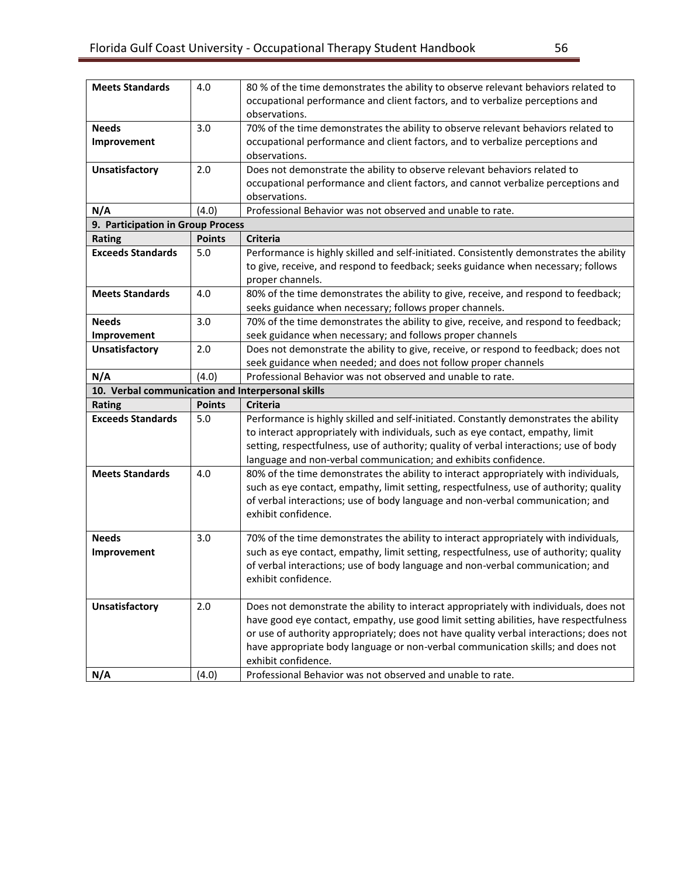| | | |
|---|---|---|
| **Meets Standards** | 4.0 | 80 % of the time demonstrates the ability to observe relevant behaviors related to occupational performance and client factors, and to verbalize perceptions and observations. |
| **Needs Improvement** | 3.0 | 70% of the time demonstrates the ability to observe relevant behaviors related to occupational performance and client factors, and to verbalize perceptions and observations. |
| **Unsatisfactory** | 2.0 | Does not demonstrate the ability to observe relevant behaviors related to occupational performance and client factors, and cannot verbalize perceptions and observations. |
| **N/A** | (4.0) | Professional Behavior was not observed and unable to rate. |

| **9. Participation in Group Process** | | |
|---|---|---|
| **Rating** | **Points** | **Criteria** |
| **Exceeds Standards** | 5.0 | Performance is highly skilled and self-initiated. Consistently demonstrates the ability to give, receive, and respond to feedback; seeks guidance when necessary; follows proper channels. |
| **Meets Standards** | 4.0 | 80% of the time demonstrates the ability to give, receive, and respond to feedback; seeks guidance when necessary; follows proper channels. |
| **Needs Improvement** | 3.0 | 70% of the time demonstrates the ability to give, receive, and respond to feedback; seek guidance when necessary; and follows proper channels |
| **Unsatisfactory** | 2.0 | Does not demonstrate the ability to give, receive, or respond to feedback; does not seek guidance when needed; and does not follow proper channels |
| **N/A** | (4.0) | Professional Behavior was not observed and unable to rate. |

| **10. Verbal communication and Interpersonal skills** | | |
|---|---|---|
| **Rating** | **Points** | **Criteria** |
| **Exceeds Standards** | 5.0 | Performance is highly skilled and self-initiated. Constantly demonstrates the ability to interact appropriately with individuals, such as eye contact, empathy, limit setting, respectfulness, use of authority; quality of verbal interactions; use of body language and non-verbal communication; and exhibits confidence. |
| **Meets Standards** | 4.0 | 80% of the time demonstrates the ability to interact appropriately with individuals, such as eye contact, empathy, limit setting, respectfulness, use of authority; quality of verbal interactions; use of body language and non-verbal communication; and exhibit confidence. |
| **Needs Improvement** | 3.0 | 70% of the time demonstrates the ability to interact appropriately with individuals, such as eye contact, empathy, limit setting, respectfulness, use of authority; quality of verbal interactions; use of body language and non-verbal communication; and exhibit confidence. |
| **Unsatisfactory** | 2.0 | Does not demonstrate the ability to interact appropriately with individuals, does not have good eye contact, empathy, use good limit setting abilities, have respectfulness or use of authority appropriately; does not have quality verbal interactions; does not have appropriate body language or non-verbal communication skills; and does not exhibit confidence. |
| **N/A** | (4.0) | Professional Behavior was not observed and unable to rate. |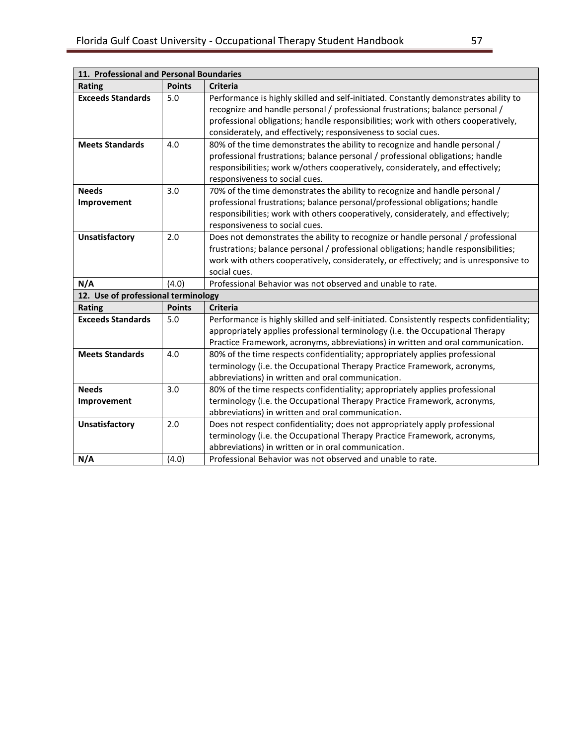| 11. Professional and Personal Boundaries | | |
|---|---|---|
| **Rating** | **Points** | **Criteria** |
| **Exceeds Standards** | 5.0 | Performance is highly skilled and self-initiated. Constantly demonstrates ability to recognize and handle personal / professional frustrations; balance personal / professional obligations; handle responsibilities; work with others cooperatively, considerately, and effectively; responsiveness to social cues. |
| **Meets Standards** | 4.0 | 80% of the time demonstrates the ability to recognize and handle personal / professional frustrations; balance personal / professional obligations; handle responsibilities; work w/others cooperatively, considerately, and effectively; responsiveness to social cues. |
| **Needs Improvement** | 3.0 | 70% of the time demonstrates the ability to recognize and handle personal / professional frustrations; balance personal/professional obligations; handle responsibilities; work with others cooperatively, considerately, and effectively; responsiveness to social cues. |
| **Unsatisfactory** | 2.0 | Does not demonstrates the ability to recognize or handle personal / professional frustrations; balance personal / professional obligations; handle responsibilities; work with others cooperatively, considerately, or effectively; and is unresponsive to social cues. |
| **N/A** | (4.0) | Professional Behavior was not observed and unable to rate. |

| 12. Use of professional terminology | | |
|---|---|---|
| **Rating** | **Points** | **Criteria** |
| **Exceeds Standards** | 5.0 | Performance is highly skilled and self-initiated. Consistently respects confidentiality; appropriately applies professional terminology (i.e. the Occupational Therapy Practice Framework, acronyms, abbreviations) in written and oral communication. |
| **Meets Standards** | 4.0 | 80% of the time respects confidentiality; appropriately applies professional terminology (i.e. the Occupational Therapy Practice Framework, acronyms, abbreviations) in written and oral communication. |
| **Needs Improvement** | 3.0 | 80% of the time respects confidentiality; appropriately applies professional terminology (i.e. the Occupational Therapy Practice Framework, acronyms, abbreviations) in written and oral communication. |
| **Unsatisfactory** | 2.0 | Does not respect confidentiality; does not appropriately apply professional terminology (i.e. the Occupational Therapy Practice Framework, acronyms, abbreviations) in written or in oral communication. |
| **N/A** | (4.0) | Professional Behavior was not observed and unable to rate. |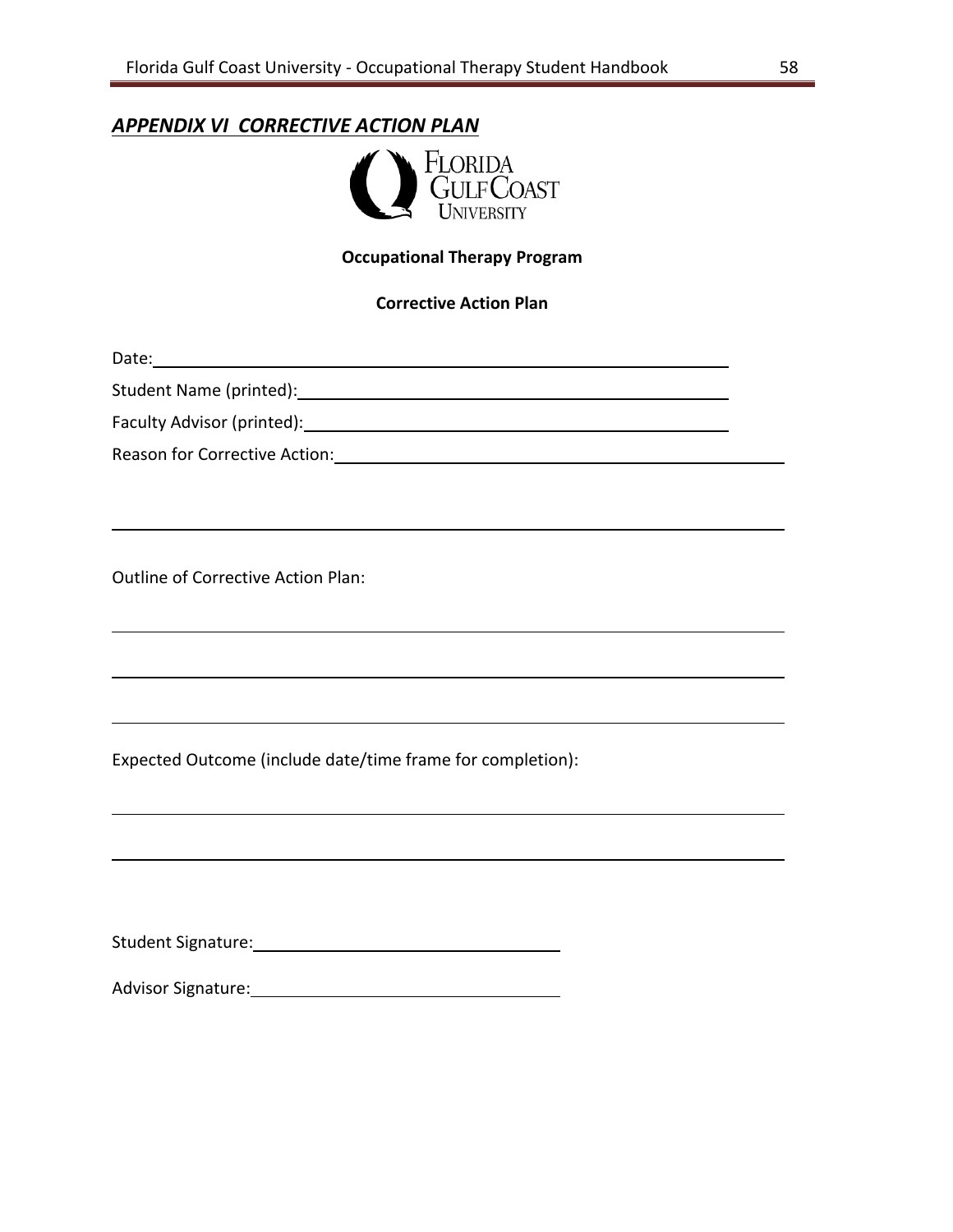## *APPENDIX VI CORRECTIVE ACTION PLAN*

FLORIDA GULF COAST UNIVERSITY

**Occupational Therapy Program**

**Corrective Action Plan**

Date: ______________________________________________

Student Name (printed): ______________________________________

Faculty Advisor (printed): _____________________________________

Reason for Corrective Action: ____________________________________________

______________________________________________________________

Outline of Corrective Action Plan:

______________________________________________________________

______________________________________________________________

______________________________________________________________

Expected Outcome (include date/time frame for completion):

______________________________________________________________

______________________________________________________________

Student Signature: ____________________________

Advisor Signature: ____________________________